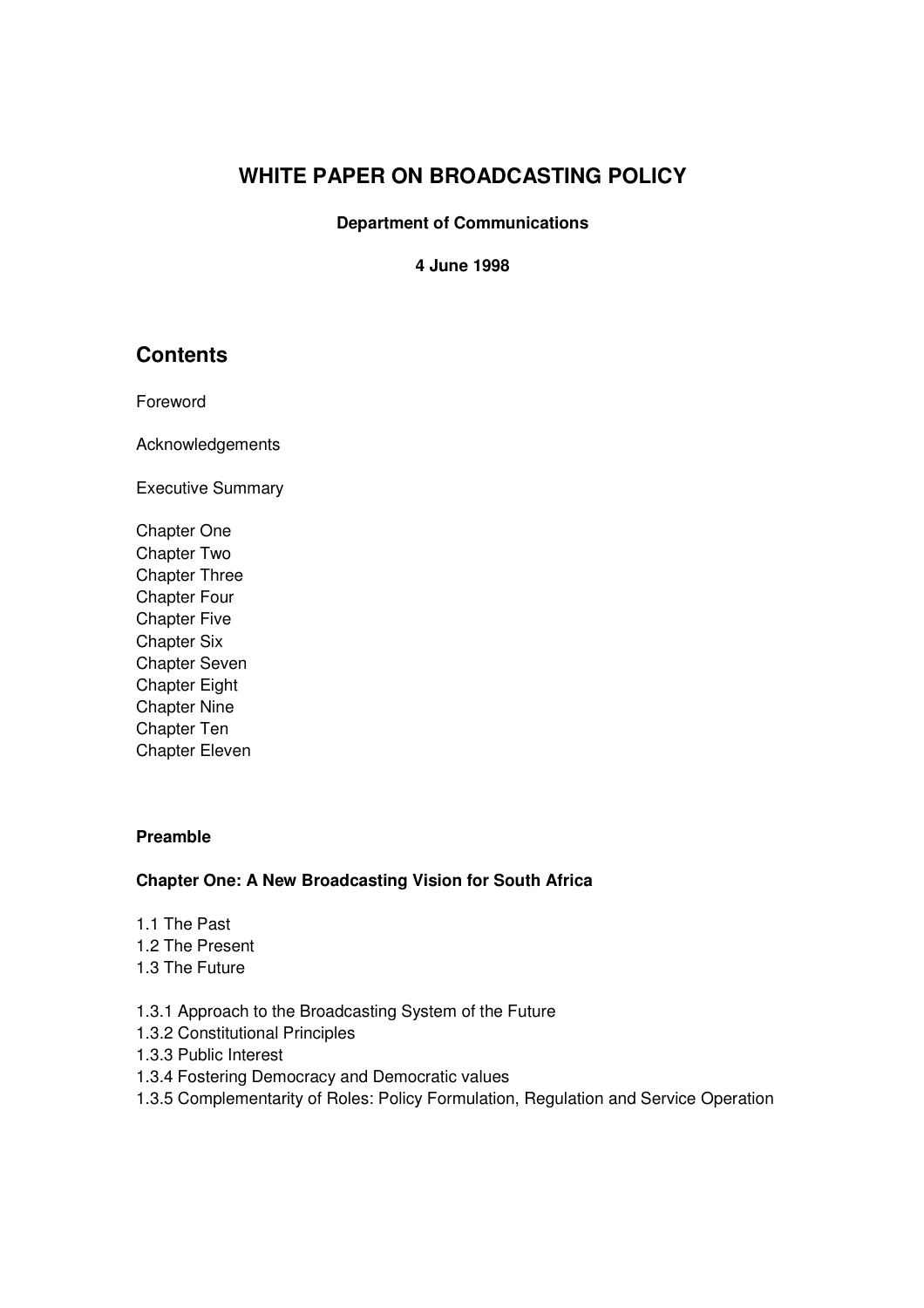# WHITE PAPER ON BROADCASTING POLICY

**Department of Communications**

**4 June 1998**

## Contents

Foreword

Acknowledgements

Executive Summary

Chapter One
Chapter Two
Chapter Three
Chapter Four
Chapter Five
Chapter Six
Chapter Seven
Chapter Eight
Chapter Nine
Chapter Ten
Chapter Eleven

**Preamble**

**Chapter One: A New Broadcasting Vision for South Africa**

1.1 The Past
1.2 The Present
1.3 The Future

1.3.1 Approach to the Broadcasting System of the Future
1.3.2 Constitutional Principles
1.3.3 Public Interest
1.3.4 Fostering Democracy and Democratic values
1.3.5 Complementarity of Roles: Policy Formulation, Regulation and Service Operation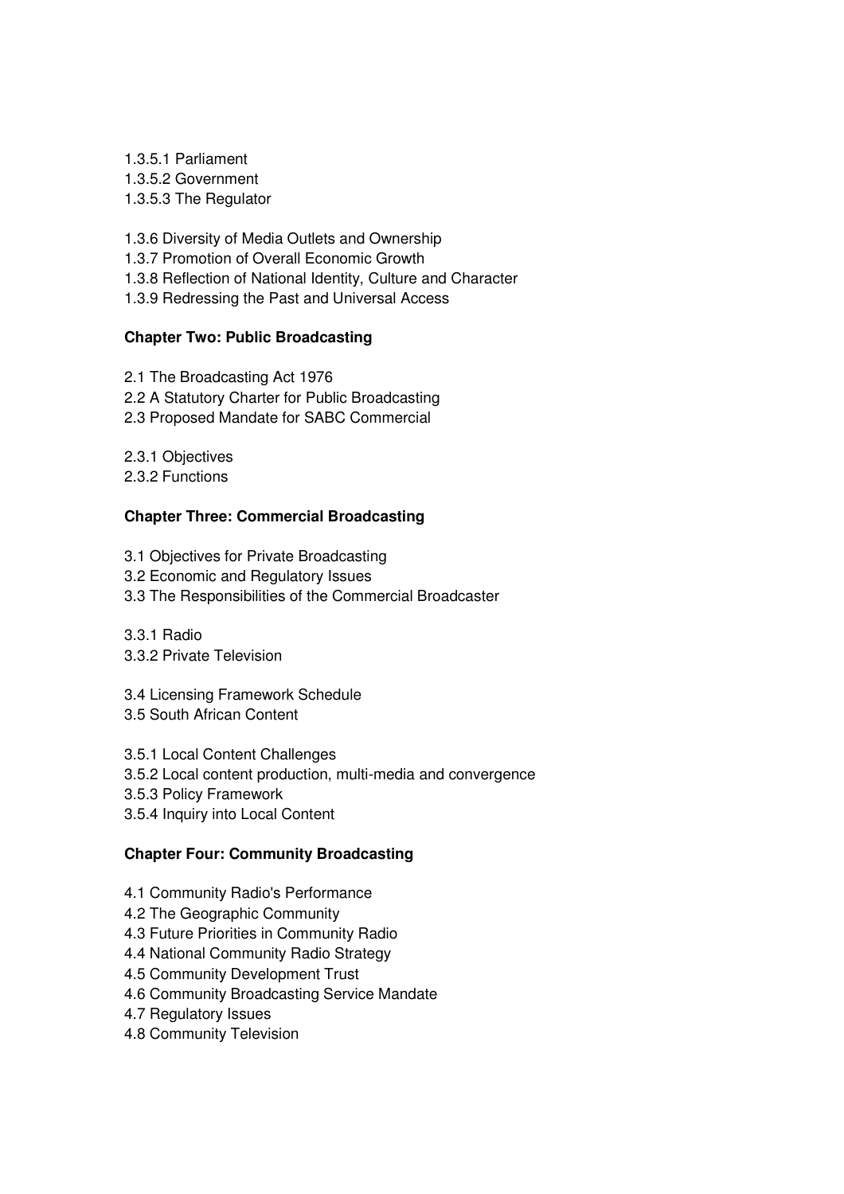1.3.5.1 Parliament
1.3.5.2 Government
1.3.5.3 The Regulator

1.3.6 Diversity of Media Outlets and Ownership
1.3.7 Promotion of Overall Economic Growth
1.3.8 Reflection of National Identity, Culture and Character
1.3.9 Redressing the Past and Universal Access

**Chapter Two: Public Broadcasting**

2.1 The Broadcasting Act 1976
2.2 A Statutory Charter for Public Broadcasting
2.3 Proposed Mandate for SABC Commercial

2.3.1 Objectives
2.3.2 Functions

**Chapter Three: Commercial Broadcasting**

3.1 Objectives for Private Broadcasting
3.2 Economic and Regulatory Issues
3.3 The Responsibilities of the Commercial Broadcaster

3.3.1 Radio
3.3.2 Private Television

3.4 Licensing Framework Schedule
3.5 South African Content

3.5.1 Local Content Challenges
3.5.2 Local content production, multi-media and convergence
3.5.3 Policy Framework
3.5.4 Inquiry into Local Content

**Chapter Four: Community Broadcasting**

4.1 Community Radio's Performance
4.2 The Geographic Community
4.3 Future Priorities in Community Radio
4.4 National Community Radio Strategy
4.5 Community Development Trust
4.6 Community Broadcasting Service Mandate
4.7 Regulatory Issues
4.8 Community Television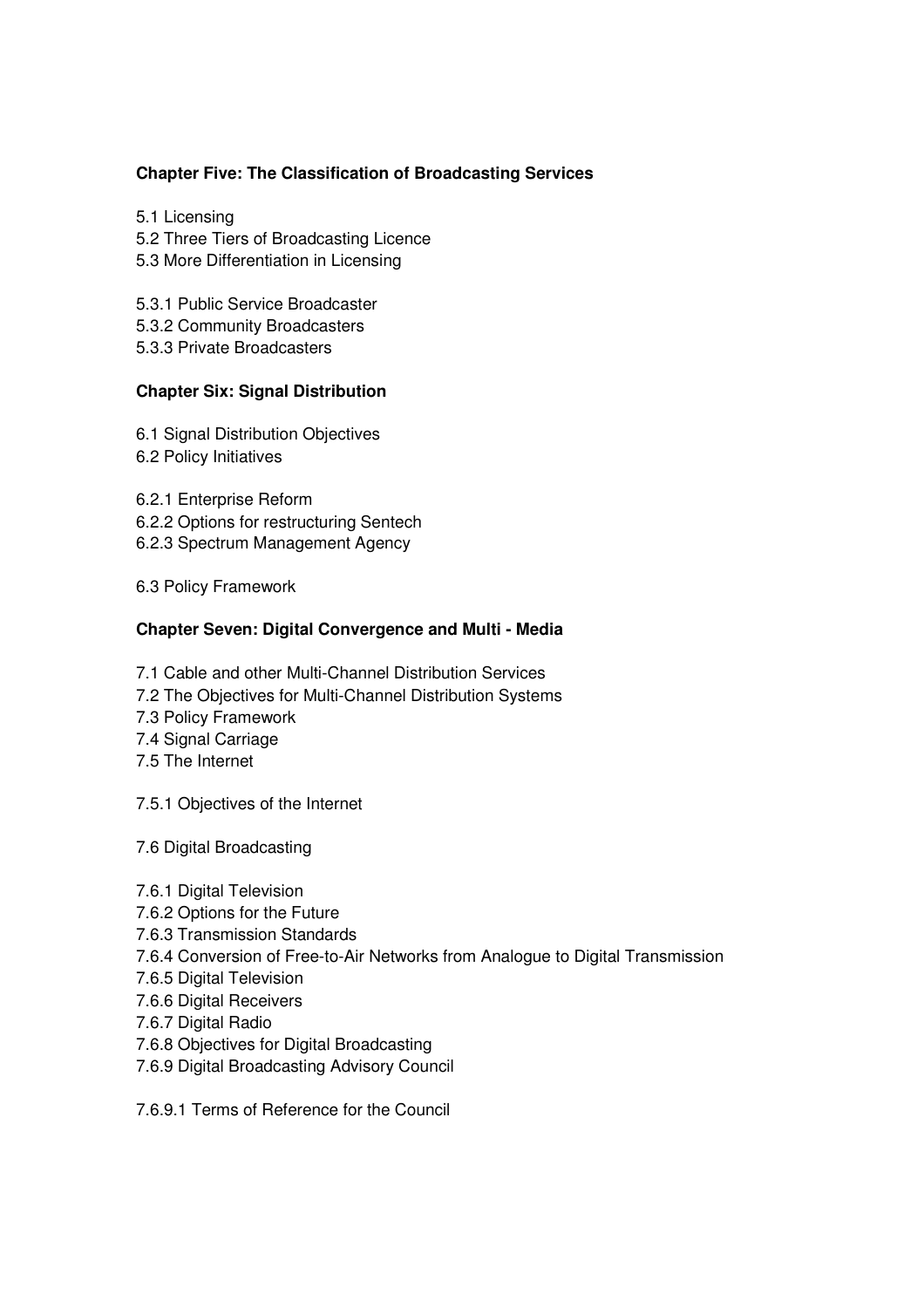**Chapter Five: The Classification of Broadcasting Services**

5.1 Licensing
5.2 Three Tiers of Broadcasting Licence
5.3 More Differentiation in Licensing

5.3.1 Public Service Broadcaster
5.3.2 Community Broadcasters
5.3.3 Private Broadcasters

**Chapter Six: Signal Distribution**

6.1 Signal Distribution Objectives
6.2 Policy Initiatives

6.2.1 Enterprise Reform
6.2.2 Options for restructuring Sentech
6.2.3 Spectrum Management Agency

6.3 Policy Framework

**Chapter Seven: Digital Convergence and Multi - Media**

7.1 Cable and other Multi-Channel Distribution Services
7.2 The Objectives for Multi-Channel Distribution Systems
7.3 Policy Framework
7.4 Signal Carriage
7.5 The Internet

7.5.1 Objectives of the Internet

7.6 Digital Broadcasting

7.6.1 Digital Television
7.6.2 Options for the Future
7.6.3 Transmission Standards
7.6.4 Conversion of Free-to-Air Networks from Analogue to Digital Transmission
7.6.5 Digital Television
7.6.6 Digital Receivers
7.6.7 Digital Radio
7.6.8 Objectives for Digital Broadcasting
7.6.9 Digital Broadcasting Advisory Council

7.6.9.1 Terms of Reference for the Council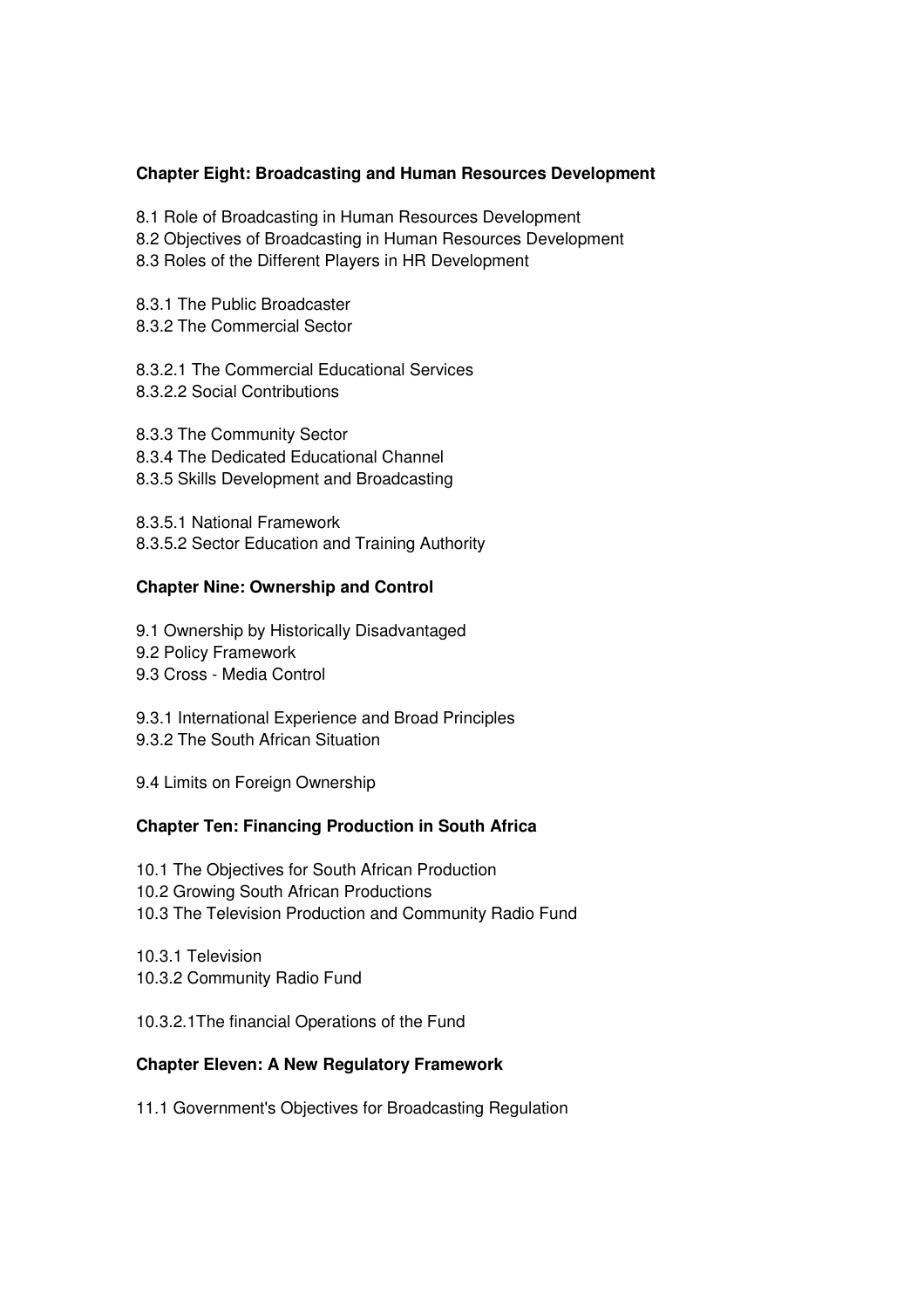**Chapter Eight: Broadcasting and Human Resources Development**

8.1 Role of Broadcasting in Human Resources Development
8.2 Objectives of Broadcasting in Human Resources Development
8.3 Roles of the Different Players in HR Development

8.3.1 The Public Broadcaster
8.3.2 The Commercial Sector

8.3.2.1 The Commercial Educational Services
8.3.2.2 Social Contributions

8.3.3 The Community Sector
8.3.4 The Dedicated Educational Channel
8.3.5 Skills Development and Broadcasting

8.3.5.1 National Framework
8.3.5.2 Sector Education and Training Authority

**Chapter Nine: Ownership and Control**

9.1 Ownership by Historically Disadvantaged
9.2 Policy Framework
9.3 Cross - Media Control

9.3.1 International Experience and Broad Principles
9.3.2 The South African Situation

9.4 Limits on Foreign Ownership

**Chapter Ten: Financing Production in South Africa**

10.1 The Objectives for South African Production
10.2 Growing South African Productions
10.3 The Television Production and Community Radio Fund

10.3.1 Television
10.3.2 Community Radio Fund

10.3.2.1The financial Operations of the Fund

**Chapter Eleven: A New Regulatory Framework**

11.1 Government's Objectives for Broadcasting Regulation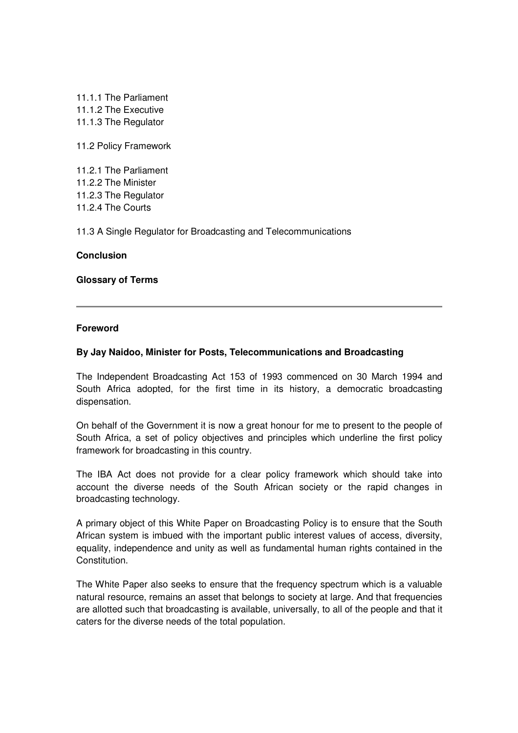11.1.1 The Parliament
11.1.2 The Executive
11.1.3 The Regulator

11.2 Policy Framework

11.2.1 The Parliament
11.2.2 The Minister
11.2.3 The Regulator
11.2.4 The Courts

11.3 A Single Regulator for Broadcasting and Telecommunications

**Conclusion**

**Glossary of Terms**

---

## Foreword

**By Jay Naidoo, Minister for Posts, Telecommunications and Broadcasting**

The Independent Broadcasting Act 153 of 1993 commenced on 30 March 1994 and South Africa adopted, for the first time in its history, a democratic broadcasting dispensation.

On behalf of the Government it is now a great honour for me to present to the people of South Africa, a set of policy objectives and principles which underline the first policy framework for broadcasting in this country.

The IBA Act does not provide for a clear policy framework which should take into account the diverse needs of the South African society or the rapid changes in broadcasting technology.

A primary object of this White Paper on Broadcasting Policy is to ensure that the South African system is imbued with the important public interest values of access, diversity, equality, independence and unity as well as fundamental human rights contained in the Constitution.

The White Paper also seeks to ensure that the frequency spectrum which is a valuable natural resource, remains an asset that belongs to society at large. And that frequencies are allotted such that broadcasting is available, universally, to all of the people and that it caters for the diverse needs of the total population.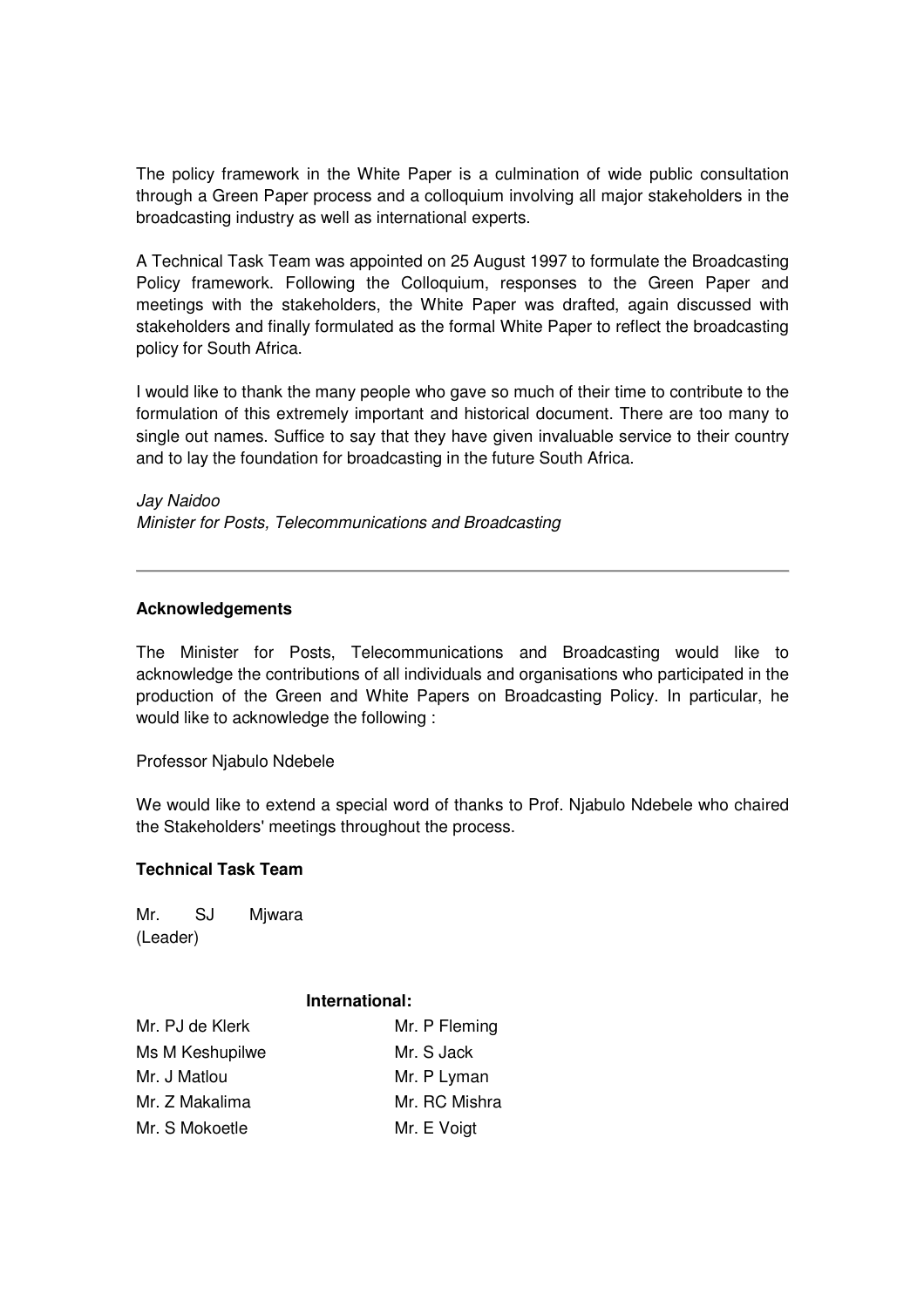The policy framework in the White Paper is a culmination of wide public consultation through a Green Paper process and a colloquium involving all major stakeholders in the broadcasting industry as well as international experts.

A Technical Task Team was appointed on 25 August 1997 to formulate the Broadcasting Policy framework. Following the Colloquium, responses to the Green Paper and meetings with the stakeholders, the White Paper was drafted, again discussed with stakeholders and finally formulated as the formal White Paper to reflect the broadcasting policy for South Africa.

I would like to thank the many people who gave so much of their time to contribute to the formulation of this extremely important and historical document. There are too many to single out names. Suffice to say that they have given invaluable service to their country and to lay the foundation for broadcasting in the future South Africa.

*Jay Naidoo*
*Minister for Posts, Telecommunications and Broadcasting*

---

**Acknowledgements**

The Minister for Posts, Telecommunications and Broadcasting would like to acknowledge the contributions of all individuals and organisations who participated in the production of the Green and White Papers on Broadcasting Policy. In particular, he would like to acknowledge the following :

Professor Njabulo Ndebele

We would like to extend a special word of thanks to Prof. Njabulo Ndebele who chaired the Stakeholders' meetings throughout the process.

**Technical Task Team**

Mr. SJ Mjwara (Leader)

| | **International:** |
|---|---|
| Mr. PJ de Klerk | Mr. P Fleming |
| Ms M Keshupilwe | Mr. S Jack |
| Mr. J Matlou | Mr. P Lyman |
| Mr. Z Makalima | Mr. RC Mishra |
| Mr. S Mokoetle | Mr. E Voigt |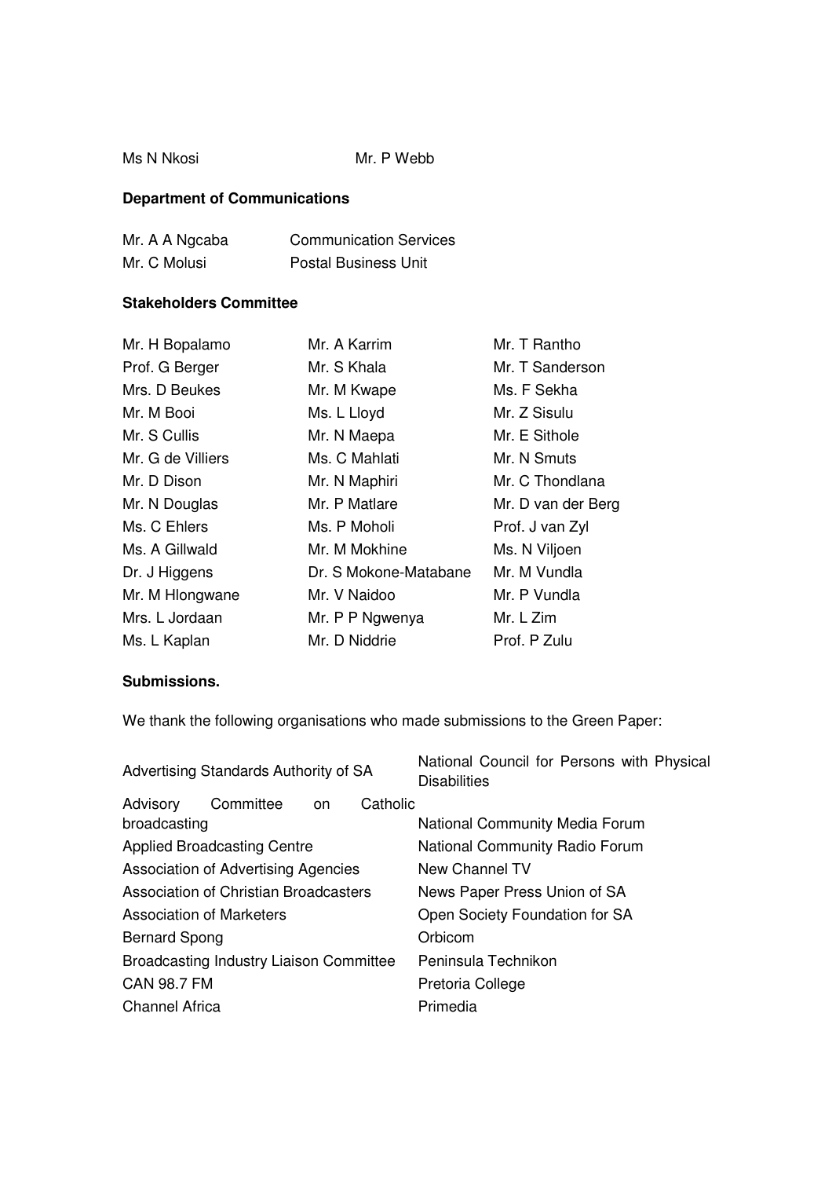Ms N Nkosi Mr. P Webb

**Department of Communications**

| | |
|---|---|
| Mr. A A Ngcaba | Communication Services |
| Mr. C Molusi | Postal Business Unit |

**Stakeholders Committee**

| | | |
|---|---|---|
| Mr. H Bopalamo | Mr. A Karrim | Mr. T Rantho |
| Prof. G Berger | Mr. S Khala | Mr. T Sanderson |
| Mrs. D Beukes | Mr. M Kwape | Ms. F Sekha |
| Mr. M Booi | Ms. L Lloyd | Mr. Z Sisulu |
| Mr. S Cullis | Mr. N Maepa | Mr. E Sithole |
| Mr. G de Villiers | Ms. C Mahlati | Mr. N Smuts |
| Mr. D Dison | Mr. N Maphiri | Mr. C Thondlana |
| Mr. N Douglas | Mr. P Matlare | Mr. D van der Berg |
| Ms. C Ehlers | Ms. P Moholi | Prof. J van Zyl |
| Ms. A Gillwald | Mr. M Mokhine | Ms. N Viljoen |
| Dr. J Higgens | Dr. S Mokone-Matabane | Mr. M Vundla |
| Mr. M Hlongwane | Mr. V Naidoo | Mr. P Vundla |
| Mrs. L Jordaan | Mr. P P Ngwenya | Mr. L Zim |
| Ms. L Kaplan | Mr. D Niddrie | Prof. P Zulu |

**Submissions.**

We thank the following organisations who made submissions to the Green Paper:

| | |
|---|---|
| Advertising Standards Authority of SA | National Council for Persons with Physical Disabilities |
| Advisory Committee on Catholic broadcasting | National Community Media Forum |
| Applied Broadcasting Centre | National Community Radio Forum |
| Association of Advertising Agencies | New Channel TV |
| Association of Christian Broadcasters | News Paper Press Union of SA |
| Association of Marketers | Open Society Foundation for SA |
| Bernard Spong | Orbicom |
| Broadcasting Industry Liaison Committee | Peninsula Technikon |
| CAN 98.7 FM | Pretoria College |
| Channel Africa | Primedia |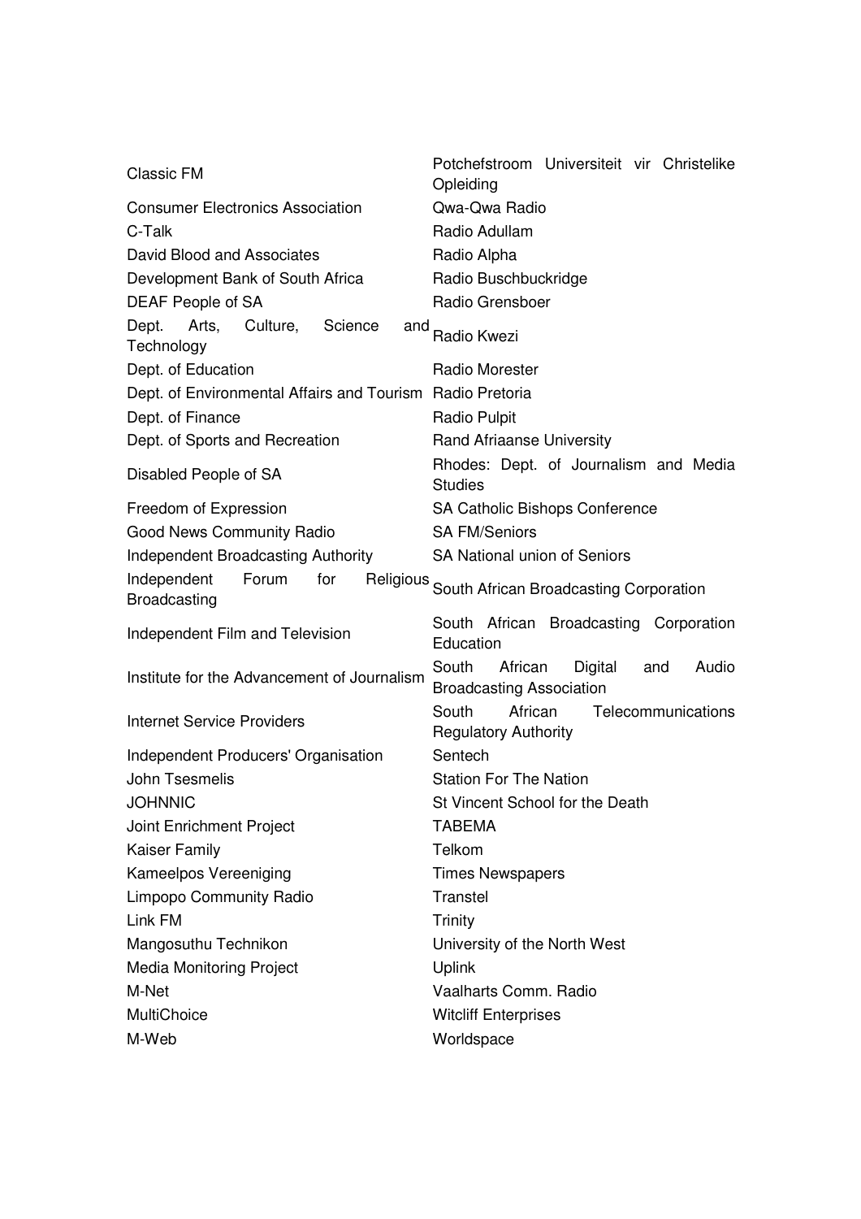| | |
|---|---|
| Classic FM | Potchefstroom Universiteit vir Christelike Opleiding |
| Consumer Electronics Association | Qwa-Qwa Radio |
| C-Talk | Radio Adullam |
| David Blood and Associates | Radio Alpha |
| Development Bank of South Africa | Radio Buschbuckridge |
| DEAF People of SA | Radio Grensboer |
| Dept. Arts, Culture, Science and Technology | Radio Kwezi |
| Dept. of Education | Radio Morester |
| Dept. of Environmental Affairs and Tourism | Radio Pretoria |
| Dept. of Finance | Radio Pulpit |
| Dept. of Sports and Recreation | Rand Afriaanse University |
| Disabled People of SA | Rhodes: Dept. of Journalism and Media Studies |
| Freedom of Expression | SA Catholic Bishops Conference |
| Good News Community Radio | SA FM/Seniors |
| Independent Broadcasting Authority | SA National union of Seniors |
| Independent Forum for Religious Broadcasting | South African Broadcasting Corporation |
| Independent Film and Television | South African Broadcasting Corporation Education |
| Institute for the Advancement of Journalism | South African Digital and Audio Broadcasting Association |
| Internet Service Providers | South African Telecommunications Regulatory Authority |
| Independent Producers' Organisation | Sentech |
| John Tsesmelis | Station For The Nation |
| JOHNNIC | St Vincent School for the Death |
| Joint Enrichment Project | TABEMA |
| Kaiser Family | Telkom |
| Kameelpos Vereeniging | Times Newspapers |
| Limpopo Community Radio | Transtel |
| Link FM | Trinity |
| Mangosuthu Technikon | University of the North West |
| Media Monitoring Project | Uplink |
| M-Net | Vaalharts Comm. Radio |
| MultiChoice | Witcliff Enterprises |
| M-Web | Worldspace |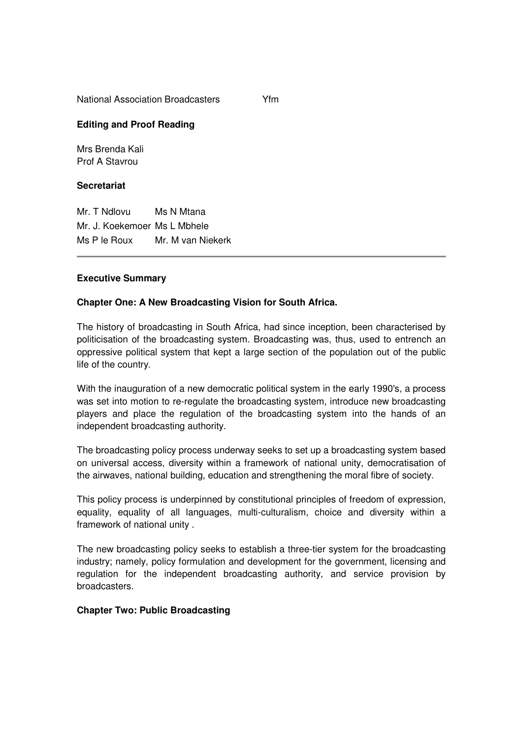| | |
|---|---|
| National Association Broadcasters | Yfm |

**Editing and Proof Reading**

Mrs Brenda Kali
Prof A Stavrou

**Secretariat**

| | |
|---|---|
| Mr. T Ndlovu | Ms N Mtana |
| Mr. J. Koekemoer | Ms L Mbhele |
| Ms P le Roux | Mr. M van Niekerk |

---

**Executive Summary**

**Chapter One: A New Broadcasting Vision for South Africa.**

The history of broadcasting in South Africa, had since inception, been characterised by politicisation of the broadcasting system. Broadcasting was, thus, used to entrench an oppressive political system that kept a large section of the population out of the public life of the country.

With the inauguration of a new democratic political system in the early 1990's, a process was set into motion to re-regulate the broadcasting system, introduce new broadcasting players and place the regulation of the broadcasting system into the hands of an independent broadcasting authority.

The broadcasting policy process underway seeks to set up a broadcasting system based on universal access, diversity within a framework of national unity, democratisation of the airwaves, national building, education and strengthening the moral fibre of society.

This policy process is underpinned by constitutional principles of freedom of expression, equality, equality of all languages, multi-culturalism, choice and diversity within a framework of national unity .

The new broadcasting policy seeks to establish a three-tier system for the broadcasting industry; namely, policy formulation and development for the government, licensing and regulation for the independent broadcasting authority, and service provision by broadcasters.

**Chapter Two: Public Broadcasting**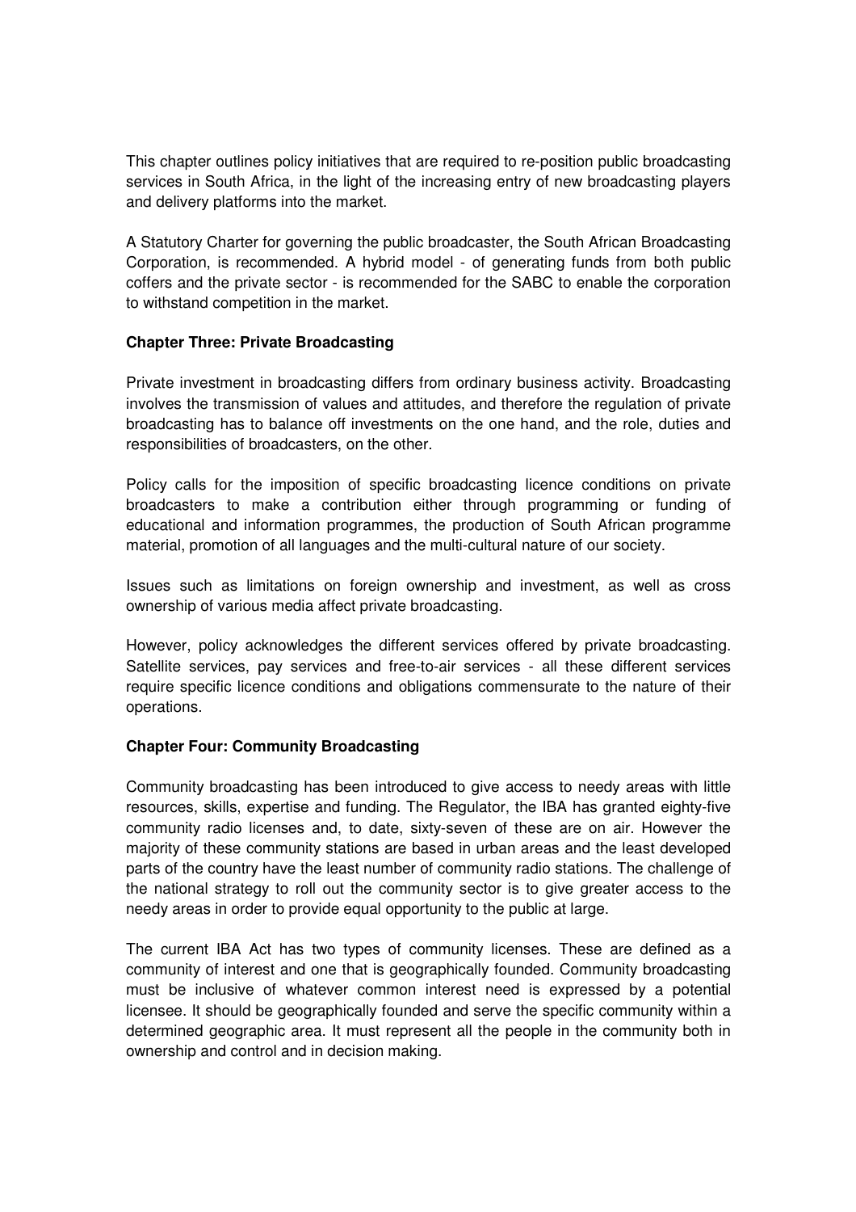This chapter outlines policy initiatives that are required to re-position public broadcasting services in South Africa, in the light of the increasing entry of new broadcasting players and delivery platforms into the market.

A Statutory Charter for governing the public broadcaster, the South African Broadcasting Corporation, is recommended. A hybrid model - of generating funds from both public coffers and the private sector - is recommended for the SABC to enable the corporation to withstand competition in the market.

**Chapter Three: Private Broadcasting**

Private investment in broadcasting differs from ordinary business activity. Broadcasting involves the transmission of values and attitudes, and therefore the regulation of private broadcasting has to balance off investments on the one hand, and the role, duties and responsibilities of broadcasters, on the other.

Policy calls for the imposition of specific broadcasting licence conditions on private broadcasters to make a contribution either through programming or funding of educational and information programmes, the production of South African programme material, promotion of all languages and the multi-cultural nature of our society.

Issues such as limitations on foreign ownership and investment, as well as cross ownership of various media affect private broadcasting.

However, policy acknowledges the different services offered by private broadcasting. Satellite services, pay services and free-to-air services - all these different services require specific licence conditions and obligations commensurate to the nature of their operations.

**Chapter Four: Community Broadcasting**

Community broadcasting has been introduced to give access to needy areas with little resources, skills, expertise and funding. The Regulator, the IBA has granted eighty-five community radio licenses and, to date, sixty-seven of these are on air. However the majority of these community stations are based in urban areas and the least developed parts of the country have the least number of community radio stations. The challenge of the national strategy to roll out the community sector is to give greater access to the needy areas in order to provide equal opportunity to the public at large.

The current IBA Act has two types of community licenses. These are defined as a community of interest and one that is geographically founded. Community broadcasting must be inclusive of whatever common interest need is expressed by a potential licensee. It should be geographically founded and serve the specific community within a determined geographic area. It must represent all the people in the community both in ownership and control and in decision making.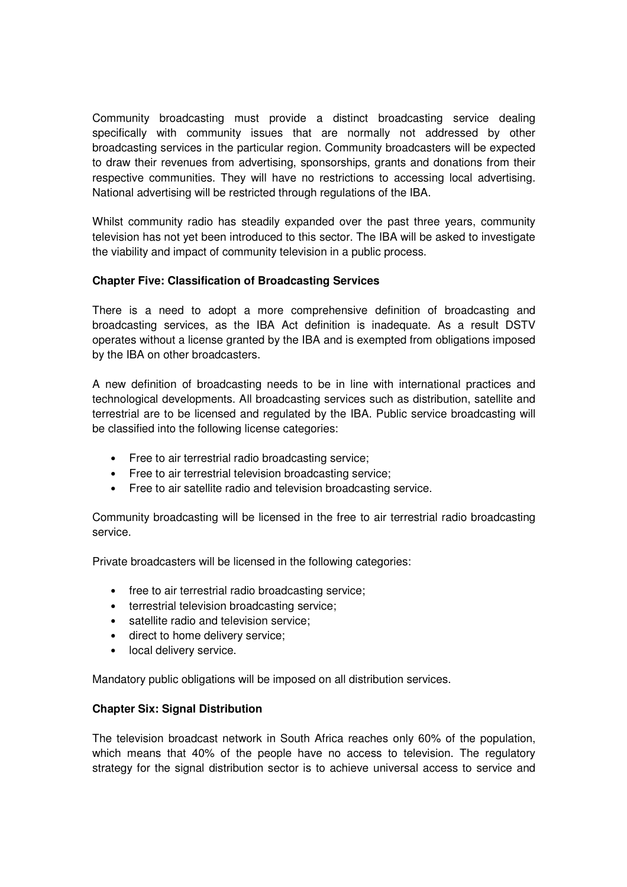Community broadcasting must provide a distinct broadcasting service dealing specifically with community issues that are normally not addressed by other broadcasting services in the particular region. Community broadcasters will be expected to draw their revenues from advertising, sponsorships, grants and donations from their respective communities. They will have no restrictions to accessing local advertising. National advertising will be restricted through regulations of the IBA.

Whilst community radio has steadily expanded over the past three years, community television has not yet been introduced to this sector. The IBA will be asked to investigate the viability and impact of community television in a public process.

**Chapter Five: Classification of Broadcasting Services**

There is a need to adopt a more comprehensive definition of broadcasting and broadcasting services, as the IBA Act definition is inadequate. As a result DSTV operates without a license granted by the IBA and is exempted from obligations imposed by the IBA on other broadcasters.

A new definition of broadcasting needs to be in line with international practices and technological developments. All broadcasting services such as distribution, satellite and terrestrial are to be licensed and regulated by the IBA. Public service broadcasting will be classified into the following license categories:

- Free to air terrestrial radio broadcasting service;
- Free to air terrestrial television broadcasting service;
- Free to air satellite radio and television broadcasting service.

Community broadcasting will be licensed in the free to air terrestrial radio broadcasting service.

Private broadcasters will be licensed in the following categories:

- free to air terrestrial radio broadcasting service;
- terrestrial television broadcasting service;
- satellite radio and television service;
- direct to home delivery service;
- local delivery service.

Mandatory public obligations will be imposed on all distribution services.

**Chapter Six: Signal Distribution**

The television broadcast network in South Africa reaches only 60% of the population, which means that 40% of the people have no access to television. The regulatory strategy for the signal distribution sector is to achieve universal access to service and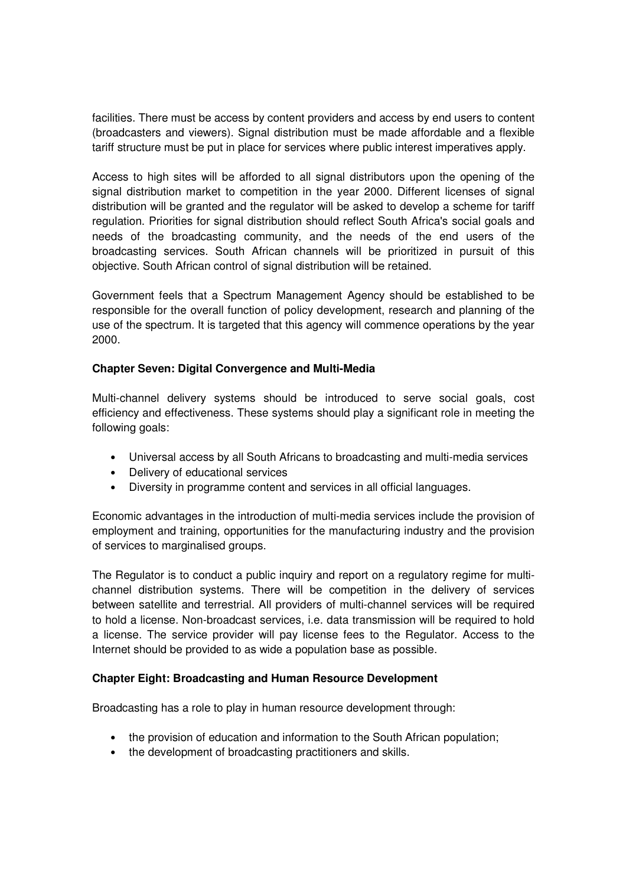facilities. There must be access by content providers and access by end users to content (broadcasters and viewers). Signal distribution must be made affordable and a flexible tariff structure must be put in place for services where public interest imperatives apply.

Access to high sites will be afforded to all signal distributors upon the opening of the signal distribution market to competition in the year 2000. Different licenses of signal distribution will be granted and the regulator will be asked to develop a scheme for tariff regulation. Priorities for signal distribution should reflect South Africa's social goals and needs of the broadcasting community, and the needs of the end users of the broadcasting services. South African channels will be prioritized in pursuit of this objective. South African control of signal distribution will be retained.

Government feels that a Spectrum Management Agency should be established to be responsible for the overall function of policy development, research and planning of the use of the spectrum. It is targeted that this agency will commence operations by the year 2000.

**Chapter Seven: Digital Convergence and Multi-Media**

Multi-channel delivery systems should be introduced to serve social goals, cost efficiency and effectiveness. These systems should play a significant role in meeting the following goals:

- Universal access by all South Africans to broadcasting and multi-media services
- Delivery of educational services
- Diversity in programme content and services in all official languages.

Economic advantages in the introduction of multi-media services include the provision of employment and training, opportunities for the manufacturing industry and the provision of services to marginalised groups.

The Regulator is to conduct a public inquiry and report on a regulatory regime for multi-channel distribution systems. There will be competition in the delivery of services between satellite and terrestrial. All providers of multi-channel services will be required to hold a license. Non-broadcast services, i.e. data transmission will be required to hold a license. The service provider will pay license fees to the Regulator. Access to the Internet should be provided to as wide a population base as possible.

**Chapter Eight: Broadcasting and Human Resource Development**

Broadcasting has a role to play in human resource development through:

- the provision of education and information to the South African population;
- the development of broadcasting practitioners and skills.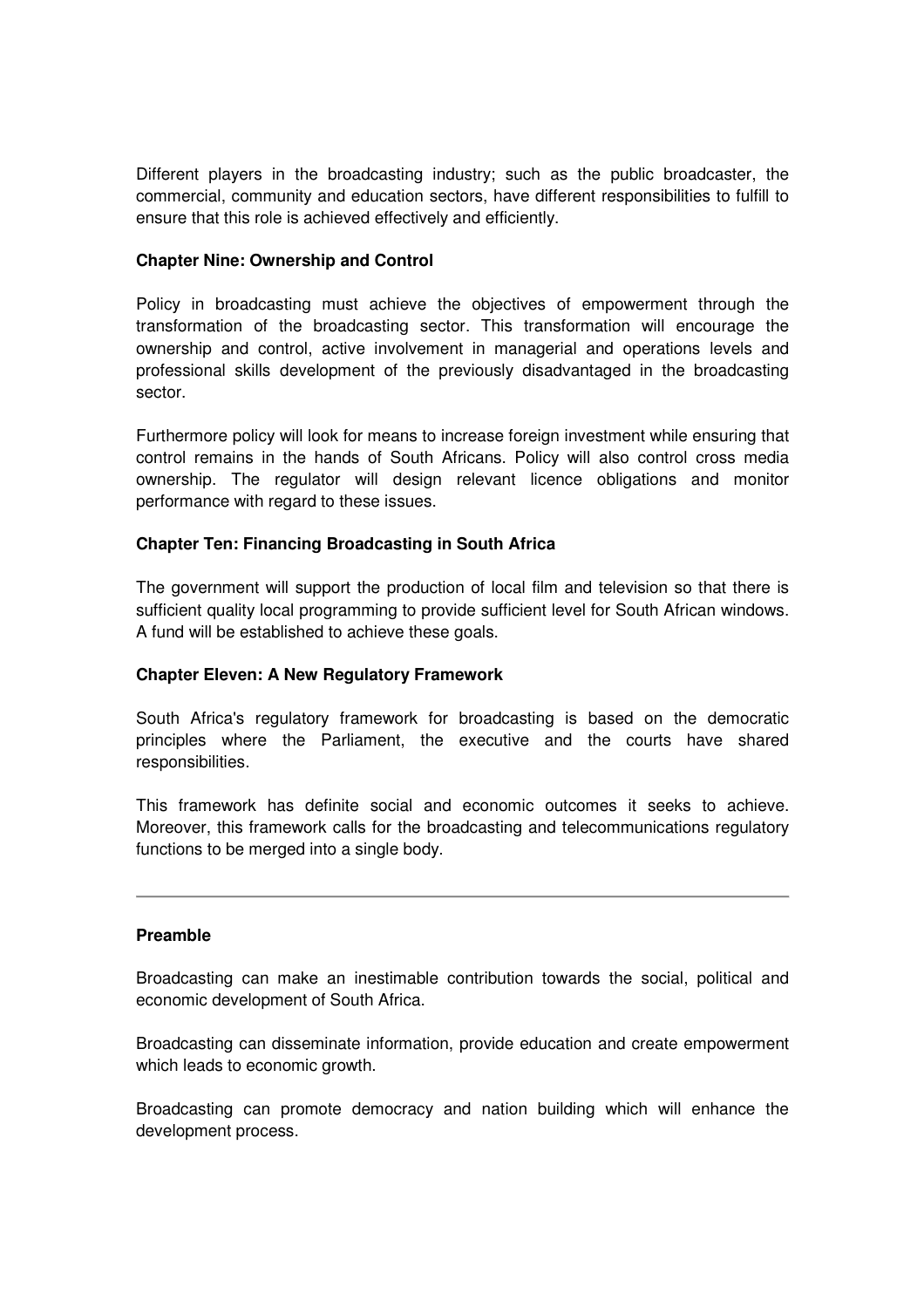Different players in the broadcasting industry; such as the public broadcaster, the commercial, community and education sectors, have different responsibilities to fulfill to ensure that this role is achieved effectively and efficiently.

**Chapter Nine: Ownership and Control**

Policy in broadcasting must achieve the objectives of empowerment through the transformation of the broadcasting sector. This transformation will encourage the ownership and control, active involvement in managerial and operations levels and professional skills development of the previously disadvantaged in the broadcasting sector.

Furthermore policy will look for means to increase foreign investment while ensuring that control remains in the hands of South Africans. Policy will also control cross media ownership. The regulator will design relevant licence obligations and monitor performance with regard to these issues.

**Chapter Ten: Financing Broadcasting in South Africa**

The government will support the production of local film and television so that there is sufficient quality local programming to provide sufficient level for South African windows. A fund will be established to achieve these goals.

**Chapter Eleven: A New Regulatory Framework**

South Africa's regulatory framework for broadcasting is based on the democratic principles where the Parliament, the executive and the courts have shared responsibilities.

This framework has definite social and economic outcomes it seeks to achieve. Moreover, this framework calls for the broadcasting and telecommunications regulatory functions to be merged into a single body.

---

**Preamble**

Broadcasting can make an inestimable contribution towards the social, political and economic development of South Africa.

Broadcasting can disseminate information, provide education and create empowerment which leads to economic growth.

Broadcasting can promote democracy and nation building which will enhance the development process.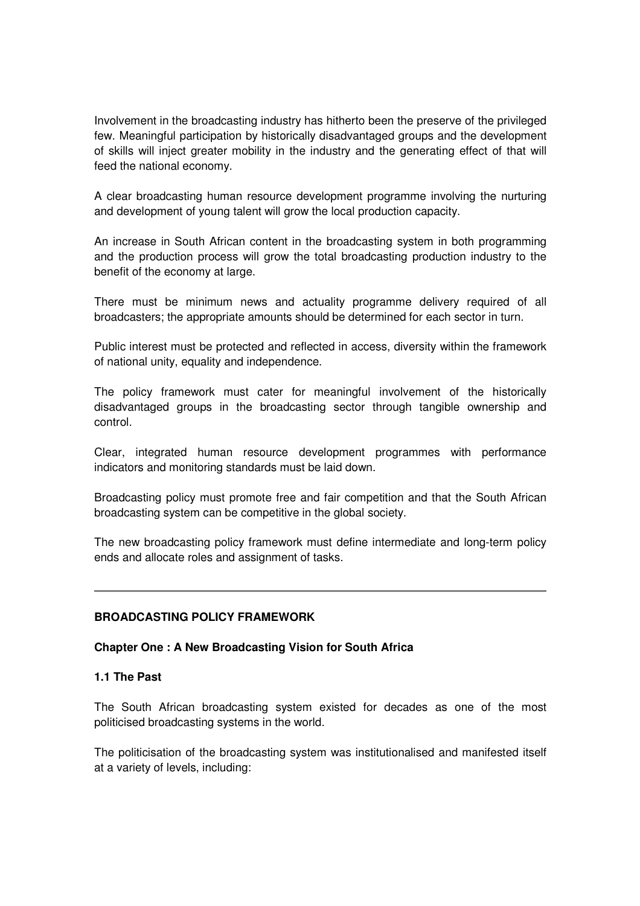Involvement in the broadcasting industry has hitherto been the preserve of the privileged few. Meaningful participation by historically disadvantaged groups and the development of skills will inject greater mobility in the industry and the generating effect of that will feed the national economy.

A clear broadcasting human resource development programme involving the nurturing and development of young talent will grow the local production capacity.

An increase in South African content in the broadcasting system in both programming and the production process will grow the total broadcasting production industry to the benefit of the economy at large.

There must be minimum news and actuality programme delivery required of all broadcasters; the appropriate amounts should be determined for each sector in turn.

Public interest must be protected and reflected in access, diversity within the framework of national unity, equality and independence.

The policy framework must cater for meaningful involvement of the historically disadvantaged groups in the broadcasting sector through tangible ownership and control.

Clear, integrated human resource development programmes with performance indicators and monitoring standards must be laid down.

Broadcasting policy must promote free and fair competition and that the South African broadcasting system can be competitive in the global society.

The new broadcasting policy framework must define intermediate and long-term policy ends and allocate roles and assignment of tasks.

---

**BROADCASTING POLICY FRAMEWORK**

**Chapter One : A New Broadcasting Vision for South Africa**

**1.1 The Past**

The South African broadcasting system existed for decades as one of the most politicised broadcasting systems in the world.

The politicisation of the broadcasting system was institutionalised and manifested itself at a variety of levels, including: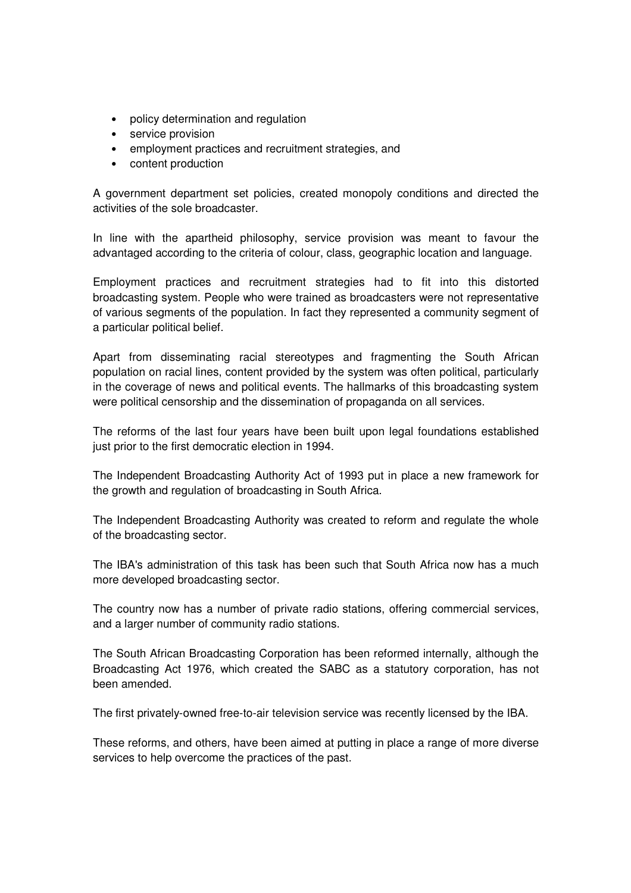- policy determination and regulation
- service provision
- employment practices and recruitment strategies, and
- content production

A government department set policies, created monopoly conditions and directed the activities of the sole broadcaster.

In line with the apartheid philosophy, service provision was meant to favour the advantaged according to the criteria of colour, class, geographic location and language.

Employment practices and recruitment strategies had to fit into this distorted broadcasting system. People who were trained as broadcasters were not representative of various segments of the population. In fact they represented a community segment of a particular political belief.

Apart from disseminating racial stereotypes and fragmenting the South African population on racial lines, content provided by the system was often political, particularly in the coverage of news and political events. The hallmarks of this broadcasting system were political censorship and the dissemination of propaganda on all services.

The reforms of the last four years have been built upon legal foundations established just prior to the first democratic election in 1994.

The Independent Broadcasting Authority Act of 1993 put in place a new framework for the growth and regulation of broadcasting in South Africa.

The Independent Broadcasting Authority was created to reform and regulate the whole of the broadcasting sector.

The IBA's administration of this task has been such that South Africa now has a much more developed broadcasting sector.

The country now has a number of private radio stations, offering commercial services, and a larger number of community radio stations.

The South African Broadcasting Corporation has been reformed internally, although the Broadcasting Act 1976, which created the SABC as a statutory corporation, has not been amended.

The first privately-owned free-to-air television service was recently licensed by the IBA.

These reforms, and others, have been aimed at putting in place a range of more diverse services to help overcome the practices of the past.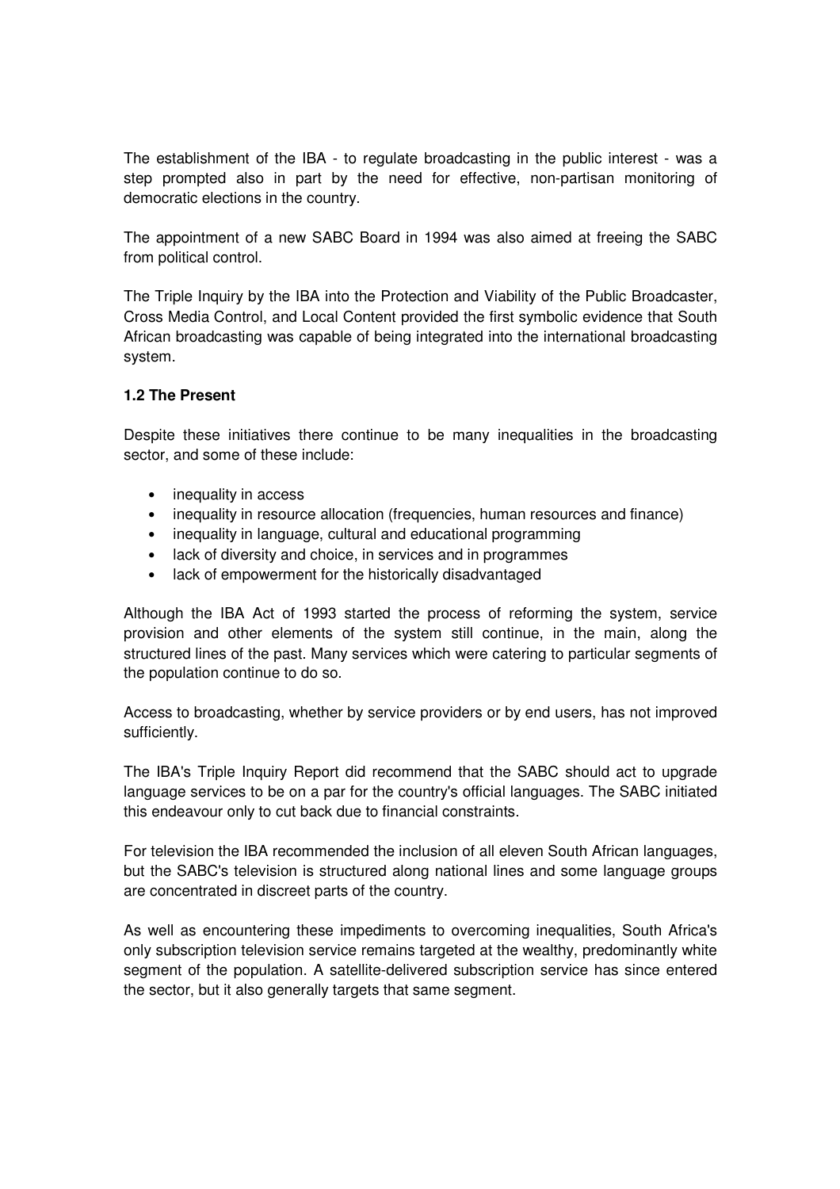The establishment of the IBA - to regulate broadcasting in the public interest - was a step prompted also in part by the need for effective, non-partisan monitoring of democratic elections in the country.

The appointment of a new SABC Board in 1994 was also aimed at freeing the SABC from political control.

The Triple Inquiry by the IBA into the Protection and Viability of the Public Broadcaster, Cross Media Control, and Local Content provided the first symbolic evidence that South African broadcasting was capable of being integrated into the international broadcasting system.

**1.2 The Present**

Despite these initiatives there continue to be many inequalities in the broadcasting sector, and some of these include:

- inequality in access
- inequality in resource allocation (frequencies, human resources and finance)
- inequality in language, cultural and educational programming
- lack of diversity and choice, in services and in programmes
- lack of empowerment for the historically disadvantaged

Although the IBA Act of 1993 started the process of reforming the system, service provision and other elements of the system still continue, in the main, along the structured lines of the past. Many services which were catering to particular segments of the population continue to do so.

Access to broadcasting, whether by service providers or by end users, has not improved sufficiently.

The IBA's Triple Inquiry Report did recommend that the SABC should act to upgrade language services to be on a par for the country's official languages. The SABC initiated this endeavour only to cut back due to financial constraints.

For television the IBA recommended the inclusion of all eleven South African languages, but the SABC's television is structured along national lines and some language groups are concentrated in discreet parts of the country.

As well as encountering these impediments to overcoming inequalities, South Africa's only subscription television service remains targeted at the wealthy, predominantly white segment of the population. A satellite-delivered subscription service has since entered the sector, but it also generally targets that same segment.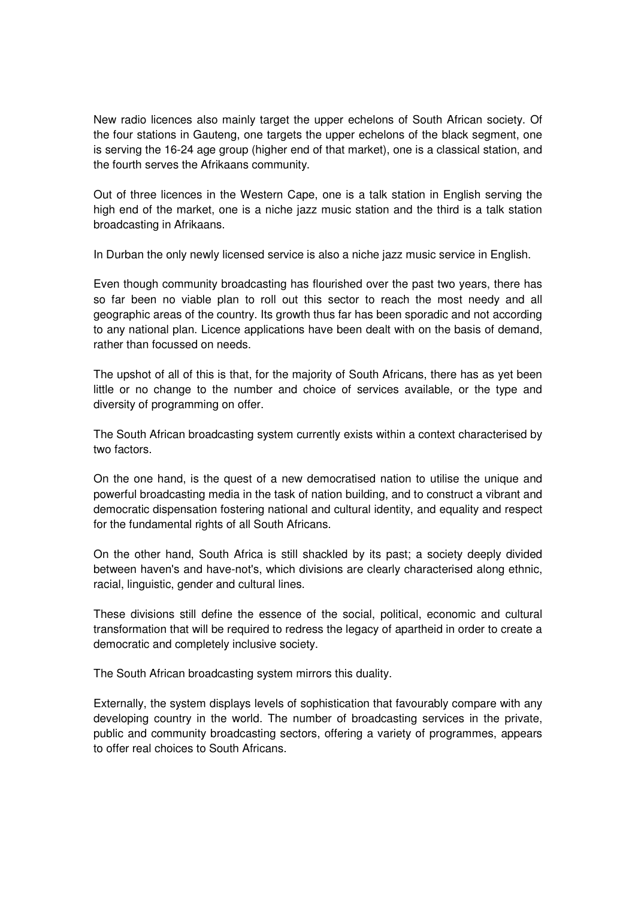New radio licences also mainly target the upper echelons of South African society. Of the four stations in Gauteng, one targets the upper echelons of the black segment, one is serving the 16-24 age group (higher end of that market), one is a classical station, and the fourth serves the Afrikaans community.

Out of three licences in the Western Cape, one is a talk station in English serving the high end of the market, one is a niche jazz music station and the third is a talk station broadcasting in Afrikaans.

In Durban the only newly licensed service is also a niche jazz music service in English.

Even though community broadcasting has flourished over the past two years, there has so far been no viable plan to roll out this sector to reach the most needy and all geographic areas of the country. Its growth thus far has been sporadic and not according to any national plan. Licence applications have been dealt with on the basis of demand, rather than focussed on needs.

The upshot of all of this is that, for the majority of South Africans, there has as yet been little or no change to the number and choice of services available, or the type and diversity of programming on offer.

The South African broadcasting system currently exists within a context characterised by two factors.

On the one hand, is the quest of a new democratised nation to utilise the unique and powerful broadcasting media in the task of nation building, and to construct a vibrant and democratic dispensation fostering national and cultural identity, and equality and respect for the fundamental rights of all South Africans.

On the other hand, South Africa is still shackled by its past; a society deeply divided between haven's and have-not's, which divisions are clearly characterised along ethnic, racial, linguistic, gender and cultural lines.

These divisions still define the essence of the social, political, economic and cultural transformation that will be required to redress the legacy of apartheid in order to create a democratic and completely inclusive society.

The South African broadcasting system mirrors this duality.

Externally, the system displays levels of sophistication that favourably compare with any developing country in the world. The number of broadcasting services in the private, public and community broadcasting sectors, offering a variety of programmes, appears to offer real choices to South Africans.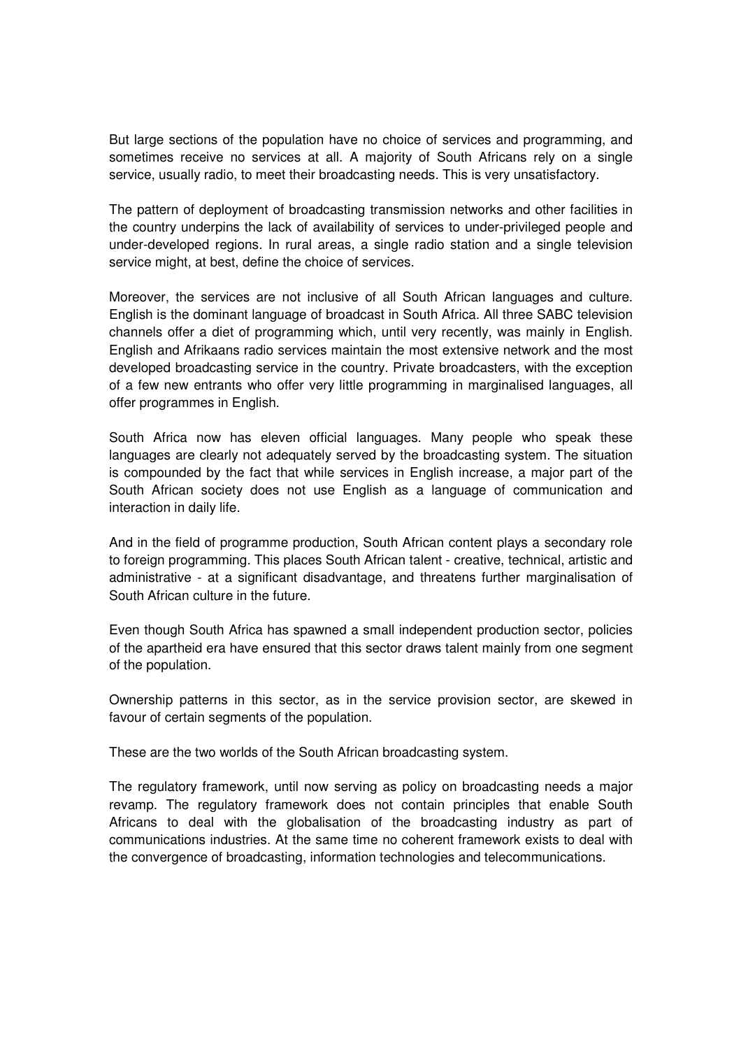But large sections of the population have no choice of services and programming, and sometimes receive no services at all. A majority of South Africans rely on a single service, usually radio, to meet their broadcasting needs. This is very unsatisfactory.

The pattern of deployment of broadcasting transmission networks and other facilities in the country underpins the lack of availability of services to under-privileged people and under-developed regions. In rural areas, a single radio station and a single television service might, at best, define the choice of services.

Moreover, the services are not inclusive of all South African languages and culture. English is the dominant language of broadcast in South Africa. All three SABC television channels offer a diet of programming which, until very recently, was mainly in English. English and Afrikaans radio services maintain the most extensive network and the most developed broadcasting service in the country. Private broadcasters, with the exception of a few new entrants who offer very little programming in marginalised languages, all offer programmes in English.

South Africa now has eleven official languages. Many people who speak these languages are clearly not adequately served by the broadcasting system. The situation is compounded by the fact that while services in English increase, a major part of the South African society does not use English as a language of communication and interaction in daily life.

And in the field of programme production, South African content plays a secondary role to foreign programming. This places South African talent - creative, technical, artistic and administrative - at a significant disadvantage, and threatens further marginalisation of South African culture in the future.

Even though South Africa has spawned a small independent production sector, policies of the apartheid era have ensured that this sector draws talent mainly from one segment of the population.

Ownership patterns in this sector, as in the service provision sector, are skewed in favour of certain segments of the population.

These are the two worlds of the South African broadcasting system.

The regulatory framework, until now serving as policy on broadcasting needs a major revamp. The regulatory framework does not contain principles that enable South Africans to deal with the globalisation of the broadcasting industry as part of communications industries. At the same time no coherent framework exists to deal with the convergence of broadcasting, information technologies and telecommunications.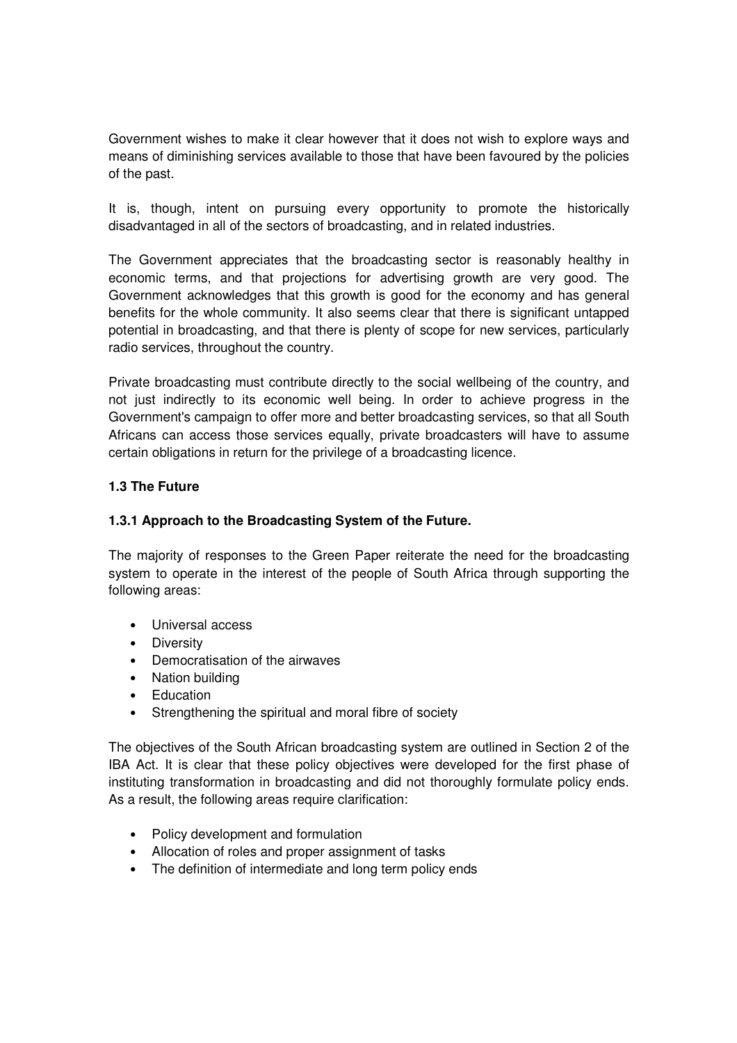Government wishes to make it clear however that it does not wish to explore ways and means of diminishing services available to those that have been favoured by the policies of the past.

It is, though, intent on pursuing every opportunity to promote the historically disadvantaged in all of the sectors of broadcasting, and in related industries.

The Government appreciates that the broadcasting sector is reasonably healthy in economic terms, and that projections for advertising growth are very good. The Government acknowledges that this growth is good for the economy and has general benefits for the whole community. It also seems clear that there is significant untapped potential in broadcasting, and that there is plenty of scope for new services, particularly radio services, throughout the country.

Private broadcasting must contribute directly to the social wellbeing of the country, and not just indirectly to its economic well being. In order to achieve progress in the Government's campaign to offer more and better broadcasting services, so that all South Africans can access those services equally, private broadcasters will have to assume certain obligations in return for the privilege of a broadcasting licence.

### 1.3 The Future

#### 1.3.1 Approach to the Broadcasting System of the Future.

The majority of responses to the Green Paper reiterate the need for the broadcasting system to operate in the interest of the people of South Africa through supporting the following areas:

- Universal access
- Diversity
- Democratisation of the airwaves
- Nation building
- Education
- Strengthening the spiritual and moral fibre of society

The objectives of the South African broadcasting system are outlined in Section 2 of the IBA Act. It is clear that these policy objectives were developed for the first phase of instituting transformation in broadcasting and did not thoroughly formulate policy ends. As a result, the following areas require clarification:

- Policy development and formulation
- Allocation of roles and proper assignment of tasks
- The definition of intermediate and long term policy ends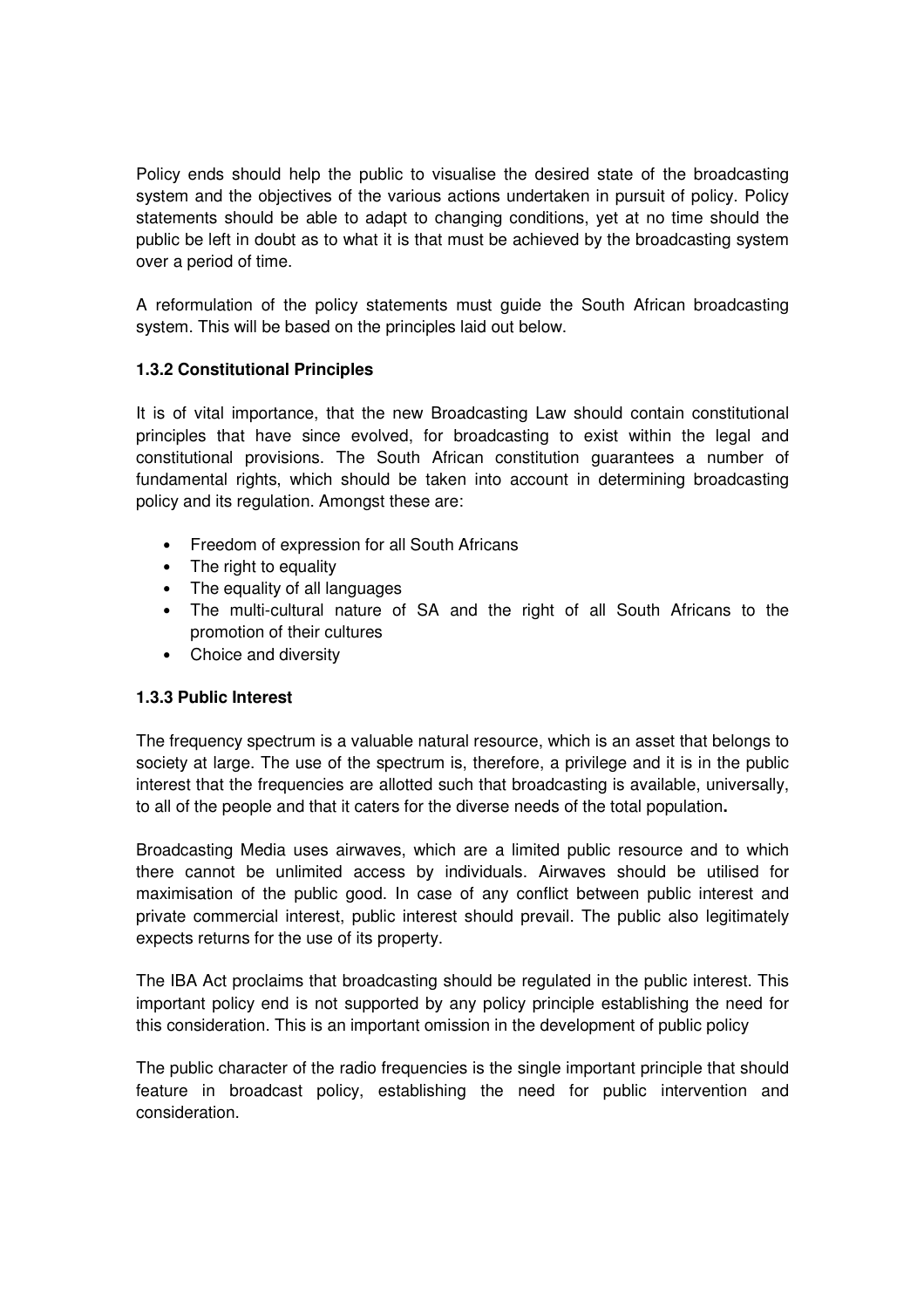Policy ends should help the public to visualise the desired state of the broadcasting system and the objectives of the various actions undertaken in pursuit of policy. Policy statements should be able to adapt to changing conditions, yet at no time should the public be left in doubt as to what it is that must be achieved by the broadcasting system over a period of time.

A reformulation of the policy statements must guide the South African broadcasting system. This will be based on the principles laid out below.

### 1.3.2 Constitutional Principles

It is of vital importance, that the new Broadcasting Law should contain constitutional principles that have since evolved, for broadcasting to exist within the legal and constitutional provisions. The South African constitution guarantees a number of fundamental rights, which should be taken into account in determining broadcasting policy and its regulation. Amongst these are:

- Freedom of expression for all South Africans
- The right to equality
- The equality of all languages
- The multi-cultural nature of SA and the right of all South Africans to the promotion of their cultures
- Choice and diversity

### 1.3.3 Public Interest

The frequency spectrum is a valuable natural resource, which is an asset that belongs to society at large. The use of the spectrum is, therefore, a privilege and it is in the public interest that the frequencies are allotted such that broadcasting is available, universally, to all of the people and that it caters for the diverse needs of the total population**.**

Broadcasting Media uses airwaves, which are a limited public resource and to which there cannot be unlimited access by individuals. Airwaves should be utilised for maximisation of the public good. In case of any conflict between public interest and private commercial interest, public interest should prevail. The public also legitimately expects returns for the use of its property.

The IBA Act proclaims that broadcasting should be regulated in the public interest. This important policy end is not supported by any policy principle establishing the need for this consideration. This is an important omission in the development of public policy

The public character of the radio frequencies is the single important principle that should feature in broadcast policy, establishing the need for public intervention and consideration.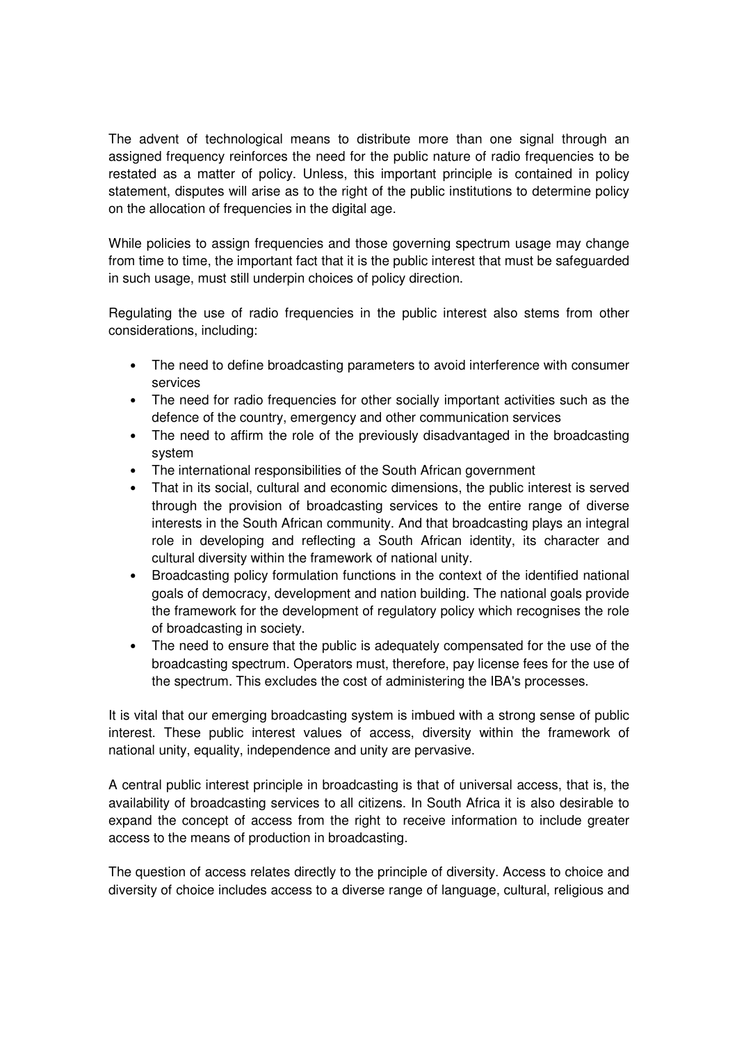The advent of technological means to distribute more than one signal through an assigned frequency reinforces the need for the public nature of radio frequencies to be restated as a matter of policy. Unless, this important principle is contained in policy statement, disputes will arise as to the right of the public institutions to determine policy on the allocation of frequencies in the digital age.

While policies to assign frequencies and those governing spectrum usage may change from time to time, the important fact that it is the public interest that must be safeguarded in such usage, must still underpin choices of policy direction.

Regulating the use of radio frequencies in the public interest also stems from other considerations, including:

- The need to define broadcasting parameters to avoid interference with consumer services
- The need for radio frequencies for other socially important activities such as the defence of the country, emergency and other communication services
- The need to affirm the role of the previously disadvantaged in the broadcasting system
- The international responsibilities of the South African government
- That in its social, cultural and economic dimensions, the public interest is served through the provision of broadcasting services to the entire range of diverse interests in the South African community. And that broadcasting plays an integral role in developing and reflecting a South African identity, its character and cultural diversity within the framework of national unity.
- Broadcasting policy formulation functions in the context of the identified national goals of democracy, development and nation building. The national goals provide the framework for the development of regulatory policy which recognises the role of broadcasting in society.
- The need to ensure that the public is adequately compensated for the use of the broadcasting spectrum. Operators must, therefore, pay license fees for the use of the spectrum. This excludes the cost of administering the IBA's processes.

It is vital that our emerging broadcasting system is imbued with a strong sense of public interest. These public interest values of access, diversity within the framework of national unity, equality, independence and unity are pervasive.

A central public interest principle in broadcasting is that of universal access, that is, the availability of broadcasting services to all citizens. In South Africa it is also desirable to expand the concept of access from the right to receive information to include greater access to the means of production in broadcasting.

The question of access relates directly to the principle of diversity. Access to choice and diversity of choice includes access to a diverse range of language, cultural, religious and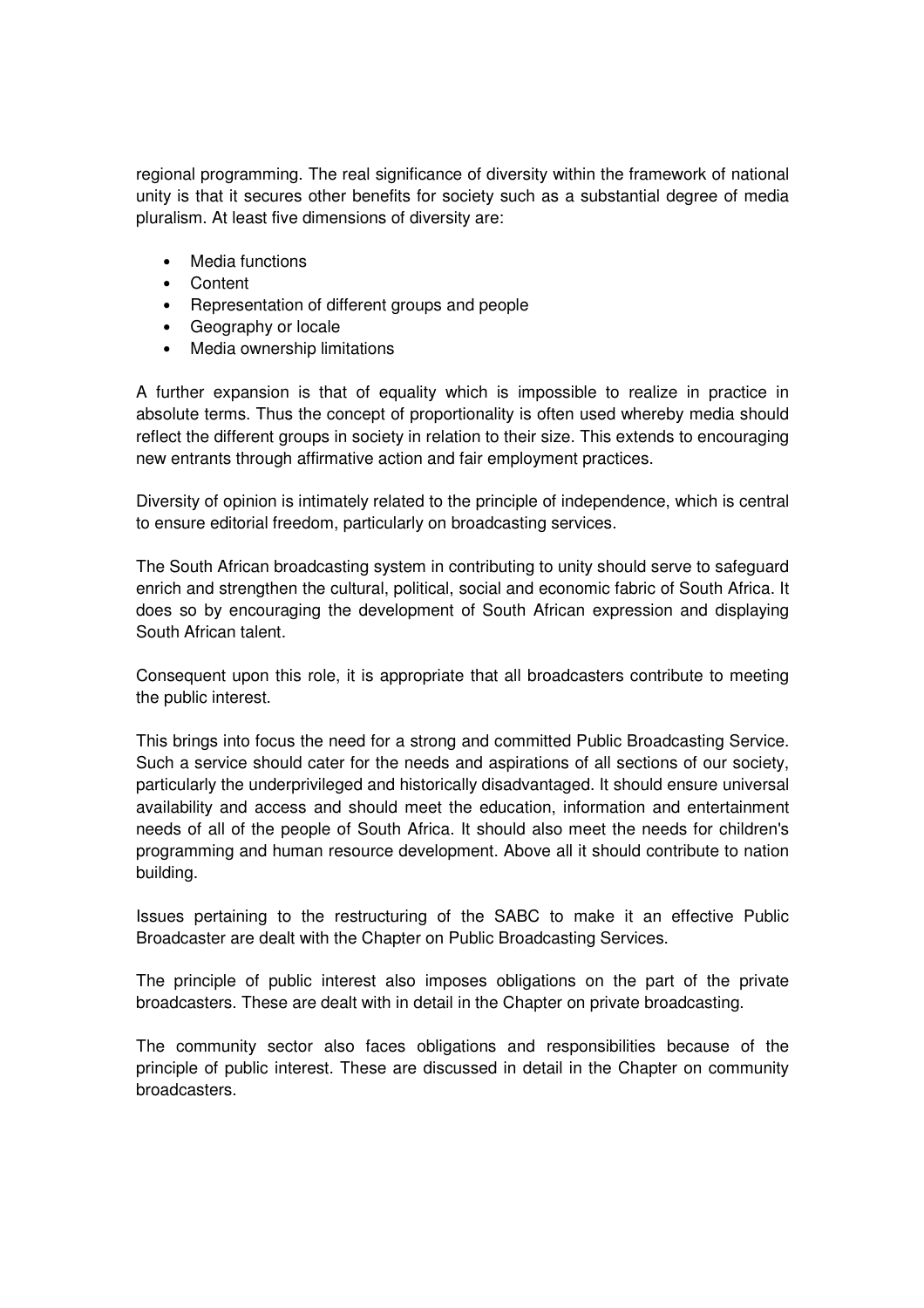regional programming. The real significance of diversity within the framework of national unity is that it secures other benefits for society such as a substantial degree of media pluralism. At least five dimensions of diversity are:

- Media functions
- Content
- Representation of different groups and people
- Geography or locale
- Media ownership limitations

A further expansion is that of equality which is impossible to realize in practice in absolute terms. Thus the concept of proportionality is often used whereby media should reflect the different groups in society in relation to their size. This extends to encouraging new entrants through affirmative action and fair employment practices.

Diversity of opinion is intimately related to the principle of independence, which is central to ensure editorial freedom, particularly on broadcasting services.

The South African broadcasting system in contributing to unity should serve to safeguard enrich and strengthen the cultural, political, social and economic fabric of South Africa. It does so by encouraging the development of South African expression and displaying South African talent.

Consequent upon this role, it is appropriate that all broadcasters contribute to meeting the public interest.

This brings into focus the need for a strong and committed Public Broadcasting Service. Such a service should cater for the needs and aspirations of all sections of our society, particularly the underprivileged and historically disadvantaged. It should ensure universal availability and access and should meet the education, information and entertainment needs of all of the people of South Africa. It should also meet the needs for children's programming and human resource development. Above all it should contribute to nation building.

Issues pertaining to the restructuring of the SABC to make it an effective Public Broadcaster are dealt with the Chapter on Public Broadcasting Services.

The principle of public interest also imposes obligations on the part of the private broadcasters. These are dealt with in detail in the Chapter on private broadcasting.

The community sector also faces obligations and responsibilities because of the principle of public interest. These are discussed in detail in the Chapter on community broadcasters.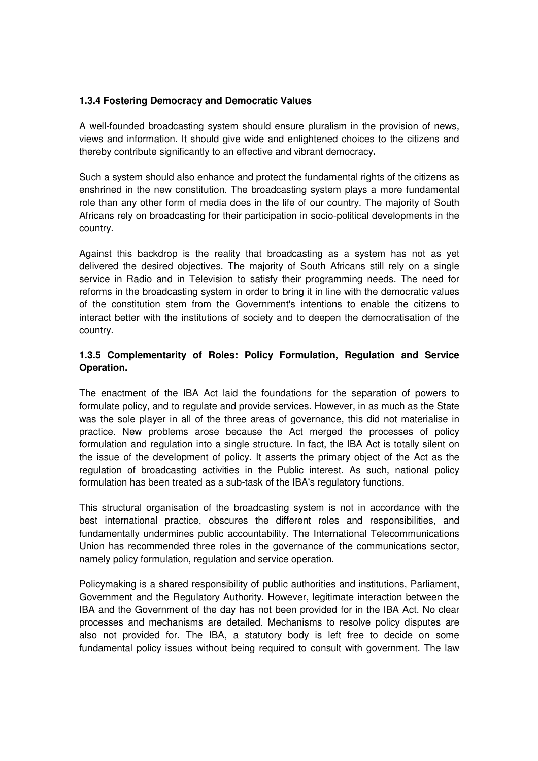### 1.3.4 Fostering Democracy and Democratic Values

A well-founded broadcasting system should ensure pluralism in the provision of news, views and information. It should give wide and enlightened choices to the citizens and thereby contribute significantly to an effective and vibrant democracy**.**

Such a system should also enhance and protect the fundamental rights of the citizens as enshrined in the new constitution. The broadcasting system plays a more fundamental role than any other form of media does in the life of our country. The majority of South Africans rely on broadcasting for their participation in socio-political developments in the country.

Against this backdrop is the reality that broadcasting as a system has not as yet delivered the desired objectives. The majority of South Africans still rely on a single service in Radio and in Television to satisfy their programming needs. The need for reforms in the broadcasting system in order to bring it in line with the democratic values of the constitution stem from the Government's intentions to enable the citizens to interact better with the institutions of society and to deepen the democratisation of the country.

### 1.3.5 Complementarity of Roles: Policy Formulation, Regulation and Service Operation.

The enactment of the IBA Act laid the foundations for the separation of powers to formulate policy, and to regulate and provide services. However, in as much as the State was the sole player in all of the three areas of governance, this did not materialise in practice. New problems arose because the Act merged the processes of policy formulation and regulation into a single structure. In fact, the IBA Act is totally silent on the issue of the development of policy. It asserts the primary object of the Act as the regulation of broadcasting activities in the Public interest. As such, national policy formulation has been treated as a sub-task of the IBA's regulatory functions.

This structural organisation of the broadcasting system is not in accordance with the best international practice, obscures the different roles and responsibilities, and fundamentally undermines public accountability. The International Telecommunications Union has recommended three roles in the governance of the communications sector, namely policy formulation, regulation and service operation.

Policymaking is a shared responsibility of public authorities and institutions, Parliament, Government and the Regulatory Authority. However, legitimate interaction between the IBA and the Government of the day has not been provided for in the IBA Act. No clear processes and mechanisms are detailed. Mechanisms to resolve policy disputes are also not provided for. The IBA, a statutory body is left free to decide on some fundamental policy issues without being required to consult with government. The law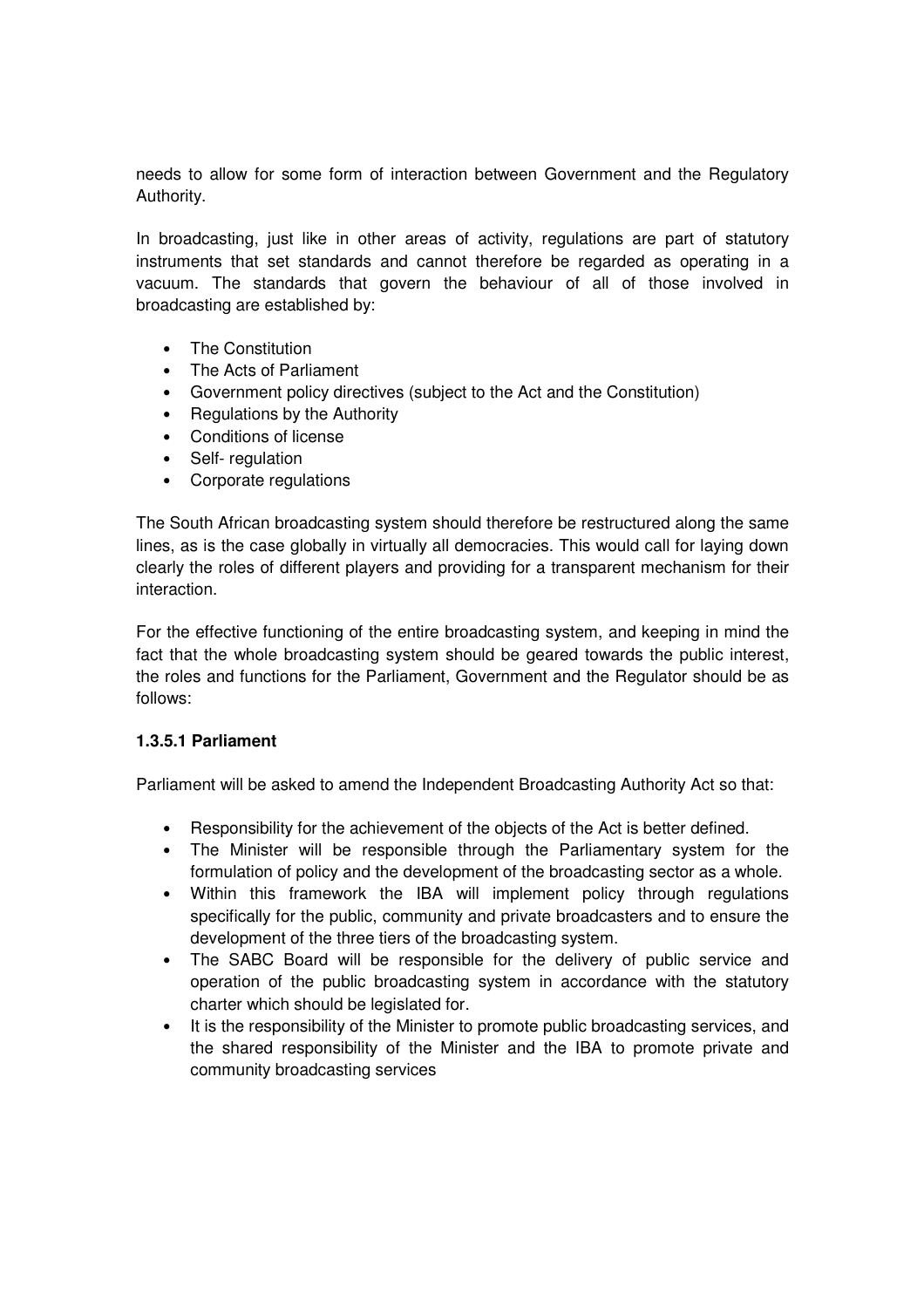needs to allow for some form of interaction between Government and the Regulatory Authority.

In broadcasting, just like in other areas of activity, regulations are part of statutory instruments that set standards and cannot therefore be regarded as operating in a vacuum. The standards that govern the behaviour of all of those involved in broadcasting are established by:

- The Constitution
- The Acts of Parliament
- Government policy directives (subject to the Act and the Constitution)
- Regulations by the Authority
- Conditions of license
- Self- regulation
- Corporate regulations

The South African broadcasting system should therefore be restructured along the same lines, as is the case globally in virtually all democracies. This would call for laying down clearly the roles of different players and providing for a transparent mechanism for their interaction.

For the effective functioning of the entire broadcasting system, and keeping in mind the fact that the whole broadcasting system should be geared towards the public interest, the roles and functions for the Parliament, Government and the Regulator should be as follows:

#### 1.3.5.1 Parliament

Parliament will be asked to amend the Independent Broadcasting Authority Act so that:

- Responsibility for the achievement of the objects of the Act is better defined.
- The Minister will be responsible through the Parliamentary system for the formulation of policy and the development of the broadcasting sector as a whole.
- Within this framework the IBA will implement policy through regulations specifically for the public, community and private broadcasters and to ensure the development of the three tiers of the broadcasting system.
- The SABC Board will be responsible for the delivery of public service and operation of the public broadcasting system in accordance with the statutory charter which should be legislated for.
- It is the responsibility of the Minister to promote public broadcasting services, and the shared responsibility of the Minister and the IBA to promote private and community broadcasting services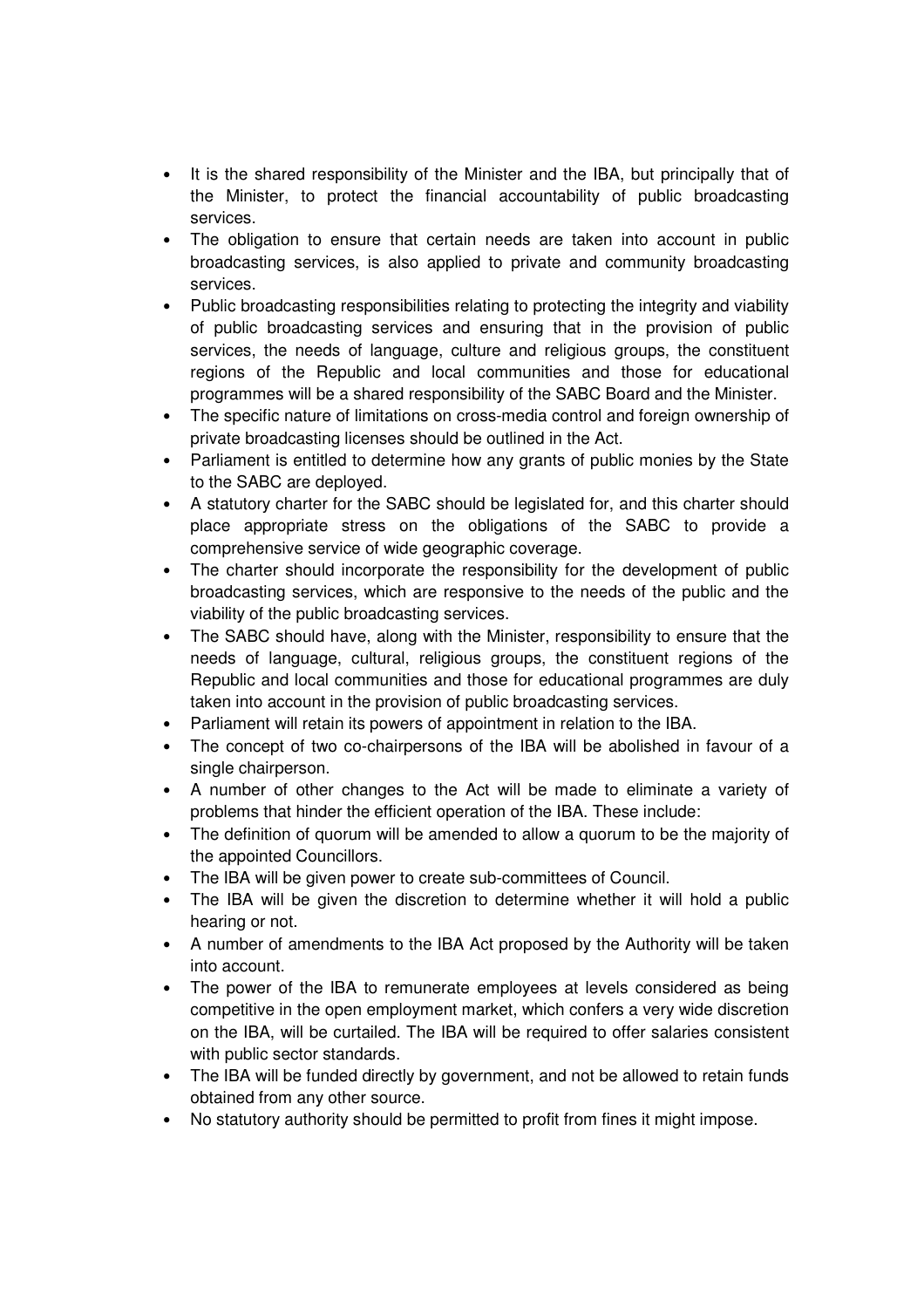- It is the shared responsibility of the Minister and the IBA, but principally that of the Minister, to protect the financial accountability of public broadcasting services.
- The obligation to ensure that certain needs are taken into account in public broadcasting services, is also applied to private and community broadcasting services.
- Public broadcasting responsibilities relating to protecting the integrity and viability of public broadcasting services and ensuring that in the provision of public services, the needs of language, culture and religious groups, the constituent regions of the Republic and local communities and those for educational programmes will be a shared responsibility of the SABC Board and the Minister.
- The specific nature of limitations on cross-media control and foreign ownership of private broadcasting licenses should be outlined in the Act.
- Parliament is entitled to determine how any grants of public monies by the State to the SABC are deployed.
- A statutory charter for the SABC should be legislated for, and this charter should place appropriate stress on the obligations of the SABC to provide a comprehensive service of wide geographic coverage.
- The charter should incorporate the responsibility for the development of public broadcasting services, which are responsive to the needs of the public and the viability of the public broadcasting services.
- The SABC should have, along with the Minister, responsibility to ensure that the needs of language, cultural, religious groups, the constituent regions of the Republic and local communities and those for educational programmes are duly taken into account in the provision of public broadcasting services.
- Parliament will retain its powers of appointment in relation to the IBA.
- The concept of two co-chairpersons of the IBA will be abolished in favour of a single chairperson.
- A number of other changes to the Act will be made to eliminate a variety of problems that hinder the efficient operation of the IBA. These include:
- The definition of quorum will be amended to allow a quorum to be the majority of the appointed Councillors.
- The IBA will be given power to create sub-committees of Council.
- The IBA will be given the discretion to determine whether it will hold a public hearing or not.
- A number of amendments to the IBA Act proposed by the Authority will be taken into account.
- The power of the IBA to remunerate employees at levels considered as being competitive in the open employment market, which confers a very wide discretion on the IBA, will be curtailed. The IBA will be required to offer salaries consistent with public sector standards.
- The IBA will be funded directly by government, and not be allowed to retain funds obtained from any other source.
- No statutory authority should be permitted to profit from fines it might impose.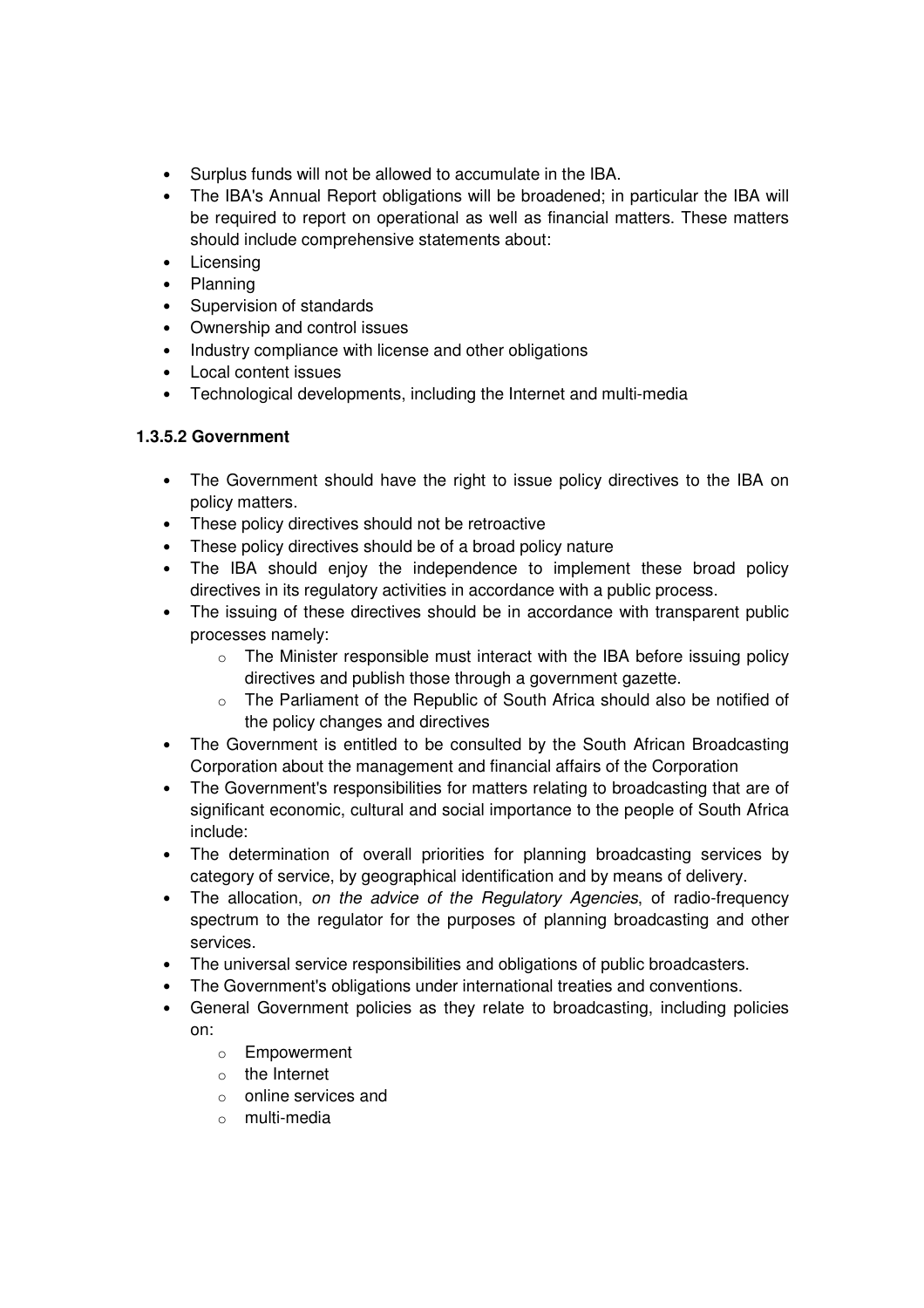- Surplus funds will not be allowed to accumulate in the IBA.
- The IBA's Annual Report obligations will be broadened; in particular the IBA will be required to report on operational as well as financial matters. These matters should include comprehensive statements about:
- Licensing
- Planning
- Supervision of standards
- Ownership and control issues
- Industry compliance with license and other obligations
- Local content issues
- Technological developments, including the Internet and multi-media

**1.3.5.2 Government**

- The Government should have the right to issue policy directives to the IBA on policy matters.
- These policy directives should not be retroactive
- These policy directives should be of a broad policy nature
- The IBA should enjoy the independence to implement these broad policy directives in its regulatory activities in accordance with a public process.
- The issuing of these directives should be in accordance with transparent public processes namely:
    - The Minister responsible must interact with the IBA before issuing policy directives and publish those through a government gazette.
    - The Parliament of the Republic of South Africa should also be notified of the policy changes and directives
- The Government is entitled to be consulted by the South African Broadcasting Corporation about the management and financial affairs of the Corporation
- The Government's responsibilities for matters relating to broadcasting that are of significant economic, cultural and social importance to the people of South Africa include:
- The determination of overall priorities for planning broadcasting services by category of service, by geographical identification and by means of delivery.
- The allocation, *on the advice of the Regulatory Agencies*, of radio-frequency spectrum to the regulator for the purposes of planning broadcasting and other services.
- The universal service responsibilities and obligations of public broadcasters.
- The Government's obligations under international treaties and conventions.
- General Government policies as they relate to broadcasting, including policies on:
    - Empowerment
    - the Internet
    - online services and
    - multi-media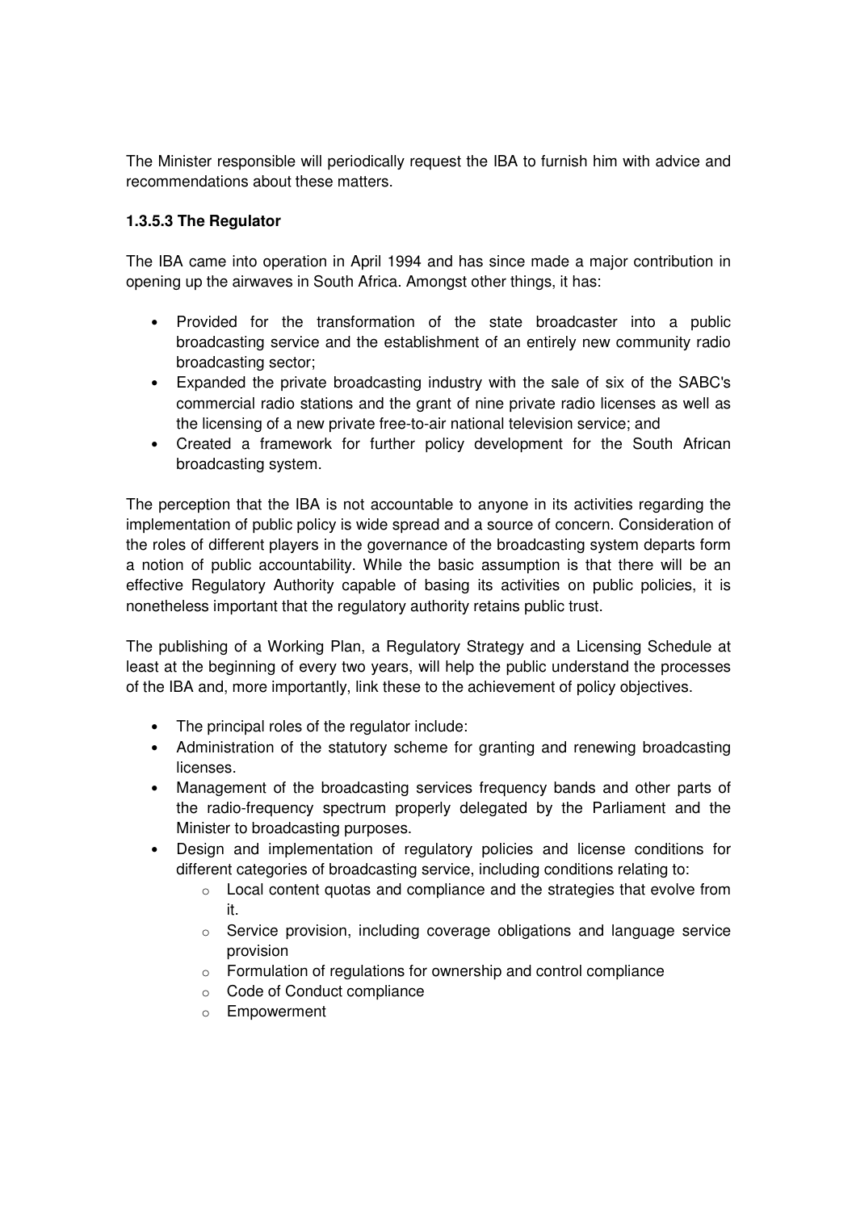The Minister responsible will periodically request the IBA to furnish him with advice and recommendations about these matters.

#### 1.3.5.3 The Regulator

The IBA came into operation in April 1994 and has since made a major contribution in opening up the airwaves in South Africa. Amongst other things, it has:

- Provided for the transformation of the state broadcaster into a public broadcasting service and the establishment of an entirely new community radio broadcasting sector;
- Expanded the private broadcasting industry with the sale of six of the SABC's commercial radio stations and the grant of nine private radio licenses as well as the licensing of a new private free-to-air national television service; and
- Created a framework for further policy development for the South African broadcasting system.

The perception that the IBA is not accountable to anyone in its activities regarding the implementation of public policy is wide spread and a source of concern. Consideration of the roles of different players in the governance of the broadcasting system departs form a notion of public accountability. While the basic assumption is that there will be an effective Regulatory Authority capable of basing its activities on public policies, it is nonetheless important that the regulatory authority retains public trust.

The publishing of a Working Plan, a Regulatory Strategy and a Licensing Schedule at least at the beginning of every two years, will help the public understand the processes of the IBA and, more importantly, link these to the achievement of policy objectives.

- The principal roles of the regulator include:
- Administration of the statutory scheme for granting and renewing broadcasting licenses.
- Management of the broadcasting services frequency bands and other parts of the radio-frequency spectrum properly delegated by the Parliament and the Minister to broadcasting purposes.
- Design and implementation of regulatory policies and license conditions for different categories of broadcasting service, including conditions relating to:
  - Local content quotas and compliance and the strategies that evolve from it.
  - Service provision, including coverage obligations and language service provision
  - Formulation of regulations for ownership and control compliance
  - Code of Conduct compliance
  - Empowerment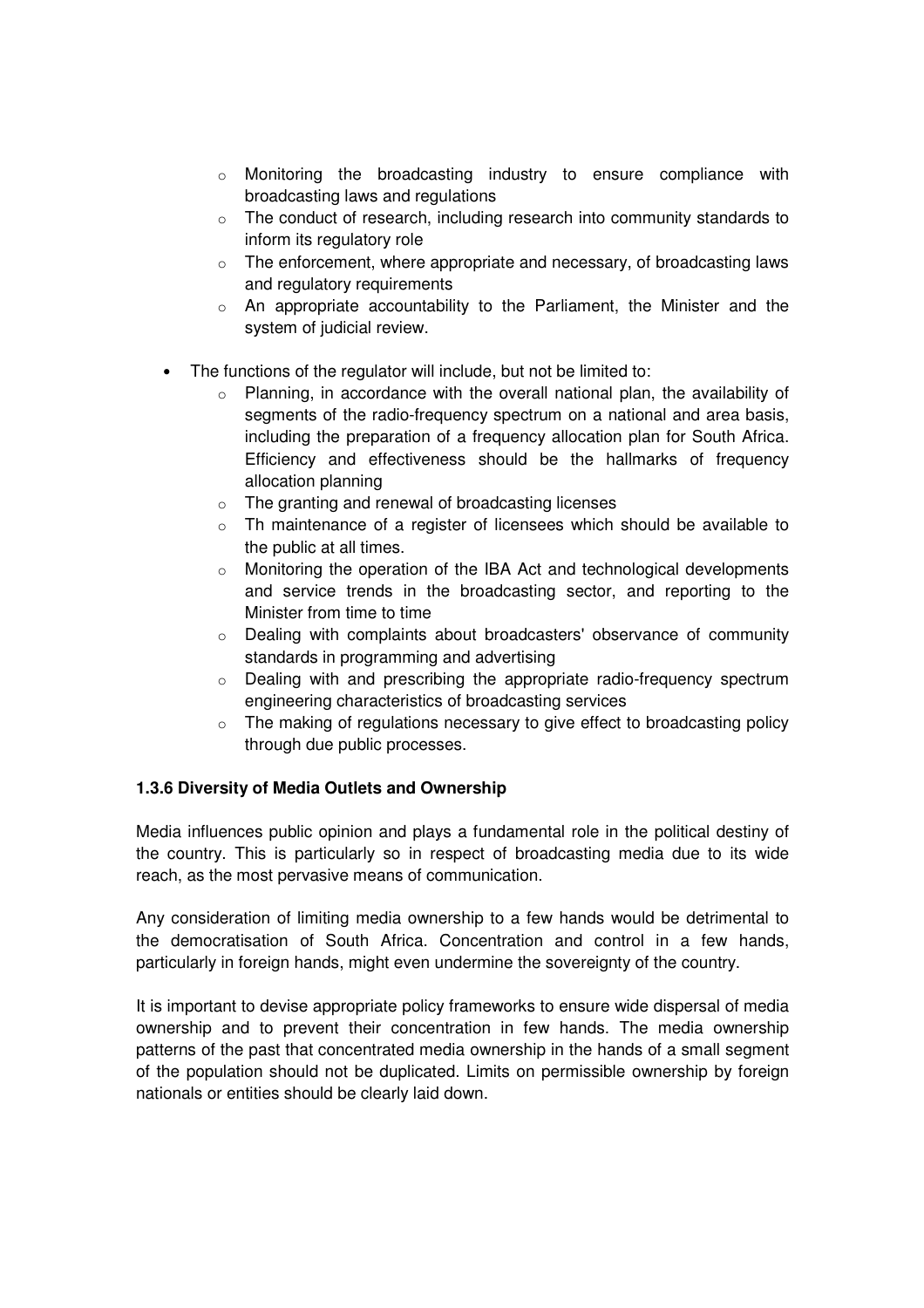- Monitoring the broadcasting industry to ensure compliance with broadcasting laws and regulations
  - The conduct of research, including research into community standards to inform its regulatory role
  - The enforcement, where appropriate and necessary, of broadcasting laws and regulatory requirements
  - An appropriate accountability to the Parliament, the Minister and the system of judicial review.

- The functions of the regulator will include, but not be limited to:
  - Planning, in accordance with the overall national plan, the availability of segments of the radio-frequency spectrum on a national and area basis, including the preparation of a frequency allocation plan for South Africa. Efficiency and effectiveness should be the hallmarks of frequency allocation planning
  - The granting and renewal of broadcasting licenses
  - Th maintenance of a register of licensees which should be available to the public at all times.
  - Monitoring the operation of the IBA Act and technological developments and service trends in the broadcasting sector, and reporting to the Minister from time to time
  - Dealing with complaints about broadcasters' observance of community standards in programming and advertising
  - Dealing with and prescribing the appropriate radio-frequency spectrum engineering characteristics of broadcasting services
  - The making of regulations necessary to give effect to broadcasting policy through due public processes.

#### 1.3.6 Diversity of Media Outlets and Ownership

Media influences public opinion and plays a fundamental role in the political destiny of the country. This is particularly so in respect of broadcasting media due to its wide reach, as the most pervasive means of communication.

Any consideration of limiting media ownership to a few hands would be detrimental to the democratisation of South Africa. Concentration and control in a few hands, particularly in foreign hands, might even undermine the sovereignty of the country.

It is important to devise appropriate policy frameworks to ensure wide dispersal of media ownership and to prevent their concentration in few hands. The media ownership patterns of the past that concentrated media ownership in the hands of a small segment of the population should not be duplicated. Limits on permissible ownership by foreign nationals or entities should be clearly laid down.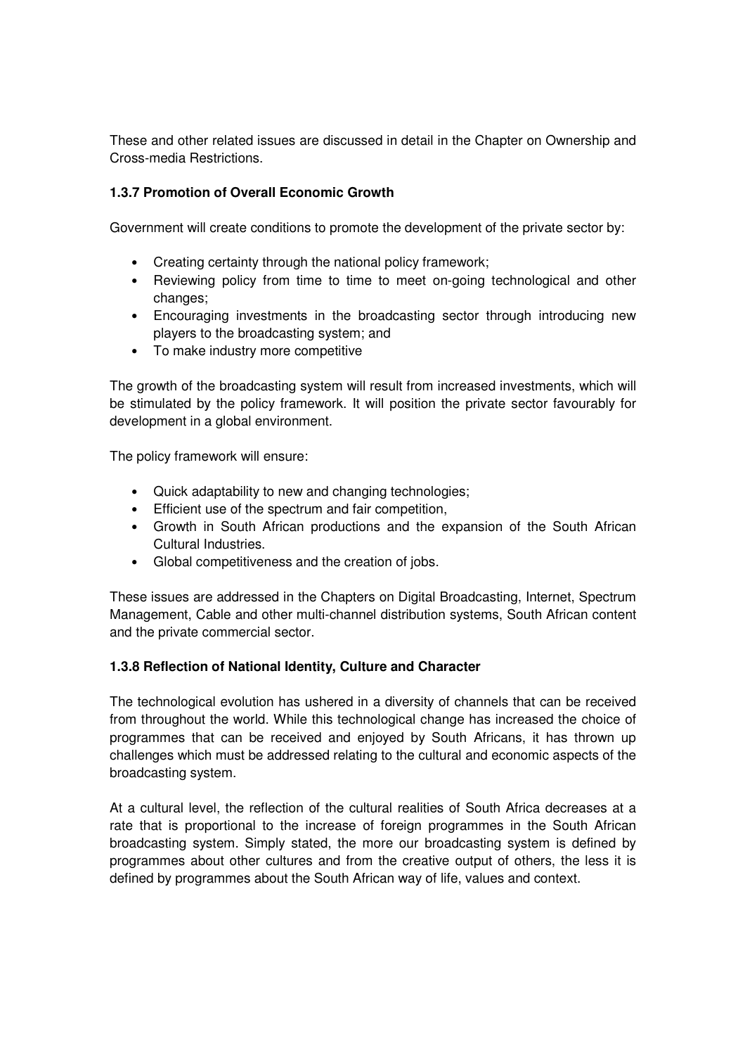These and other related issues are discussed in detail in the Chapter on Ownership and Cross-media Restrictions.

### 1.3.7 Promotion of Overall Economic Growth

Government will create conditions to promote the development of the private sector by:

- Creating certainty through the national policy framework;
- Reviewing policy from time to time to meet on-going technological and other changes;
- Encouraging investments in the broadcasting sector through introducing new players to the broadcasting system; and
- To make industry more competitive

The growth of the broadcasting system will result from increased investments, which will be stimulated by the policy framework. It will position the private sector favourably for development in a global environment.

The policy framework will ensure:

- Quick adaptability to new and changing technologies;
- Efficient use of the spectrum and fair competition,
- Growth in South African productions and the expansion of the South African Cultural Industries.
- Global competitiveness and the creation of jobs.

These issues are addressed in the Chapters on Digital Broadcasting, Internet, Spectrum Management, Cable and other multi-channel distribution systems, South African content and the private commercial sector.

### 1.3.8 Reflection of National Identity, Culture and Character

The technological evolution has ushered in a diversity of channels that can be received from throughout the world. While this technological change has increased the choice of programmes that can be received and enjoyed by South Africans, it has thrown up challenges which must be addressed relating to the cultural and economic aspects of the broadcasting system.

At a cultural level, the reflection of the cultural realities of South Africa decreases at a rate that is proportional to the increase of foreign programmes in the South African broadcasting system. Simply stated, the more our broadcasting system is defined by programmes about other cultures and from the creative output of others, the less it is defined by programmes about the South African way of life, values and context.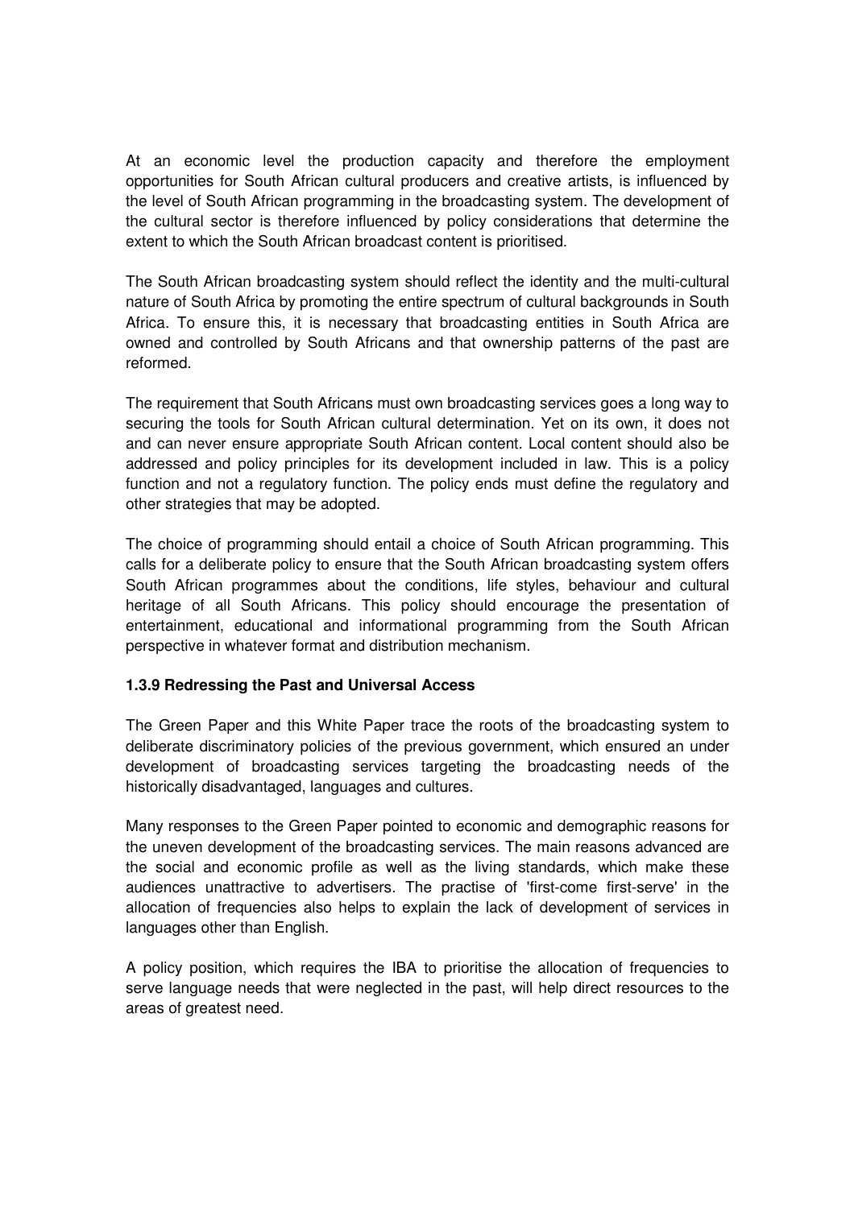At an economic level the production capacity and therefore the employment opportunities for South African cultural producers and creative artists, is influenced by the level of South African programming in the broadcasting system. The development of the cultural sector is therefore influenced by policy considerations that determine the extent to which the South African broadcast content is prioritised.

The South African broadcasting system should reflect the identity and the multi-cultural nature of South Africa by promoting the entire spectrum of cultural backgrounds in South Africa. To ensure this, it is necessary that broadcasting entities in South Africa are owned and controlled by South Africans and that ownership patterns of the past are reformed.

The requirement that South Africans must own broadcasting services goes a long way to securing the tools for South African cultural determination. Yet on its own, it does not and can never ensure appropriate South African content. Local content should also be addressed and policy principles for its development included in law. This is a policy function and not a regulatory function. The policy ends must define the regulatory and other strategies that may be adopted.

The choice of programming should entail a choice of South African programming. This calls for a deliberate policy to ensure that the South African broadcasting system offers South African programmes about the conditions, life styles, behaviour and cultural heritage of all South Africans. This policy should encourage the presentation of entertainment, educational and informational programming from the South African perspective in whatever format and distribution mechanism.

#### 1.3.9 Redressing the Past and Universal Access

The Green Paper and this White Paper trace the roots of the broadcasting system to deliberate discriminatory policies of the previous government, which ensured an under development of broadcasting services targeting the broadcasting needs of the historically disadvantaged, languages and cultures.

Many responses to the Green Paper pointed to economic and demographic reasons for the uneven development of the broadcasting services. The main reasons advanced are the social and economic profile as well as the living standards, which make these audiences unattractive to advertisers. The practise of 'first-come first-serve' in the allocation of frequencies also helps to explain the lack of development of services in languages other than English.

A policy position, which requires the IBA to prioritise the allocation of frequencies to serve language needs that were neglected in the past, will help direct resources to the areas of greatest need.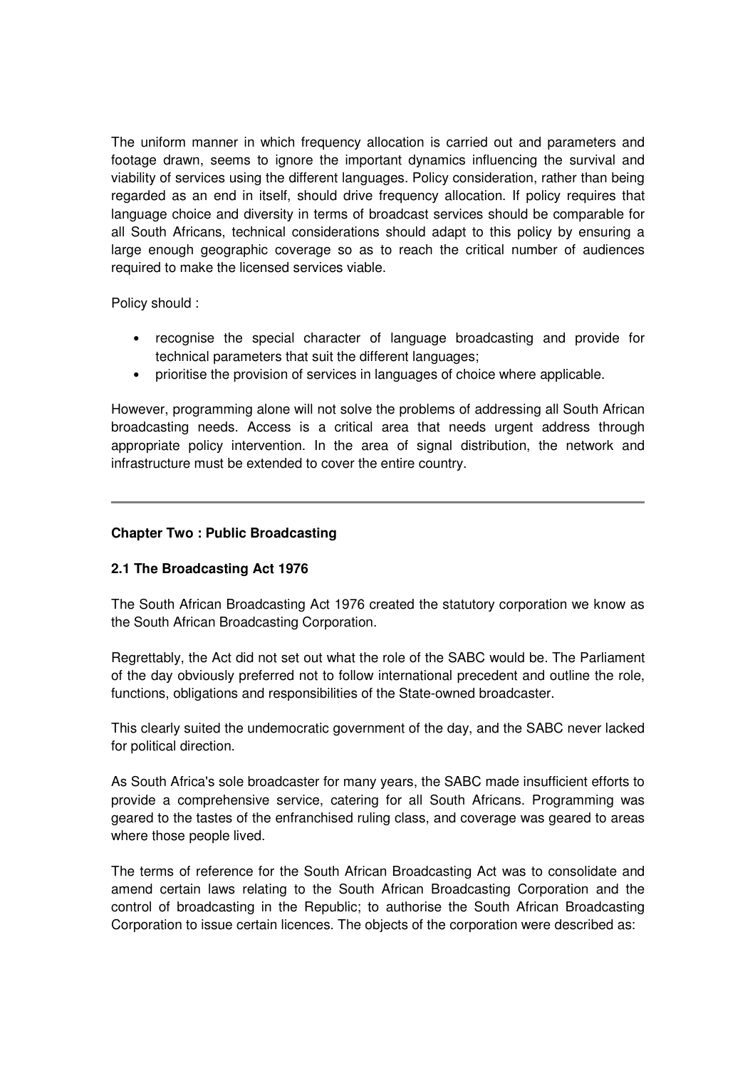The uniform manner in which frequency allocation is carried out and parameters and footage drawn, seems to ignore the important dynamics influencing the survival and viability of services using the different languages. Policy consideration, rather than being regarded as an end in itself, should drive frequency allocation. If policy requires that language choice and diversity in terms of broadcast services should be comparable for all South Africans, technical considerations should adapt to this policy by ensuring a large enough geographic coverage so as to reach the critical number of audiences required to make the licensed services viable.

Policy should :

- recognise the special character of language broadcasting and provide for technical parameters that suit the different languages;
- prioritise the provision of services in languages of choice where applicable.

However, programming alone will not solve the problems of addressing all South African broadcasting needs. Access is a critical area that needs urgent address through appropriate policy intervention. In the area of signal distribution, the network and infrastructure must be extended to cover the entire country.

---

## Chapter Two : Public Broadcasting

### 2.1 The Broadcasting Act 1976

The South African Broadcasting Act 1976 created the statutory corporation we know as the South African Broadcasting Corporation.

Regrettably, the Act did not set out what the role of the SABC would be. The Parliament of the day obviously preferred not to follow international precedent and outline the role, functions, obligations and responsibilities of the State-owned broadcaster.

This clearly suited the undemocratic government of the day, and the SABC never lacked for political direction.

As South Africa's sole broadcaster for many years, the SABC made insufficient efforts to provide a comprehensive service, catering for all South Africans. Programming was geared to the tastes of the enfranchised ruling class, and coverage was geared to areas where those people lived.

The terms of reference for the South African Broadcasting Act was to consolidate and amend certain laws relating to the South African Broadcasting Corporation and the control of broadcasting in the Republic; to authorise the South African Broadcasting Corporation to issue certain licences. The objects of the corporation were described as: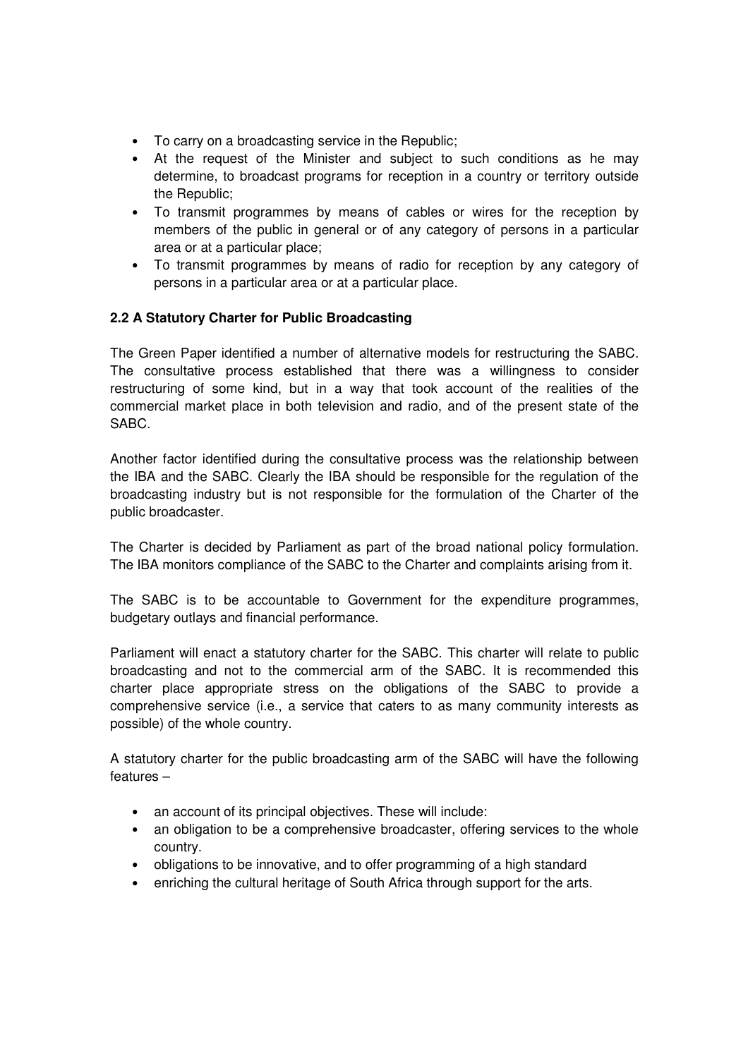- To carry on a broadcasting service in the Republic;
- At the request of the Minister and subject to such conditions as he may determine, to broadcast programs for reception in a country or territory outside the Republic;
- To transmit programmes by means of cables or wires for the reception by members of the public in general or of any category of persons in a particular area or at a particular place;
- To transmit programmes by means of radio for reception by any category of persons in a particular area or at a particular place.

### 2.2 A Statutory Charter for Public Broadcasting

The Green Paper identified a number of alternative models for restructuring the SABC. The consultative process established that there was a willingness to consider restructuring of some kind, but in a way that took account of the realities of the commercial market place in both television and radio, and of the present state of the SABC.

Another factor identified during the consultative process was the relationship between the IBA and the SABC. Clearly the IBA should be responsible for the regulation of the broadcasting industry but is not responsible for the formulation of the Charter of the public broadcaster.

The Charter is decided by Parliament as part of the broad national policy formulation. The IBA monitors compliance of the SABC to the Charter and complaints arising from it.

The SABC is to be accountable to Government for the expenditure programmes, budgetary outlays and financial performance.

Parliament will enact a statutory charter for the SABC. This charter will relate to public broadcasting and not to the commercial arm of the SABC. It is recommended this charter place appropriate stress on the obligations of the SABC to provide a comprehensive service (i.e., a service that caters to as many community interests as possible) of the whole country.

A statutory charter for the public broadcasting arm of the SABC will have the following features –

- an account of its principal objectives. These will include:
- an obligation to be a comprehensive broadcaster, offering services to the whole country.
- obligations to be innovative, and to offer programming of a high standard
- enriching the cultural heritage of South Africa through support for the arts.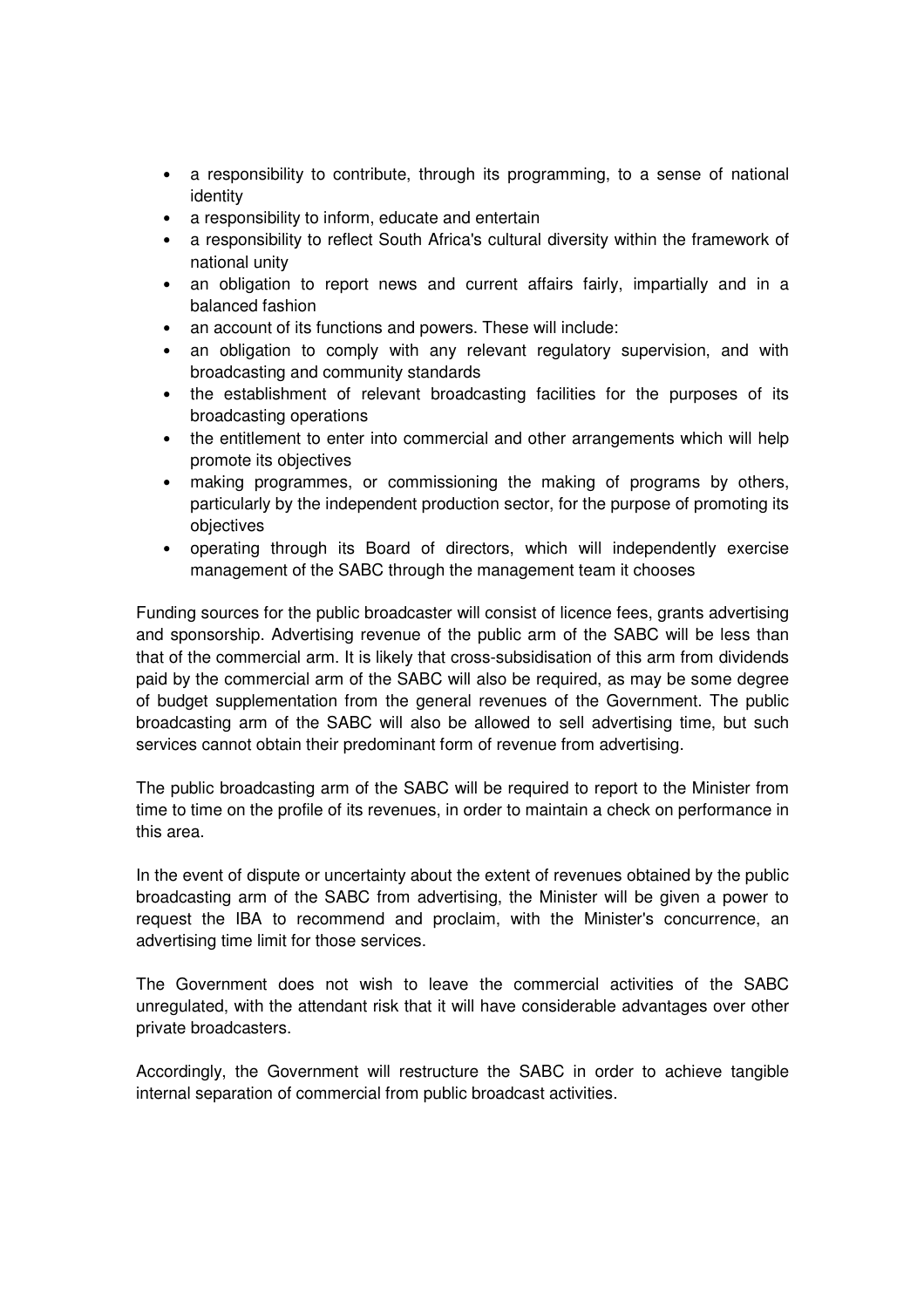- a responsibility to contribute, through its programming, to a sense of national identity
- a responsibility to inform, educate and entertain
- a responsibility to reflect South Africa's cultural diversity within the framework of national unity
- an obligation to report news and current affairs fairly, impartially and in a balanced fashion
- an account of its functions and powers. These will include:
- an obligation to comply with any relevant regulatory supervision, and with broadcasting and community standards
- the establishment of relevant broadcasting facilities for the purposes of its broadcasting operations
- the entitlement to enter into commercial and other arrangements which will help promote its objectives
- making programmes, or commissioning the making of programs by others, particularly by the independent production sector, for the purpose of promoting its objectives
- operating through its Board of directors, which will independently exercise management of the SABC through the management team it chooses

Funding sources for the public broadcaster will consist of licence fees, grants advertising and sponsorship. Advertising revenue of the public arm of the SABC will be less than that of the commercial arm. It is likely that cross-subsidisation of this arm from dividends paid by the commercial arm of the SABC will also be required, as may be some degree of budget supplementation from the general revenues of the Government. The public broadcasting arm of the SABC will also be allowed to sell advertising time, but such services cannot obtain their predominant form of revenue from advertising.

The public broadcasting arm of the SABC will be required to report to the Minister from time to time on the profile of its revenues, in order to maintain a check on performance in this area.

In the event of dispute or uncertainty about the extent of revenues obtained by the public broadcasting arm of the SABC from advertising, the Minister will be given a power to request the IBA to recommend and proclaim, with the Minister's concurrence, an advertising time limit for those services.

The Government does not wish to leave the commercial activities of the SABC unregulated, with the attendant risk that it will have considerable advantages over other private broadcasters.

Accordingly, the Government will restructure the SABC in order to achieve tangible internal separation of commercial from public broadcast activities.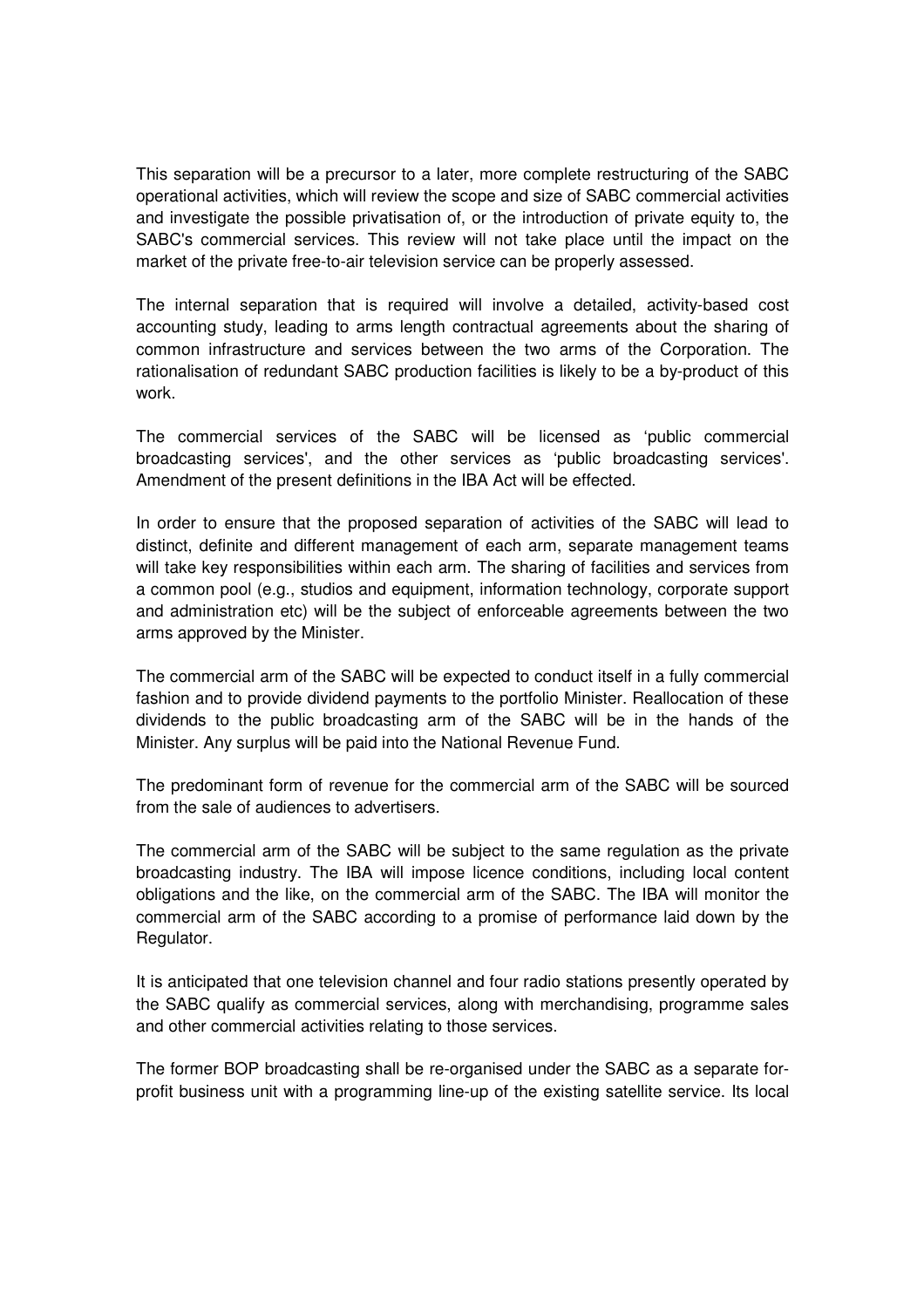This separation will be a precursor to a later, more complete restructuring of the SABC operational activities, which will review the scope and size of SABC commercial activities and investigate the possible privatisation of, or the introduction of private equity to, the SABC's commercial services. This review will not take place until the impact on the market of the private free-to-air television service can be properly assessed.

The internal separation that is required will involve a detailed, activity-based cost accounting study, leading to arms length contractual agreements about the sharing of common infrastructure and services between the two arms of the Corporation. The rationalisation of redundant SABC production facilities is likely to be a by-product of this work.

The commercial services of the SABC will be licensed as 'public commercial broadcasting services', and the other services as 'public broadcasting services'. Amendment of the present definitions in the IBA Act will be effected.

In order to ensure that the proposed separation of activities of the SABC will lead to distinct, definite and different management of each arm, separate management teams will take key responsibilities within each arm. The sharing of facilities and services from a common pool (e.g., studios and equipment, information technology, corporate support and administration etc) will be the subject of enforceable agreements between the two arms approved by the Minister.

The commercial arm of the SABC will be expected to conduct itself in a fully commercial fashion and to provide dividend payments to the portfolio Minister. Reallocation of these dividends to the public broadcasting arm of the SABC will be in the hands of the Minister. Any surplus will be paid into the National Revenue Fund.

The predominant form of revenue for the commercial arm of the SABC will be sourced from the sale of audiences to advertisers.

The commercial arm of the SABC will be subject to the same regulation as the private broadcasting industry. The IBA will impose licence conditions, including local content obligations and the like, on the commercial arm of the SABC. The IBA will monitor the commercial arm of the SABC according to a promise of performance laid down by the Regulator.

It is anticipated that one television channel and four radio stations presently operated by the SABC qualify as commercial services, along with merchandising, programme sales and other commercial activities relating to those services.

The former BOP broadcasting shall be re-organised under the SABC as a separate for-profit business unit with a programming line-up of the existing satellite service. Its local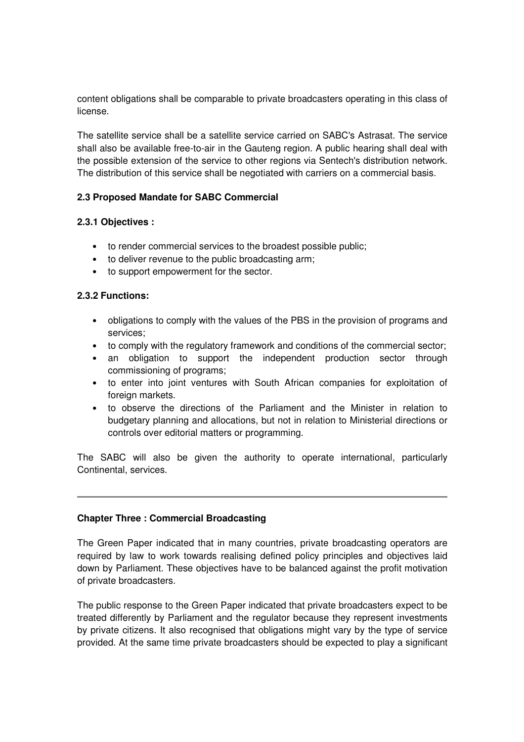content obligations shall be comparable to private broadcasters operating in this class of license.

The satellite service shall be a satellite service carried on SABC's Astrasat. The service shall also be available free-to-air in the Gauteng region. A public hearing shall deal with the possible extension of the service to other regions via Sentech's distribution network. The distribution of this service shall be negotiated with carriers on a commercial basis.

### 2.3 Proposed Mandate for SABC Commercial

#### 2.3.1 Objectives :

- to render commercial services to the broadest possible public;
- to deliver revenue to the public broadcasting arm;
- to support empowerment for the sector.

#### 2.3.2 Functions:

- obligations to comply with the values of the PBS in the provision of programs and services;
- to comply with the regulatory framework and conditions of the commercial sector;
- an obligation to support the independent production sector through commissioning of programs;
- to enter into joint ventures with South African companies for exploitation of foreign markets.
- to observe the directions of the Parliament and the Minister in relation to budgetary planning and allocations, but not in relation to Ministerial directions or controls over editorial matters or programming.

The SABC will also be given the authority to operate international, particularly Continental, services.

---

## Chapter Three : Commercial Broadcasting

The Green Paper indicated that in many countries, private broadcasting operators are required by law to work towards realising defined policy principles and objectives laid down by Parliament. These objectives have to be balanced against the profit motivation of private broadcasters.

The public response to the Green Paper indicated that private broadcasters expect to be treated differently by Parliament and the regulator because they represent investments by private citizens. It also recognised that obligations might vary by the type of service provided. At the same time private broadcasters should be expected to play a significant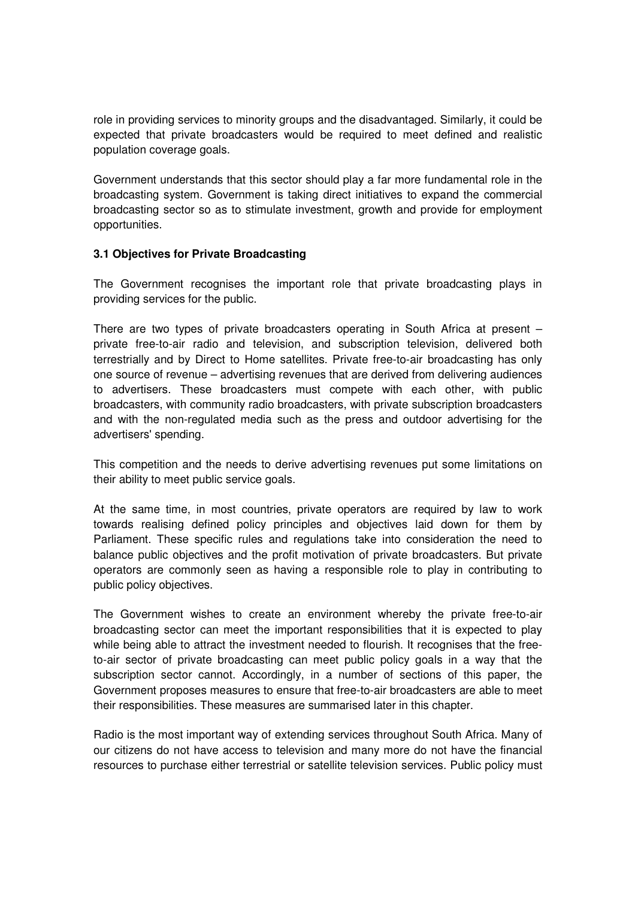role in providing services to minority groups and the disadvantaged. Similarly, it could be expected that private broadcasters would be required to meet defined and realistic population coverage goals.

Government understands that this sector should play a far more fundamental role in the broadcasting system. Government is taking direct initiatives to expand the commercial broadcasting sector so as to stimulate investment, growth and provide for employment opportunities.

### 3.1 Objectives for Private Broadcasting

The Government recognises the important role that private broadcasting plays in providing services for the public.

There are two types of private broadcasters operating in South Africa at present – private free-to-air radio and television, and subscription television, delivered both terrestrially and by Direct to Home satellites. Private free-to-air broadcasting has only one source of revenue – advertising revenues that are derived from delivering audiences to advertisers. These broadcasters must compete with each other, with public broadcasters, with community radio broadcasters, with private subscription broadcasters and with the non-regulated media such as the press and outdoor advertising for the advertisers' spending.

This competition and the needs to derive advertising revenues put some limitations on their ability to meet public service goals.

At the same time, in most countries, private operators are required by law to work towards realising defined policy principles and objectives laid down for them by Parliament. These specific rules and regulations take into consideration the need to balance public objectives and the profit motivation of private broadcasters. But private operators are commonly seen as having a responsible role to play in contributing to public policy objectives.

The Government wishes to create an environment whereby the private free-to-air broadcasting sector can meet the important responsibilities that it is expected to play while being able to attract the investment needed to flourish. It recognises that the free-to-air sector of private broadcasting can meet public policy goals in a way that the subscription sector cannot. Accordingly, in a number of sections of this paper, the Government proposes measures to ensure that free-to-air broadcasters are able to meet their responsibilities. These measures are summarised later in this chapter.

Radio is the most important way of extending services throughout South Africa. Many of our citizens do not have access to television and many more do not have the financial resources to purchase either terrestrial or satellite television services. Public policy must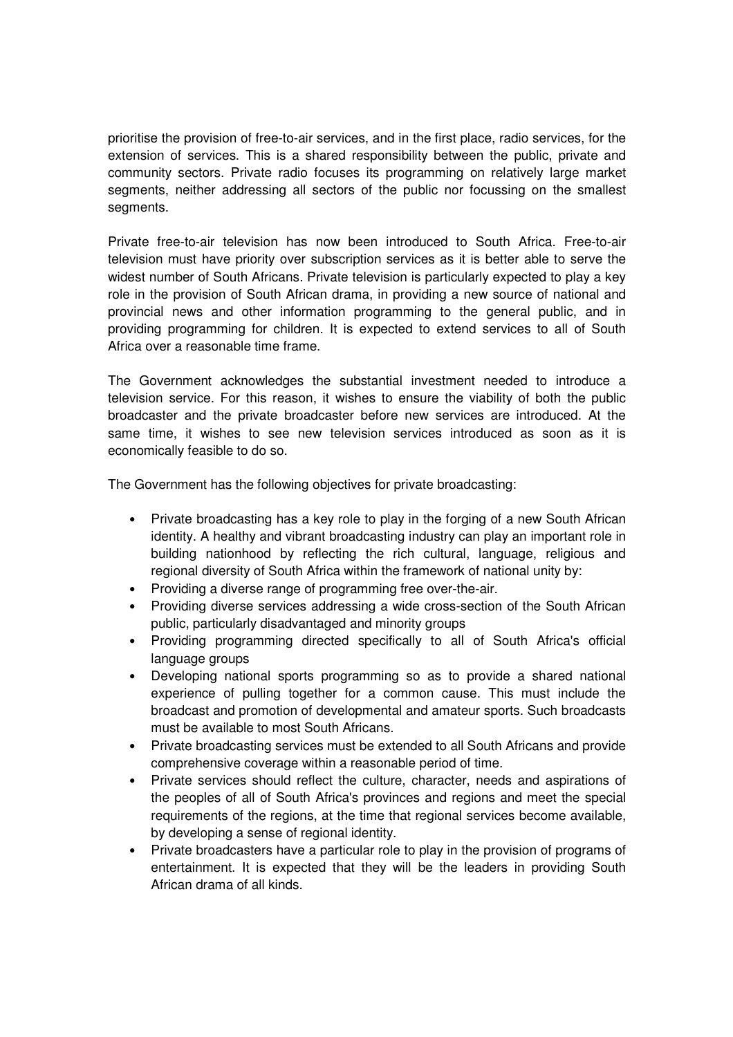prioritise the provision of free-to-air services, and in the first place, radio services, for the extension of services. This is a shared responsibility between the public, private and community sectors. Private radio focuses its programming on relatively large market segments, neither addressing all sectors of the public nor focussing on the smallest segments.

Private free-to-air television has now been introduced to South Africa. Free-to-air television must have priority over subscription services as it is better able to serve the widest number of South Africans. Private television is particularly expected to play a key role in the provision of South African drama, in providing a new source of national and provincial news and other information programming to the general public, and in providing programming for children. It is expected to extend services to all of South Africa over a reasonable time frame.

The Government acknowledges the substantial investment needed to introduce a television service. For this reason, it wishes to ensure the viability of both the public broadcaster and the private broadcaster before new services are introduced. At the same time, it wishes to see new television services introduced as soon as it is economically feasible to do so.

The Government has the following objectives for private broadcasting:

- Private broadcasting has a key role to play in the forging of a new South African identity. A healthy and vibrant broadcasting industry can play an important role in building nationhood by reflecting the rich cultural, language, religious and regional diversity of South Africa within the framework of national unity by:
- Providing a diverse range of programming free over-the-air.
- Providing diverse services addressing a wide cross-section of the South African public, particularly disadvantaged and minority groups
- Providing programming directed specifically to all of South Africa's official language groups
- Developing national sports programming so as to provide a shared national experience of pulling together for a common cause. This must include the broadcast and promotion of developmental and amateur sports. Such broadcasts must be available to most South Africans.
- Private broadcasting services must be extended to all South Africans and provide comprehensive coverage within a reasonable period of time.
- Private services should reflect the culture, character, needs and aspirations of the peoples of all of South Africa's provinces and regions and meet the special requirements of the regions, at the time that regional services become available, by developing a sense of regional identity.
- Private broadcasters have a particular role to play in the provision of programs of entertainment. It is expected that they will be the leaders in providing South African drama of all kinds.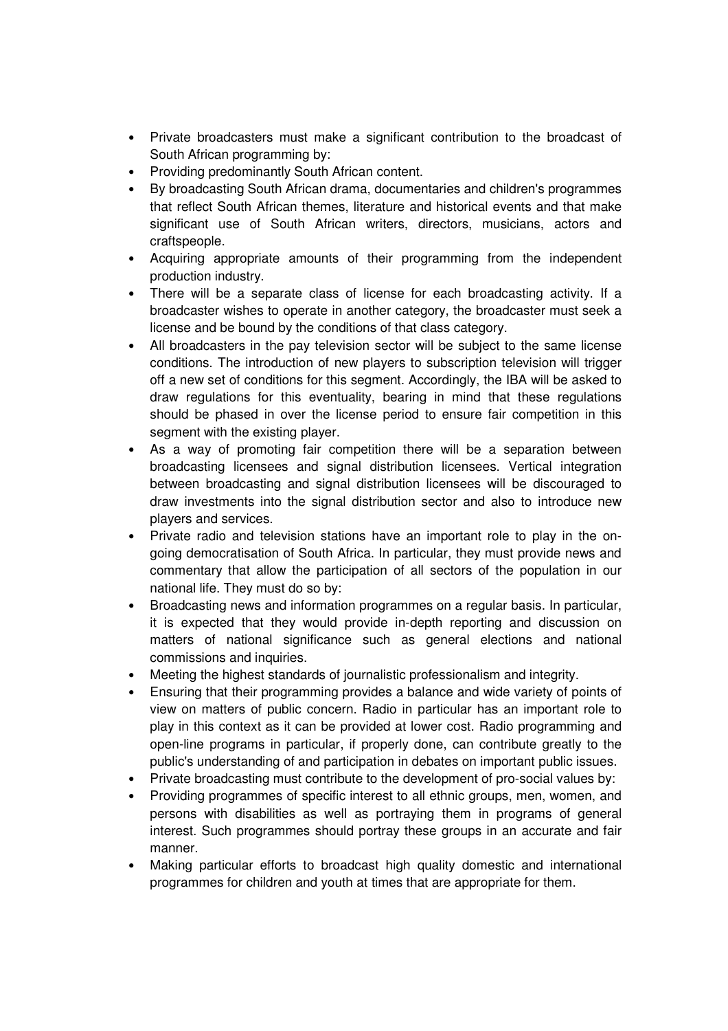- Private broadcasters must make a significant contribution to the broadcast of South African programming by:
- Providing predominantly South African content.
- By broadcasting South African drama, documentaries and children's programmes that reflect South African themes, literature and historical events and that make significant use of South African writers, directors, musicians, actors and craftspeople.
- Acquiring appropriate amounts of their programming from the independent production industry.
- There will be a separate class of license for each broadcasting activity. If a broadcaster wishes to operate in another category, the broadcaster must seek a license and be bound by the conditions of that class category.
- All broadcasters in the pay television sector will be subject to the same license conditions. The introduction of new players to subscription television will trigger off a new set of conditions for this segment. Accordingly, the IBA will be asked to draw regulations for this eventuality, bearing in mind that these regulations should be phased in over the license period to ensure fair competition in this segment with the existing player.
- As a way of promoting fair competition there will be a separation between broadcasting licensees and signal distribution licensees. Vertical integration between broadcasting and signal distribution licensees will be discouraged to draw investments into the signal distribution sector and also to introduce new players and services.
- Private radio and television stations have an important role to play in the on-going democratisation of South Africa. In particular, they must provide news and commentary that allow the participation of all sectors of the population in our national life. They must do so by:
- Broadcasting news and information programmes on a regular basis. In particular, it is expected that they would provide in-depth reporting and discussion on matters of national significance such as general elections and national commissions and inquiries.
- Meeting the highest standards of journalistic professionalism and integrity.
- Ensuring that their programming provides a balance and wide variety of points of view on matters of public concern. Radio in particular has an important role to play in this context as it can be provided at lower cost. Radio programming and open-line programs in particular, if properly done, can contribute greatly to the public's understanding of and participation in debates on important public issues.
- Private broadcasting must contribute to the development of pro-social values by:
- Providing programmes of specific interest to all ethnic groups, men, women, and persons with disabilities as well as portraying them in programs of general interest. Such programmes should portray these groups in an accurate and fair manner.
- Making particular efforts to broadcast high quality domestic and international programmes for children and youth at times that are appropriate for them.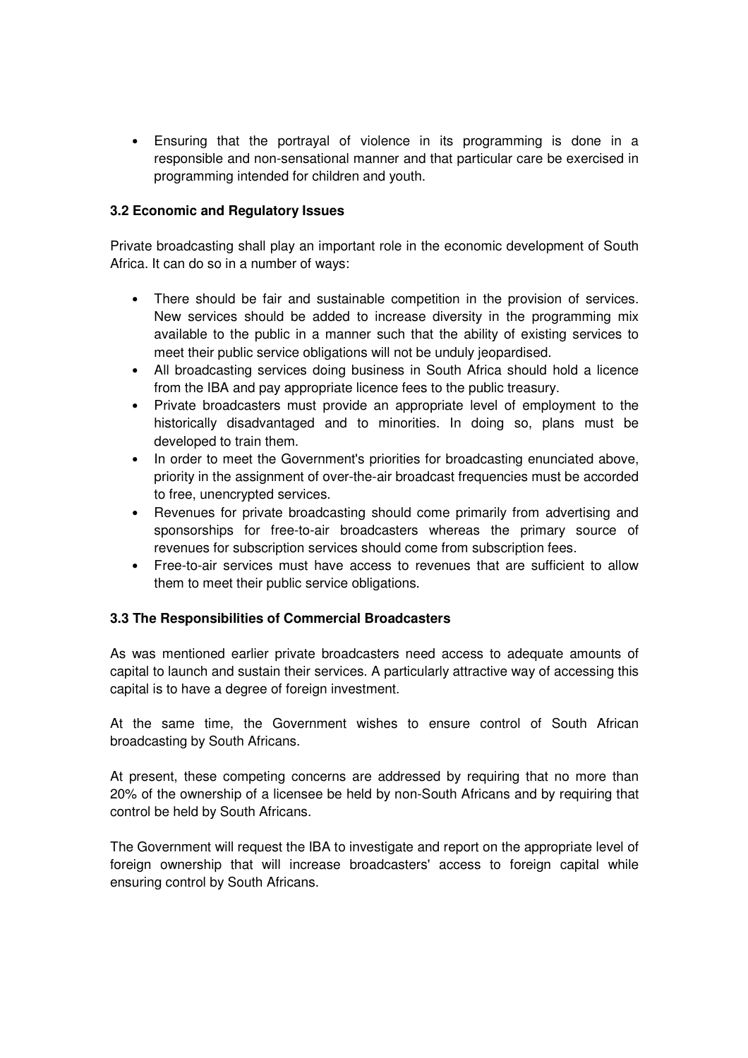- Ensuring that the portrayal of violence in its programming is done in a responsible and non-sensational manner and that particular care be exercised in programming intended for children and youth.

### 3.2 Economic and Regulatory Issues

Private broadcasting shall play an important role in the economic development of South Africa. It can do so in a number of ways:

- There should be fair and sustainable competition in the provision of services. New services should be added to increase diversity in the programming mix available to the public in a manner such that the ability of existing services to meet their public service obligations will not be unduly jeopardised.
- All broadcasting services doing business in South Africa should hold a licence from the IBA and pay appropriate licence fees to the public treasury.
- Private broadcasters must provide an appropriate level of employment to the historically disadvantaged and to minorities. In doing so, plans must be developed to train them.
- In order to meet the Government's priorities for broadcasting enunciated above, priority in the assignment of over-the-air broadcast frequencies must be accorded to free, unencrypted services.
- Revenues for private broadcasting should come primarily from advertising and sponsorships for free-to-air broadcasters whereas the primary source of revenues for subscription services should come from subscription fees.
- Free-to-air services must have access to revenues that are sufficient to allow them to meet their public service obligations.

### 3.3 The Responsibilities of Commercial Broadcasters

As was mentioned earlier private broadcasters need access to adequate amounts of capital to launch and sustain their services. A particularly attractive way of accessing this capital is to have a degree of foreign investment.

At the same time, the Government wishes to ensure control of South African broadcasting by South Africans.

At present, these competing concerns are addressed by requiring that no more than 20% of the ownership of a licensee be held by non-South Africans and by requiring that control be held by South Africans.

The Government will request the IBA to investigate and report on the appropriate level of foreign ownership that will increase broadcasters' access to foreign capital while ensuring control by South Africans.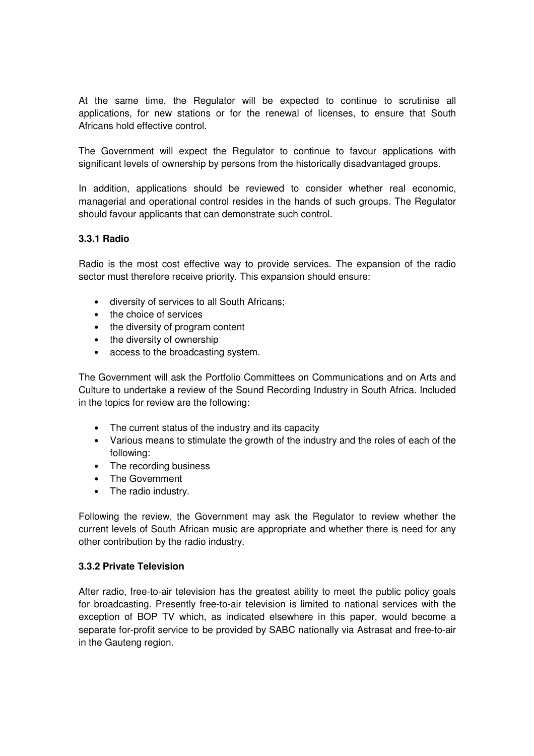At the same time, the Regulator will be expected to continue to scrutinise all applications, for new stations or for the renewal of licenses, to ensure that South Africans hold effective control.

The Government will expect the Regulator to continue to favour applications with significant levels of ownership by persons from the historically disadvantaged groups.

In addition, applications should be reviewed to consider whether real economic, managerial and operational control resides in the hands of such groups. The Regulator should favour applicants that can demonstrate such control.

### 3.3.1 Radio

Radio is the most cost effective way to provide services. The expansion of the radio sector must therefore receive priority. This expansion should ensure:

- diversity of services to all South Africans;
- the choice of services
- the diversity of program content
- the diversity of ownership
- access to the broadcasting system.

The Government will ask the Portfolio Committees on Communications and on Arts and Culture to undertake a review of the Sound Recording Industry in South Africa. Included in the topics for review are the following:

- The current status of the industry and its capacity
- Various means to stimulate the growth of the industry and the roles of each of the following:
- The recording business
- The Government
- The radio industry.

Following the review, the Government may ask the Regulator to review whether the current levels of South African music are appropriate and whether there is need for any other contribution by the radio industry.

### 3.3.2 Private Television

After radio, free-to-air television has the greatest ability to meet the public policy goals for broadcasting. Presently free-to-air television is limited to national services with the exception of BOP TV which, as indicated elsewhere in this paper, would become a separate for-profit service to be provided by SABC nationally via Astrasat and free-to-air in the Gauteng region.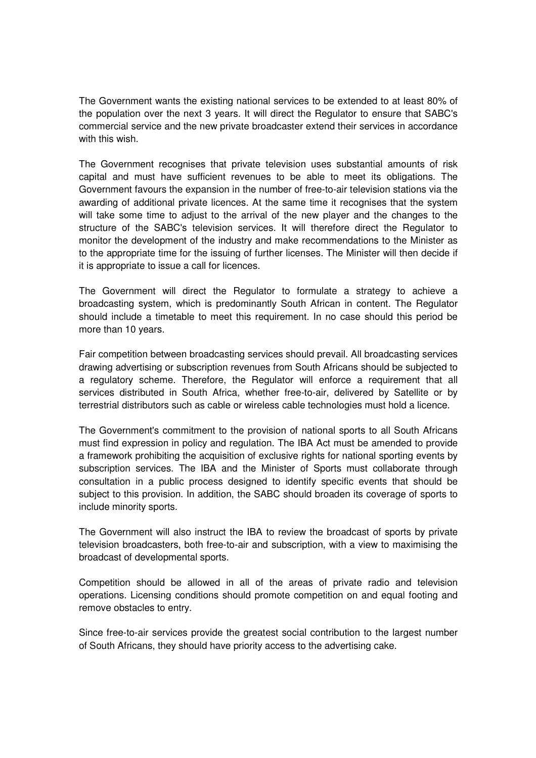The Government wants the existing national services to be extended to at least 80% of the population over the next 3 years. It will direct the Regulator to ensure that SABC's commercial service and the new private broadcaster extend their services in accordance with this wish.

The Government recognises that private television uses substantial amounts of risk capital and must have sufficient revenues to be able to meet its obligations. The Government favours the expansion in the number of free-to-air television stations via the awarding of additional private licences. At the same time it recognises that the system will take some time to adjust to the arrival of the new player and the changes to the structure of the SABC's television services. It will therefore direct the Regulator to monitor the development of the industry and make recommendations to the Minister as to the appropriate time for the issuing of further licenses. The Minister will then decide if it is appropriate to issue a call for licences.

The Government will direct the Regulator to formulate a strategy to achieve a broadcasting system, which is predominantly South African in content. The Regulator should include a timetable to meet this requirement. In no case should this period be more than 10 years.

Fair competition between broadcasting services should prevail. All broadcasting services drawing advertising or subscription revenues from South Africans should be subjected to a regulatory scheme. Therefore, the Regulator will enforce a requirement that all services distributed in South Africa, whether free-to-air, delivered by Satellite or by terrestrial distributors such as cable or wireless cable technologies must hold a licence.

The Government's commitment to the provision of national sports to all South Africans must find expression in policy and regulation. The IBA Act must be amended to provide a framework prohibiting the acquisition of exclusive rights for national sporting events by subscription services. The IBA and the Minister of Sports must collaborate through consultation in a public process designed to identify specific events that should be subject to this provision. In addition, the SABC should broaden its coverage of sports to include minority sports.

The Government will also instruct the IBA to review the broadcast of sports by private television broadcasters, both free-to-air and subscription, with a view to maximising the broadcast of developmental sports.

Competition should be allowed in all of the areas of private radio and television operations. Licensing conditions should promote competition on and equal footing and remove obstacles to entry.

Since free-to-air services provide the greatest social contribution to the largest number of South Africans, they should have priority access to the advertising cake.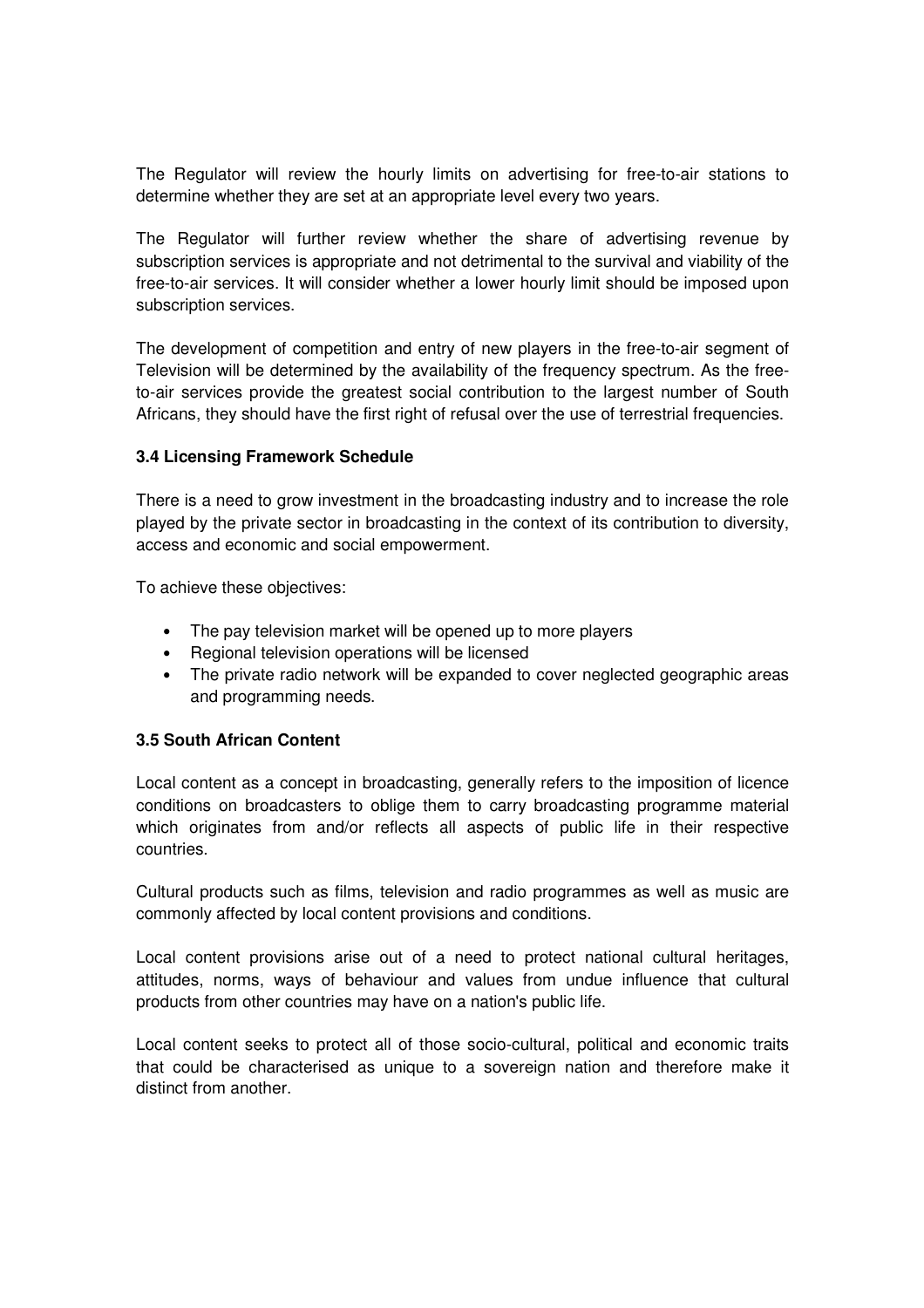The Regulator will review the hourly limits on advertising for free-to-air stations to determine whether they are set at an appropriate level every two years.

The Regulator will further review whether the share of advertising revenue by subscription services is appropriate and not detrimental to the survival and viability of the free-to-air services. It will consider whether a lower hourly limit should be imposed upon subscription services.

The development of competition and entry of new players in the free-to-air segment of Television will be determined by the availability of the frequency spectrum. As the free-to-air services provide the greatest social contribution to the largest number of South Africans, they should have the first right of refusal over the use of terrestrial frequencies.

### 3.4 Licensing Framework Schedule

There is a need to grow investment in the broadcasting industry and to increase the role played by the private sector in broadcasting in the context of its contribution to diversity, access and economic and social empowerment.

To achieve these objectives:

- The pay television market will be opened up to more players
- Regional television operations will be licensed
- The private radio network will be expanded to cover neglected geographic areas and programming needs.

### 3.5 South African Content

Local content as a concept in broadcasting, generally refers to the imposition of licence conditions on broadcasters to oblige them to carry broadcasting programme material which originates from and/or reflects all aspects of public life in their respective countries.

Cultural products such as films, television and radio programmes as well as music are commonly affected by local content provisions and conditions.

Local content provisions arise out of a need to protect national cultural heritages, attitudes, norms, ways of behaviour and values from undue influence that cultural products from other countries may have on a nation's public life.

Local content seeks to protect all of those socio-cultural, political and economic traits that could be characterised as unique to a sovereign nation and therefore make it distinct from another.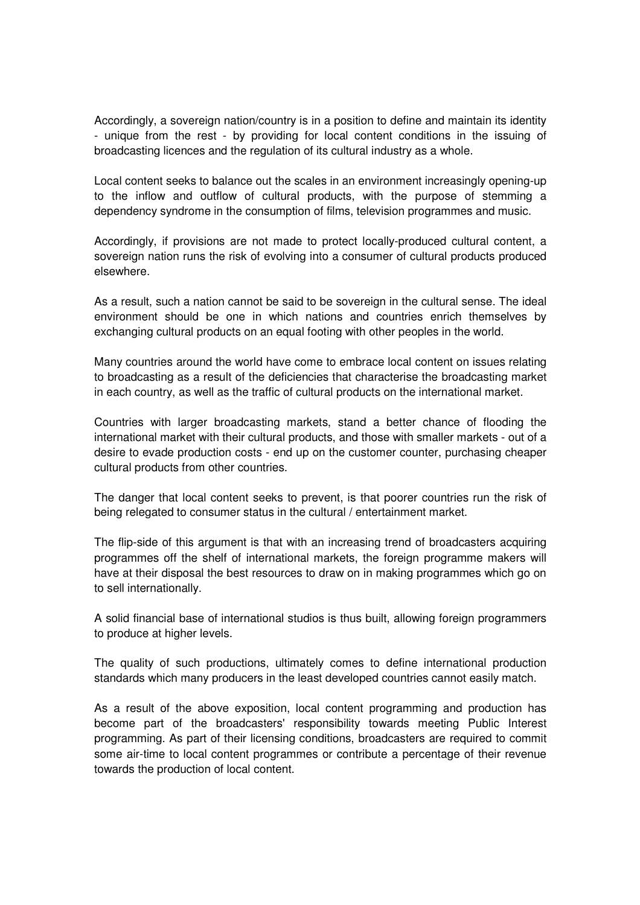Accordingly, a sovereign nation/country is in a position to define and maintain its identity - unique from the rest - by providing for local content conditions in the issuing of broadcasting licences and the regulation of its cultural industry as a whole.

Local content seeks to balance out the scales in an environment increasingly opening-up to the inflow and outflow of cultural products, with the purpose of stemming a dependency syndrome in the consumption of films, television programmes and music.

Accordingly, if provisions are not made to protect locally-produced cultural content, a sovereign nation runs the risk of evolving into a consumer of cultural products produced elsewhere.

As a result, such a nation cannot be said to be sovereign in the cultural sense. The ideal environment should be one in which nations and countries enrich themselves by exchanging cultural products on an equal footing with other peoples in the world.

Many countries around the world have come to embrace local content on issues relating to broadcasting as a result of the deficiencies that characterise the broadcasting market in each country, as well as the traffic of cultural products on the international market.

Countries with larger broadcasting markets, stand a better chance of flooding the international market with their cultural products, and those with smaller markets - out of a desire to evade production costs - end up on the customer counter, purchasing cheaper cultural products from other countries.

The danger that local content seeks to prevent, is that poorer countries run the risk of being relegated to consumer status in the cultural / entertainment market.

The flip-side of this argument is that with an increasing trend of broadcasters acquiring programmes off the shelf of international markets, the foreign programme makers will have at their disposal the best resources to draw on in making programmes which go on to sell internationally.

A solid financial base of international studios is thus built, allowing foreign programmers to produce at higher levels.

The quality of such productions, ultimately comes to define international production standards which many producers in the least developed countries cannot easily match.

As a result of the above exposition, local content programming and production has become part of the broadcasters' responsibility towards meeting Public Interest programming. As part of their licensing conditions, broadcasters are required to commit some air-time to local content programmes or contribute a percentage of their revenue towards the production of local content.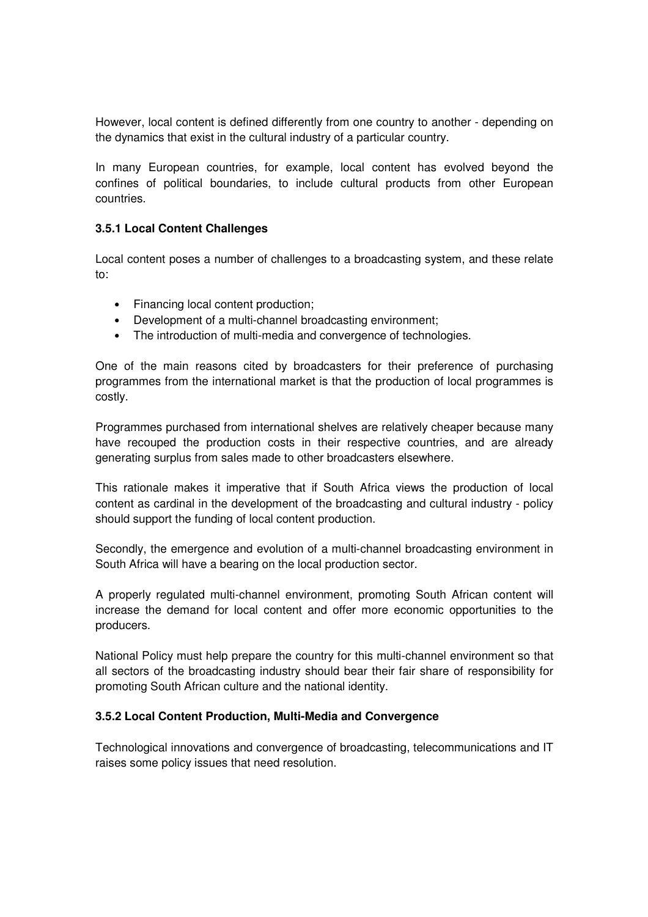However, local content is defined differently from one country to another - depending on the dynamics that exist in the cultural industry of a particular country.

In many European countries, for example, local content has evolved beyond the confines of political boundaries, to include cultural products from other European countries.

### 3.5.1 Local Content Challenges

Local content poses a number of challenges to a broadcasting system, and these relate to:

- Financing local content production;
- Development of a multi-channel broadcasting environment;
- The introduction of multi-media and convergence of technologies.

One of the main reasons cited by broadcasters for their preference of purchasing programmes from the international market is that the production of local programmes is costly.

Programmes purchased from international shelves are relatively cheaper because many have recouped the production costs in their respective countries, and are already generating surplus from sales made to other broadcasters elsewhere.

This rationale makes it imperative that if South Africa views the production of local content as cardinal in the development of the broadcasting and cultural industry - policy should support the funding of local content production.

Secondly, the emergence and evolution of a multi-channel broadcasting environment in South Africa will have a bearing on the local production sector.

A properly regulated multi-channel environment, promoting South African content will increase the demand for local content and offer more economic opportunities to the producers.

National Policy must help prepare the country for this multi-channel environment so that all sectors of the broadcasting industry should bear their fair share of responsibility for promoting South African culture and the national identity.

### 3.5.2 Local Content Production, Multi-Media and Convergence

Technological innovations and convergence of broadcasting, telecommunications and IT raises some policy issues that need resolution.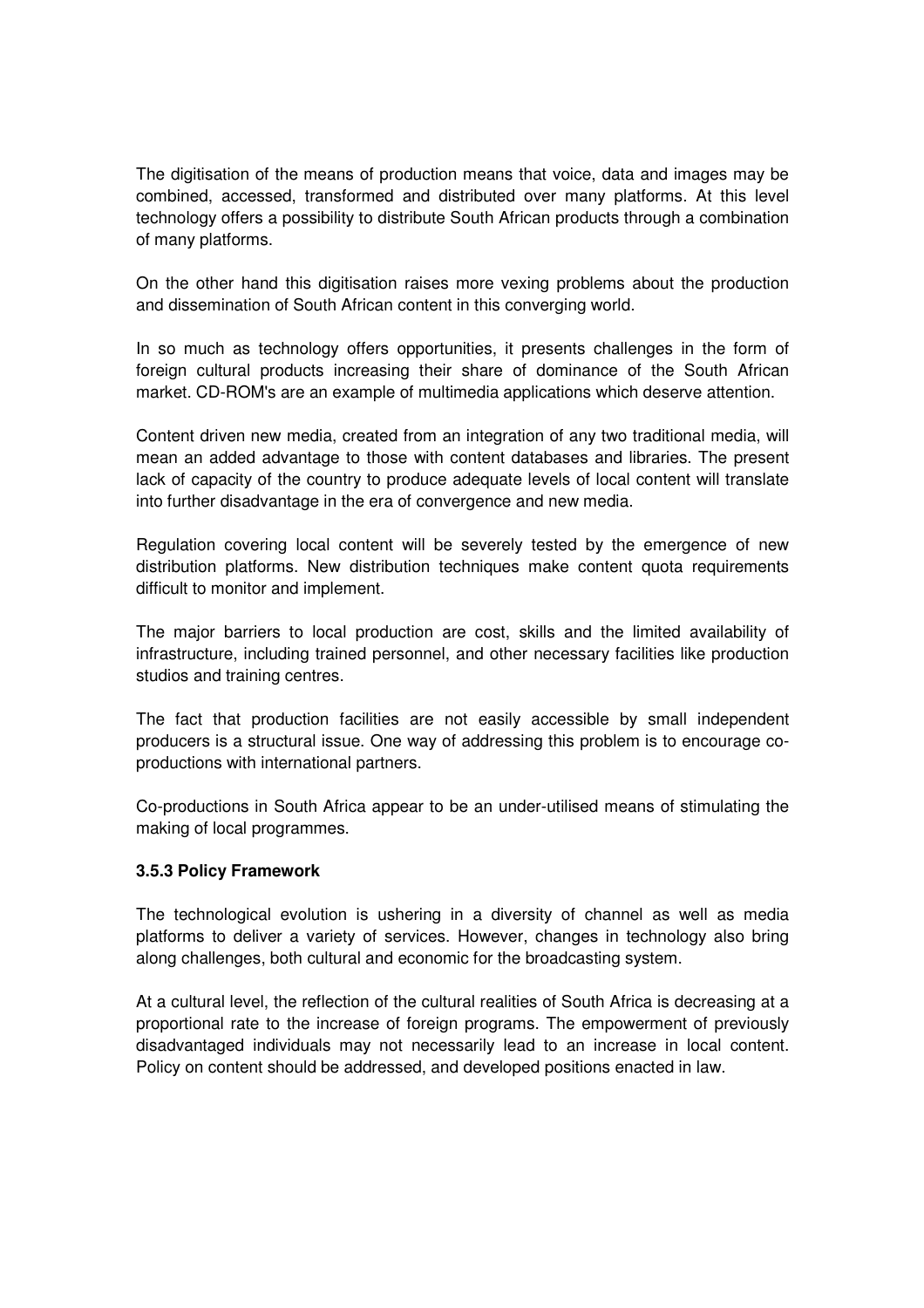The digitisation of the means of production means that voice, data and images may be combined, accessed, transformed and distributed over many platforms. At this level technology offers a possibility to distribute South African products through a combination of many platforms.

On the other hand this digitisation raises more vexing problems about the production and dissemination of South African content in this converging world.

In so much as technology offers opportunities, it presents challenges in the form of foreign cultural products increasing their share of dominance of the South African market. CD-ROM's are an example of multimedia applications which deserve attention.

Content driven new media, created from an integration of any two traditional media, will mean an added advantage to those with content databases and libraries. The present lack of capacity of the country to produce adequate levels of local content will translate into further disadvantage in the era of convergence and new media.

Regulation covering local content will be severely tested by the emergence of new distribution platforms. New distribution techniques make content quota requirements difficult to monitor and implement.

The major barriers to local production are cost, skills and the limited availability of infrastructure, including trained personnel, and other necessary facilities like production studios and training centres.

The fact that production facilities are not easily accessible by small independent producers is a structural issue. One way of addressing this problem is to encourage co-productions with international partners.

Co-productions in South Africa appear to be an under-utilised means of stimulating the making of local programmes.

**3.5.3 Policy Framework**

The technological evolution is ushering in a diversity of channel as well as media platforms to deliver a variety of services. However, changes in technology also bring along challenges, both cultural and economic for the broadcasting system.

At a cultural level, the reflection of the cultural realities of South Africa is decreasing at a proportional rate to the increase of foreign programs. The empowerment of previously disadvantaged individuals may not necessarily lead to an increase in local content. Policy on content should be addressed, and developed positions enacted in law.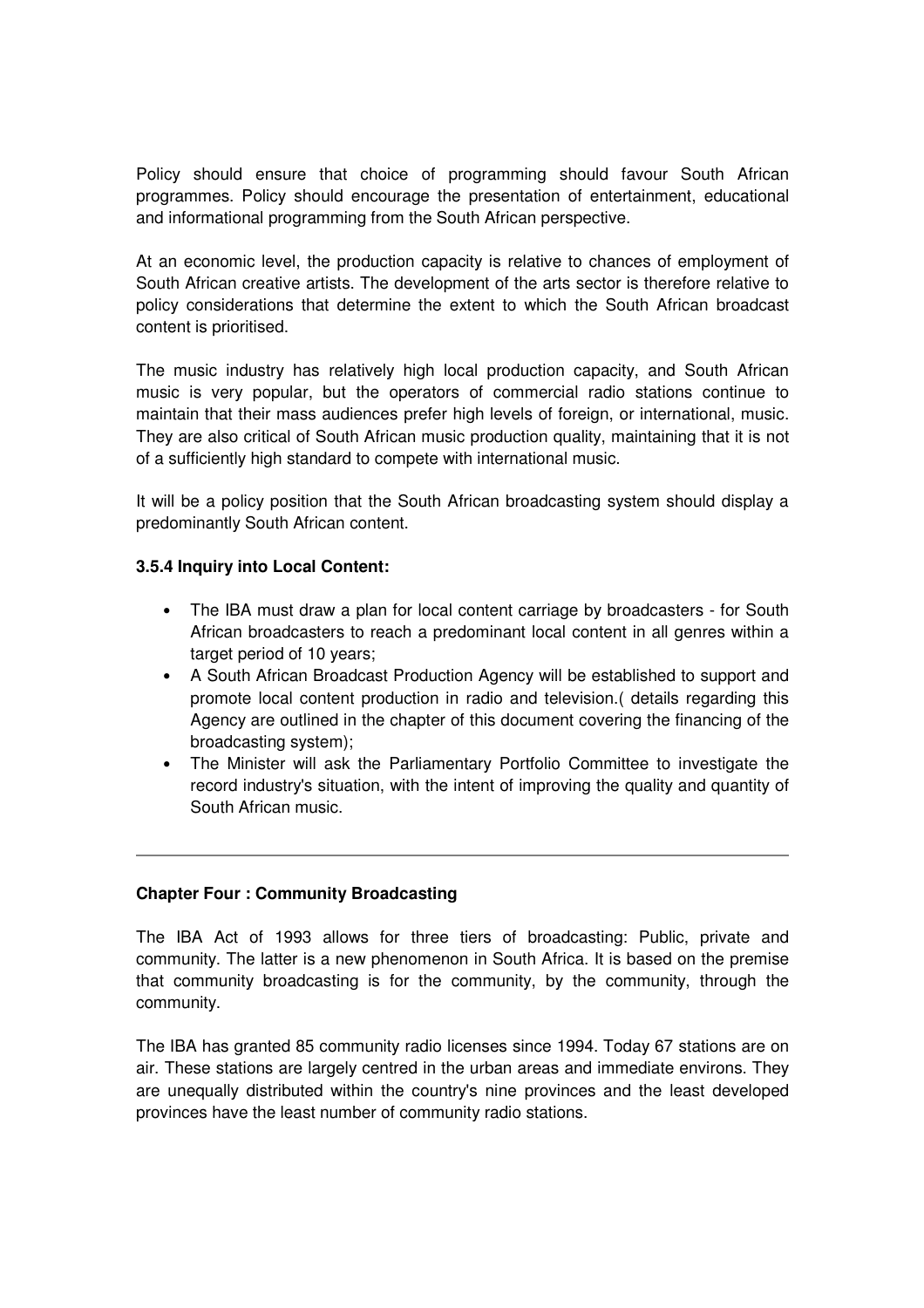Policy should ensure that choice of programming should favour South African programmes. Policy should encourage the presentation of entertainment, educational and informational programming from the South African perspective.

At an economic level, the production capacity is relative to chances of employment of South African creative artists. The development of the arts sector is therefore relative to policy considerations that determine the extent to which the South African broadcast content is prioritised.

The music industry has relatively high local production capacity, and South African music is very popular, but the operators of commercial radio stations continue to maintain that their mass audiences prefer high levels of foreign, or international, music. They are also critical of South African music production quality, maintaining that it is not of a sufficiently high standard to compete with international music.

It will be a policy position that the South African broadcasting system should display a predominantly South African content.

**3.5.4 Inquiry into Local Content:**

- The IBA must draw a plan for local content carriage by broadcasters - for South African broadcasters to reach a predominant local content in all genres within a target period of 10 years;
- A South African Broadcast Production Agency will be established to support and promote local content production in radio and television.( details regarding this Agency are outlined in the chapter of this document covering the financing of the broadcasting system);
- The Minister will ask the Parliamentary Portfolio Committee to investigate the record industry's situation, with the intent of improving the quality and quantity of South African music.

---

## Chapter Four : Community Broadcasting

The IBA Act of 1993 allows for three tiers of broadcasting: Public, private and community. The latter is a new phenomenon in South Africa. It is based on the premise that community broadcasting is for the community, by the community, through the community.

The IBA has granted 85 community radio licenses since 1994. Today 67 stations are on air. These stations are largely centred in the urban areas and immediate environs. They are unequally distributed within the country's nine provinces and the least developed provinces have the least number of community radio stations.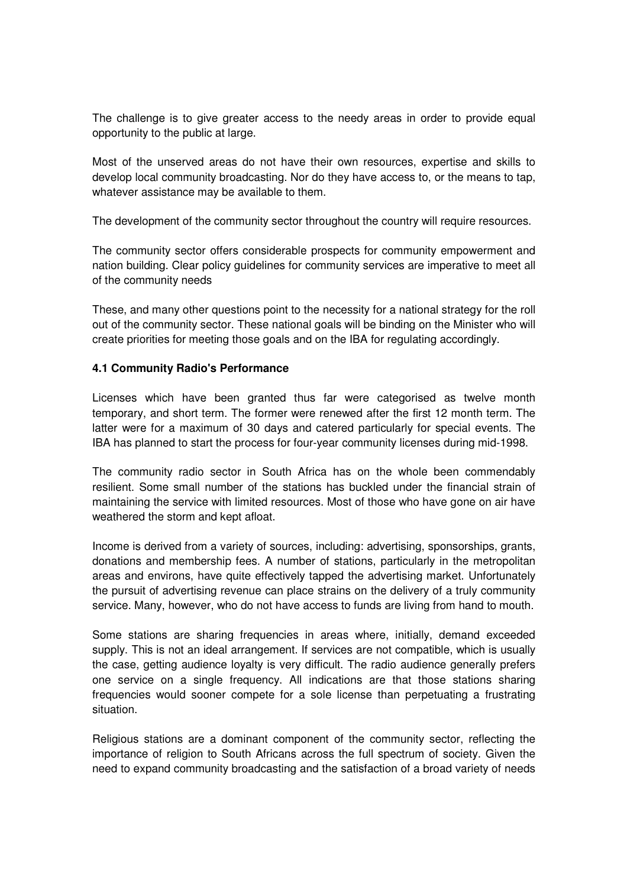The challenge is to give greater access to the needy areas in order to provide equal opportunity to the public at large.

Most of the unserved areas do not have their own resources, expertise and skills to develop local community broadcasting. Nor do they have access to, or the means to tap, whatever assistance may be available to them.

The development of the community sector throughout the country will require resources.

The community sector offers considerable prospects for community empowerment and nation building. Clear policy guidelines for community services are imperative to meet all of the community needs

These, and many other questions point to the necessity for a national strategy for the roll out of the community sector. These national goals will be binding on the Minister who will create priorities for meeting those goals and on the IBA for regulating accordingly.

#### 4.1 Community Radio's Performance

Licenses which have been granted thus far were categorised as twelve month temporary, and short term. The former were renewed after the first 12 month term. The latter were for a maximum of 30 days and catered particularly for special events. The IBA has planned to start the process for four-year community licenses during mid-1998.

The community radio sector in South Africa has on the whole been commendably resilient. Some small number of the stations has buckled under the financial strain of maintaining the service with limited resources. Most of those who have gone on air have weathered the storm and kept afloat.

Income is derived from a variety of sources, including: advertising, sponsorships, grants, donations and membership fees. A number of stations, particularly in the metropolitan areas and environs, have quite effectively tapped the advertising market. Unfortunately the pursuit of advertising revenue can place strains on the delivery of a truly community service. Many, however, who do not have access to funds are living from hand to mouth.

Some stations are sharing frequencies in areas where, initially, demand exceeded supply. This is not an ideal arrangement. If services are not compatible, which is usually the case, getting audience loyalty is very difficult. The radio audience generally prefers one service on a single frequency. All indications are that those stations sharing frequencies would sooner compete for a sole license than perpetuating a frustrating situation.

Religious stations are a dominant component of the community sector, reflecting the importance of religion to South Africans across the full spectrum of society. Given the need to expand community broadcasting and the satisfaction of a broad variety of needs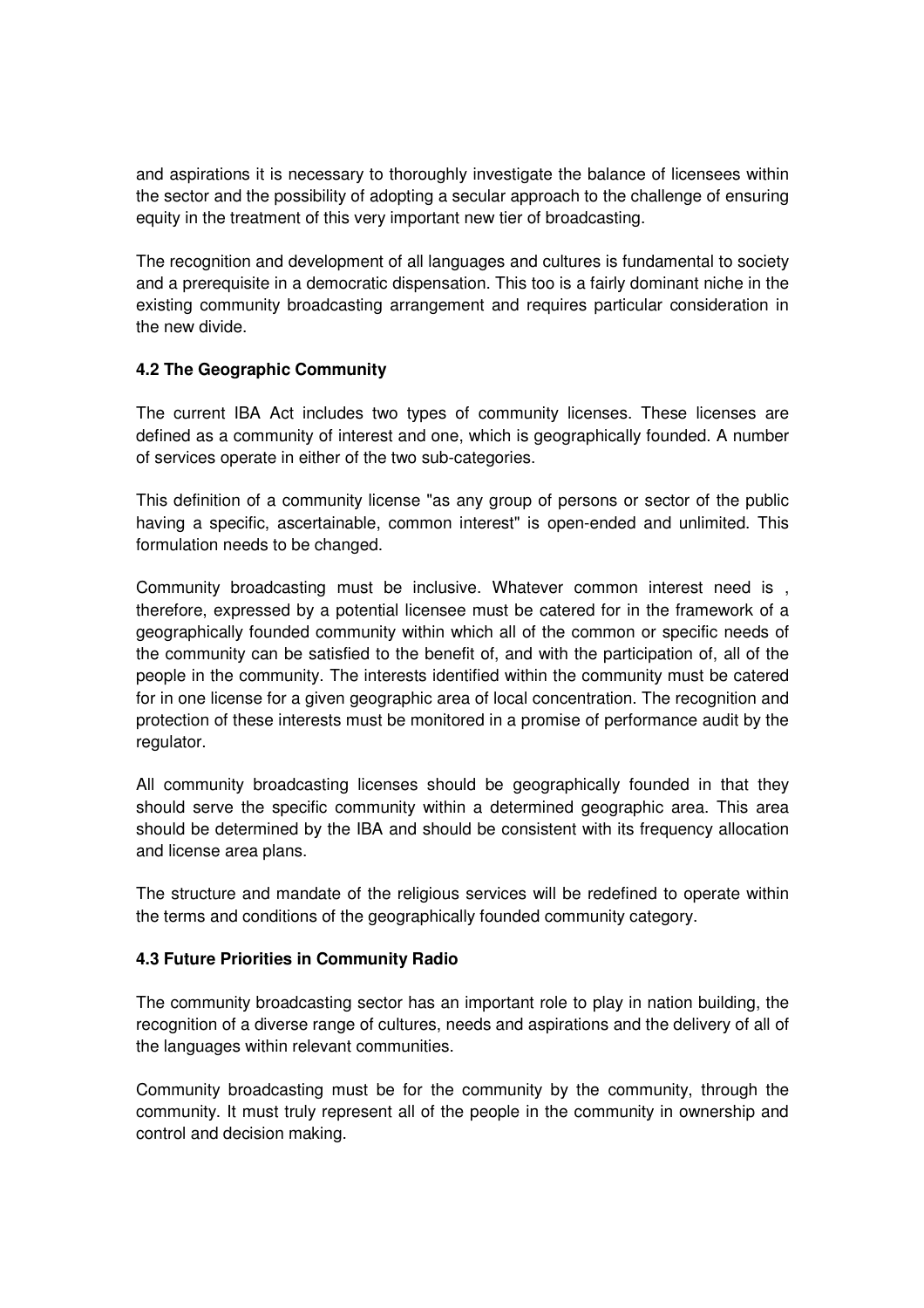and aspirations it is necessary to thoroughly investigate the balance of licensees within the sector and the possibility of adopting a secular approach to the challenge of ensuring equity in the treatment of this very important new tier of broadcasting.

The recognition and development of all languages and cultures is fundamental to society and a prerequisite in a democratic dispensation. This too is a fairly dominant niche in the existing community broadcasting arrangement and requires particular consideration in the new divide.

**4.2 The Geographic Community**

The current IBA Act includes two types of community licenses. These licenses are defined as a community of interest and one, which is geographically founded. A number of services operate in either of the two sub-categories.

This definition of a community license "as any group of persons or sector of the public having a specific, ascertainable, common interest" is open-ended and unlimited. This formulation needs to be changed.

Community broadcasting must be inclusive. Whatever common interest need is , therefore, expressed by a potential licensee must be catered for in the framework of a geographically founded community within which all of the common or specific needs of the community can be satisfied to the benefit of, and with the participation of, all of the people in the community. The interests identified within the community must be catered for in one license for a given geographic area of local concentration. The recognition and protection of these interests must be monitored in a promise of performance audit by the regulator.

All community broadcasting licenses should be geographically founded in that they should serve the specific community within a determined geographic area. This area should be determined by the IBA and should be consistent with its frequency allocation and license area plans.

The structure and mandate of the religious services will be redefined to operate within the terms and conditions of the geographically founded community category.

**4.3 Future Priorities in Community Radio**

The community broadcasting sector has an important role to play in nation building, the recognition of a diverse range of cultures, needs and aspirations and the delivery of all of the languages within relevant communities.

Community broadcasting must be for the community by the community, through the community. It must truly represent all of the people in the community in ownership and control and decision making.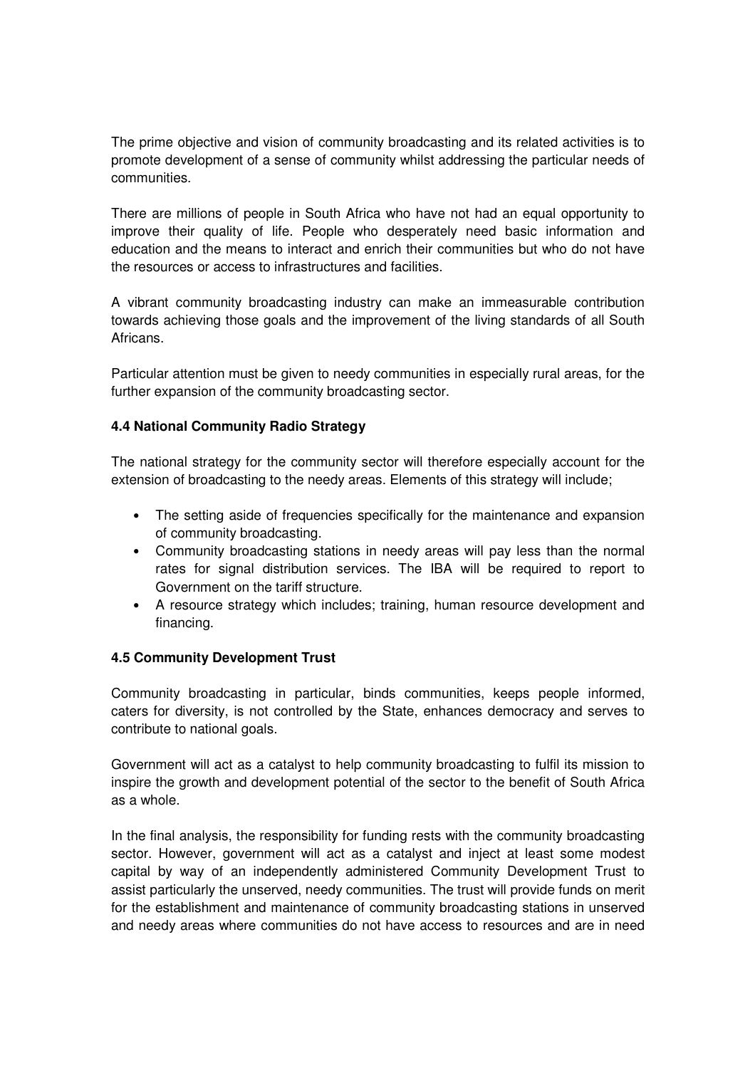The prime objective and vision of community broadcasting and its related activities is to promote development of a sense of community whilst addressing the particular needs of communities.

There are millions of people in South Africa who have not had an equal opportunity to improve their quality of life. People who desperately need basic information and education and the means to interact and enrich their communities but who do not have the resources or access to infrastructures and facilities.

A vibrant community broadcasting industry can make an immeasurable contribution towards achieving those goals and the improvement of the living standards of all South Africans.

Particular attention must be given to needy communities in especially rural areas, for the further expansion of the community broadcasting sector.

**4.4 National Community Radio Strategy**

The national strategy for the community sector will therefore especially account for the extension of broadcasting to the needy areas. Elements of this strategy will include;

- The setting aside of frequencies specifically for the maintenance and expansion of community broadcasting.
- Community broadcasting stations in needy areas will pay less than the normal rates for signal distribution services. The IBA will be required to report to Government on the tariff structure.
- A resource strategy which includes; training, human resource development and financing.

**4.5 Community Development Trust**

Community broadcasting in particular, binds communities, keeps people informed, caters for diversity, is not controlled by the State, enhances democracy and serves to contribute to national goals.

Government will act as a catalyst to help community broadcasting to fulfil its mission to inspire the growth and development potential of the sector to the benefit of South Africa as a whole.

In the final analysis, the responsibility for funding rests with the community broadcasting sector. However, government will act as a catalyst and inject at least some modest capital by way of an independently administered Community Development Trust to assist particularly the unserved, needy communities. The trust will provide funds on merit for the establishment and maintenance of community broadcasting stations in unserved and needy areas where communities do not have access to resources and are in need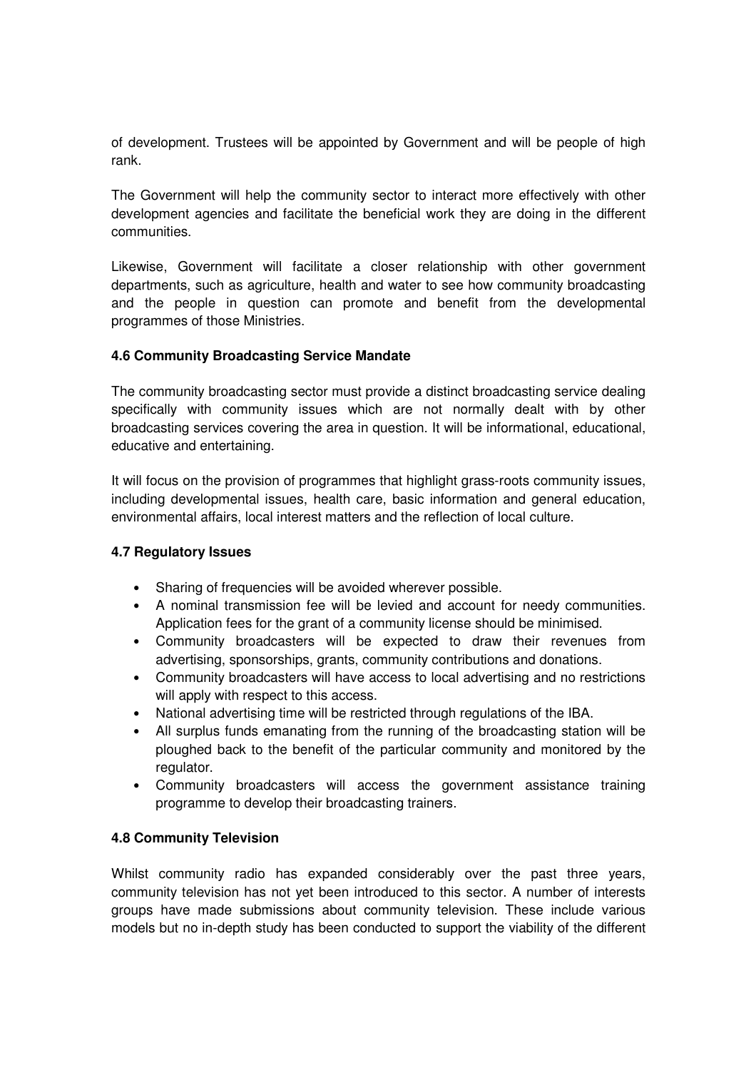of development. Trustees will be appointed by Government and will be people of high rank.

The Government will help the community sector to interact more effectively with other development agencies and facilitate the beneficial work they are doing in the different communities.

Likewise, Government will facilitate a closer relationship with other government departments, such as agriculture, health and water to see how community broadcasting and the people in question can promote and benefit from the developmental programmes of those Ministries.

### 4.6 Community Broadcasting Service Mandate

The community broadcasting sector must provide a distinct broadcasting service dealing specifically with community issues which are not normally dealt with by other broadcasting services covering the area in question. It will be informational, educational, educative and entertaining.

It will focus on the provision of programmes that highlight grass-roots community issues, including developmental issues, health care, basic information and general education, environmental affairs, local interest matters and the reflection of local culture.

### 4.7 Regulatory Issues

- Sharing of frequencies will be avoided wherever possible.
- A nominal transmission fee will be levied and account for needy communities. Application fees for the grant of a community license should be minimised.
- Community broadcasters will be expected to draw their revenues from advertising, sponsorships, grants, community contributions and donations.
- Community broadcasters will have access to local advertising and no restrictions will apply with respect to this access.
- National advertising time will be restricted through regulations of the IBA.
- All surplus funds emanating from the running of the broadcasting station will be ploughed back to the benefit of the particular community and monitored by the regulator.
- Community broadcasters will access the government assistance training programme to develop their broadcasting trainers.

### 4.8 Community Television

Whilst community radio has expanded considerably over the past three years, community television has not yet been introduced to this sector. A number of interests groups have made submissions about community television. These include various models but no in-depth study has been conducted to support the viability of the different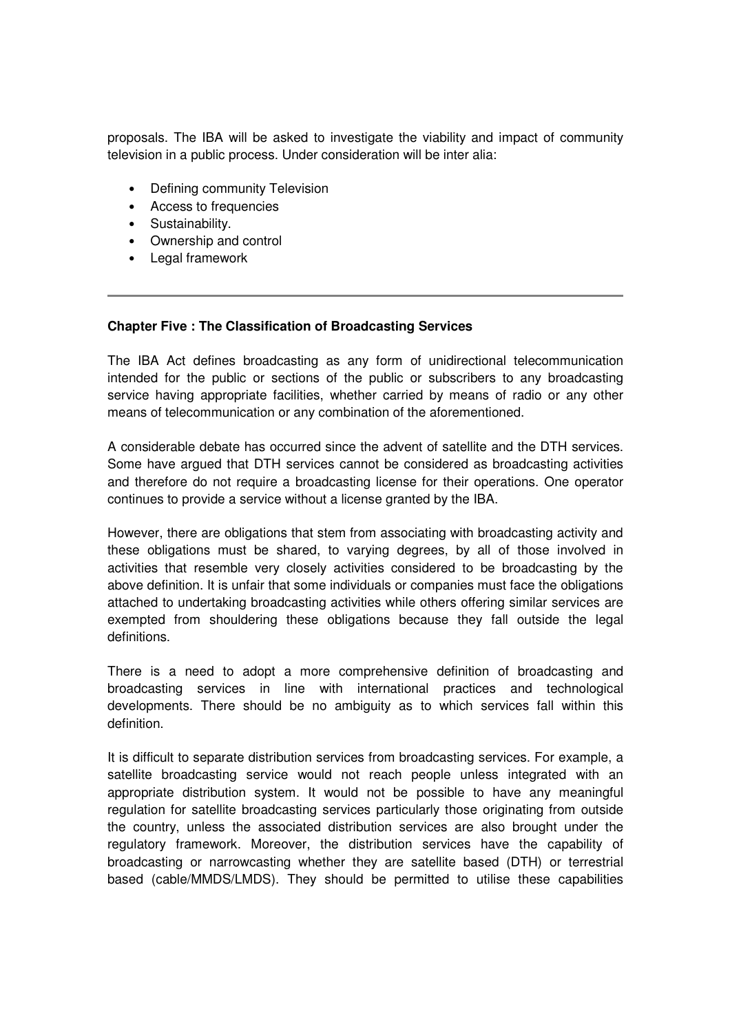proposals. The IBA will be asked to investigate the viability and impact of community television in a public process. Under consideration will be inter alia:

- Defining community Television
- Access to frequencies
- Sustainability.
- Ownership and control
- Legal framework

---

## Chapter Five : The Classification of Broadcasting Services

The IBA Act defines broadcasting as any form of unidirectional telecommunication intended for the public or sections of the public or subscribers to any broadcasting service having appropriate facilities, whether carried by means of radio or any other means of telecommunication or any combination of the aforementioned.

A considerable debate has occurred since the advent of satellite and the DTH services. Some have argued that DTH services cannot be considered as broadcasting activities and therefore do not require a broadcasting license for their operations. One operator continues to provide a service without a license granted by the IBA.

However, there are obligations that stem from associating with broadcasting activity and these obligations must be shared, to varying degrees, by all of those involved in activities that resemble very closely activities considered to be broadcasting by the above definition. It is unfair that some individuals or companies must face the obligations attached to undertaking broadcasting activities while others offering similar services are exempted from shouldering these obligations because they fall outside the legal definitions.

There is a need to adopt a more comprehensive definition of broadcasting and broadcasting services in line with international practices and technological developments. There should be no ambiguity as to which services fall within this definition.

It is difficult to separate distribution services from broadcasting services. For example, a satellite broadcasting service would not reach people unless integrated with an appropriate distribution system. It would not be possible to have any meaningful regulation for satellite broadcasting services particularly those originating from outside the country, unless the associated distribution services are also brought under the regulatory framework. Moreover, the distribution services have the capability of broadcasting or narrowcasting whether they are satellite based (DTH) or terrestrial based (cable/MMDS/LMDS). They should be permitted to utilise these capabilities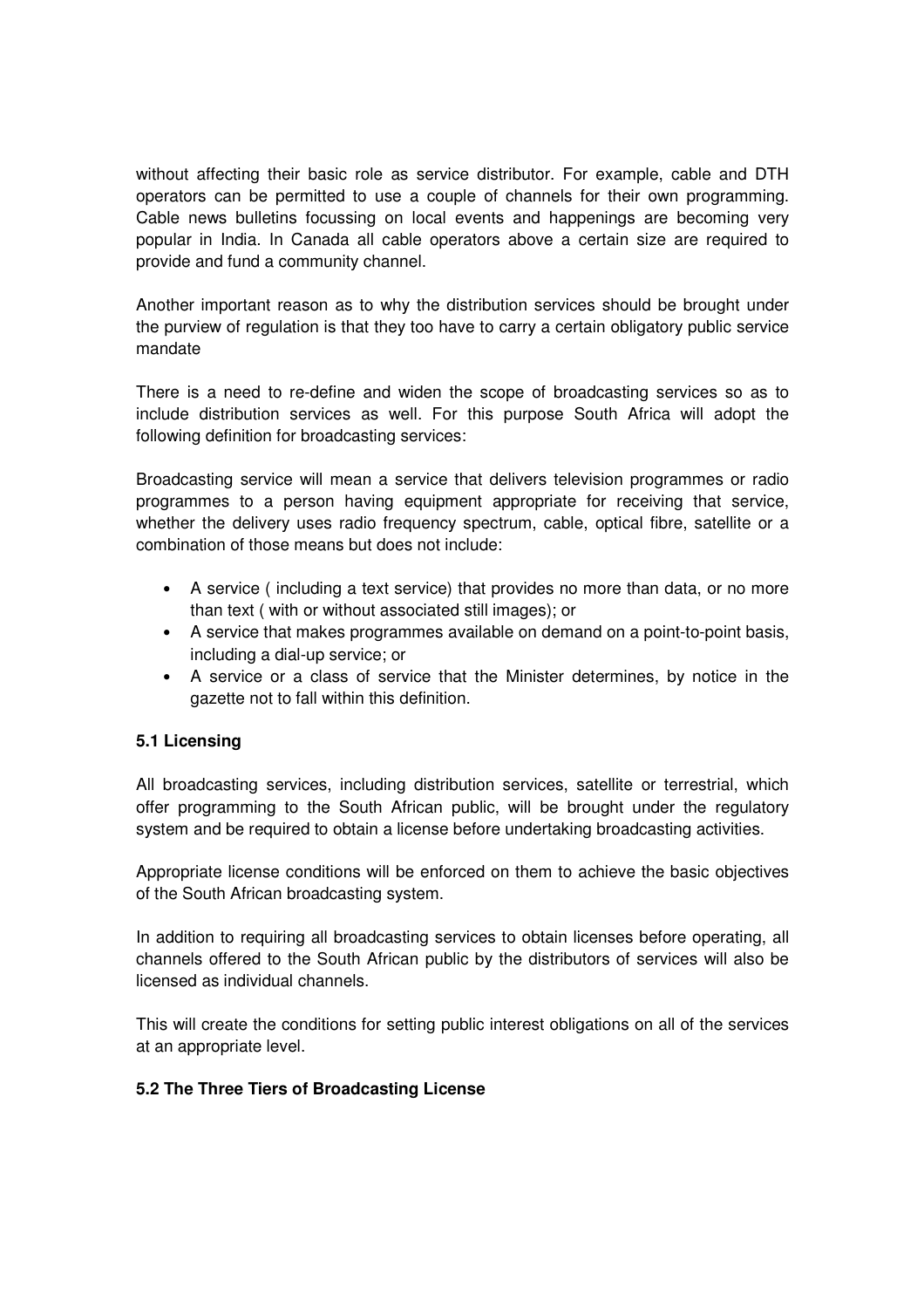without affecting their basic role as service distributor. For example, cable and DTH operators can be permitted to use a couple of channels for their own programming. Cable news bulletins focussing on local events and happenings are becoming very popular in India. In Canada all cable operators above a certain size are required to provide and fund a community channel.

Another important reason as to why the distribution services should be brought under the purview of regulation is that they too have to carry a certain obligatory public service mandate

There is a need to re-define and widen the scope of broadcasting services so as to include distribution services as well. For this purpose South Africa will adopt the following definition for broadcasting services:

Broadcasting service will mean a service that delivers television programmes or radio programmes to a person having equipment appropriate for receiving that service, whether the delivery uses radio frequency spectrum, cable, optical fibre, satellite or a combination of those means but does not include:

- A service ( including a text service) that provides no more than data, or no more than text ( with or without associated still images); or
- A service that makes programmes available on demand on a point-to-point basis, including a dial-up service; or
- A service or a class of service that the Minister determines, by notice in the gazette not to fall within this definition.

### 5.1 Licensing

All broadcasting services, including distribution services, satellite or terrestrial, which offer programming to the South African public, will be brought under the regulatory system and be required to obtain a license before undertaking broadcasting activities.

Appropriate license conditions will be enforced on them to achieve the basic objectives of the South African broadcasting system.

In addition to requiring all broadcasting services to obtain licenses before operating, all channels offered to the South African public by the distributors of services will also be licensed as individual channels.

This will create the conditions for setting public interest obligations on all of the services at an appropriate level.

### 5.2 The Three Tiers of Broadcasting License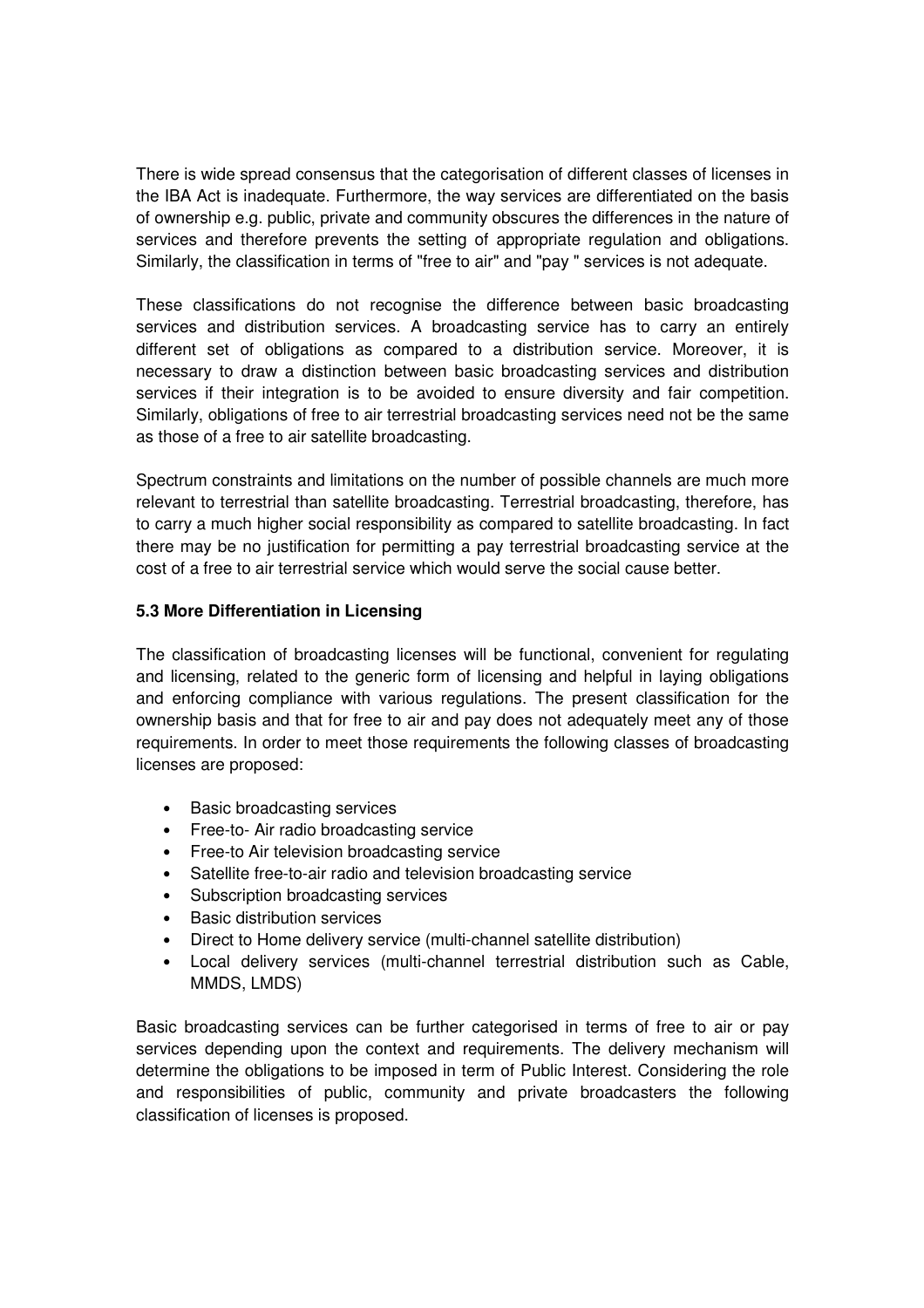There is wide spread consensus that the categorisation of different classes of licenses in the IBA Act is inadequate. Furthermore, the way services are differentiated on the basis of ownership e.g. public, private and community obscures the differences in the nature of services and therefore prevents the setting of appropriate regulation and obligations. Similarly, the classification in terms of "free to air" and "pay " services is not adequate.

These classifications do not recognise the difference between basic broadcasting services and distribution services. A broadcasting service has to carry an entirely different set of obligations as compared to a distribution service. Moreover, it is necessary to draw a distinction between basic broadcasting services and distribution services if their integration is to be avoided to ensure diversity and fair competition. Similarly, obligations of free to air terrestrial broadcasting services need not be the same as those of a free to air satellite broadcasting.

Spectrum constraints and limitations on the number of possible channels are much more relevant to terrestrial than satellite broadcasting. Terrestrial broadcasting, therefore, has to carry a much higher social responsibility as compared to satellite broadcasting. In fact there may be no justification for permitting a pay terrestrial broadcasting service at the cost of a free to air terrestrial service which would serve the social cause better.

### 5.3 More Differentiation in Licensing

The classification of broadcasting licenses will be functional, convenient for regulating and licensing, related to the generic form of licensing and helpful in laying obligations and enforcing compliance with various regulations. The present classification for the ownership basis and that for free to air and pay does not adequately meet any of those requirements. In order to meet those requirements the following classes of broadcasting licenses are proposed:

- Basic broadcasting services
- Free-to- Air radio broadcasting service
- Free-to Air television broadcasting service
- Satellite free-to-air radio and television broadcasting service
- Subscription broadcasting services
- Basic distribution services
- Direct to Home delivery service (multi-channel satellite distribution)
- Local delivery services (multi-channel terrestrial distribution such as Cable, MMDS, LMDS)

Basic broadcasting services can be further categorised in terms of free to air or pay services depending upon the context and requirements. The delivery mechanism will determine the obligations to be imposed in term of Public Interest. Considering the role and responsibilities of public, community and private broadcasters the following classification of licenses is proposed.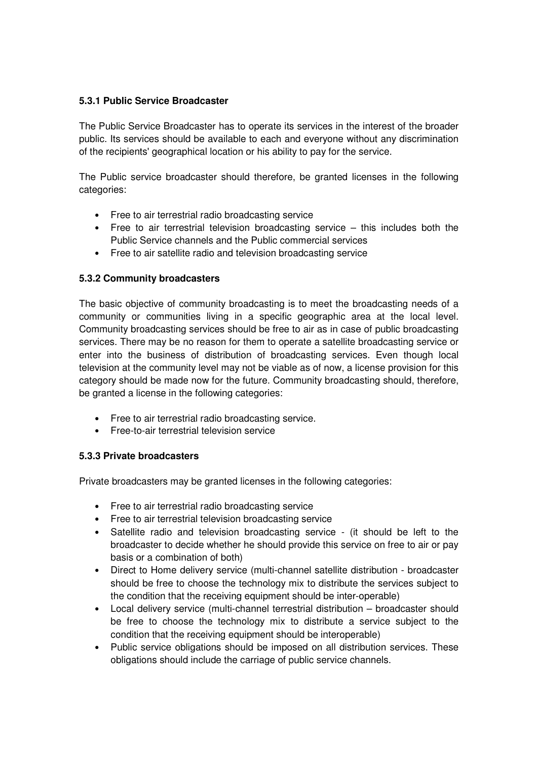### 5.3.1 Public Service Broadcaster

The Public Service Broadcaster has to operate its services in the interest of the broader public. Its services should be available to each and everyone without any discrimination of the recipients' geographical location or his ability to pay for the service.

The Public service broadcaster should therefore, be granted licenses in the following categories:

- Free to air terrestrial radio broadcasting service
- Free to air terrestrial television broadcasting service – this includes both the Public Service channels and the Public commercial services
- Free to air satellite radio and television broadcasting service

### 5.3.2 Community broadcasters

The basic objective of community broadcasting is to meet the broadcasting needs of a community or communities living in a specific geographic area at the local level. Community broadcasting services should be free to air as in case of public broadcasting services. There may be no reason for them to operate a satellite broadcasting service or enter into the business of distribution of broadcasting services. Even though local television at the community level may not be viable as of now, a license provision for this category should be made now for the future. Community broadcasting should, therefore, be granted a license in the following categories:

- Free to air terrestrial radio broadcasting service.
- Free-to-air terrestrial television service

### 5.3.3 Private broadcasters

Private broadcasters may be granted licenses in the following categories:

- Free to air terrestrial radio broadcasting service
- Free to air terrestrial television broadcasting service
- Satellite radio and television broadcasting service - (it should be left to the broadcaster to decide whether he should provide this service on free to air or pay basis or a combination of both)
- Direct to Home delivery service (multi-channel satellite distribution - broadcaster should be free to choose the technology mix to distribute the services subject to the condition that the receiving equipment should be inter-operable)
- Local delivery service (multi-channel terrestrial distribution – broadcaster should be free to choose the technology mix to distribute a service subject to the condition that the receiving equipment should be interoperable)
- Public service obligations should be imposed on all distribution services. These obligations should include the carriage of public service channels.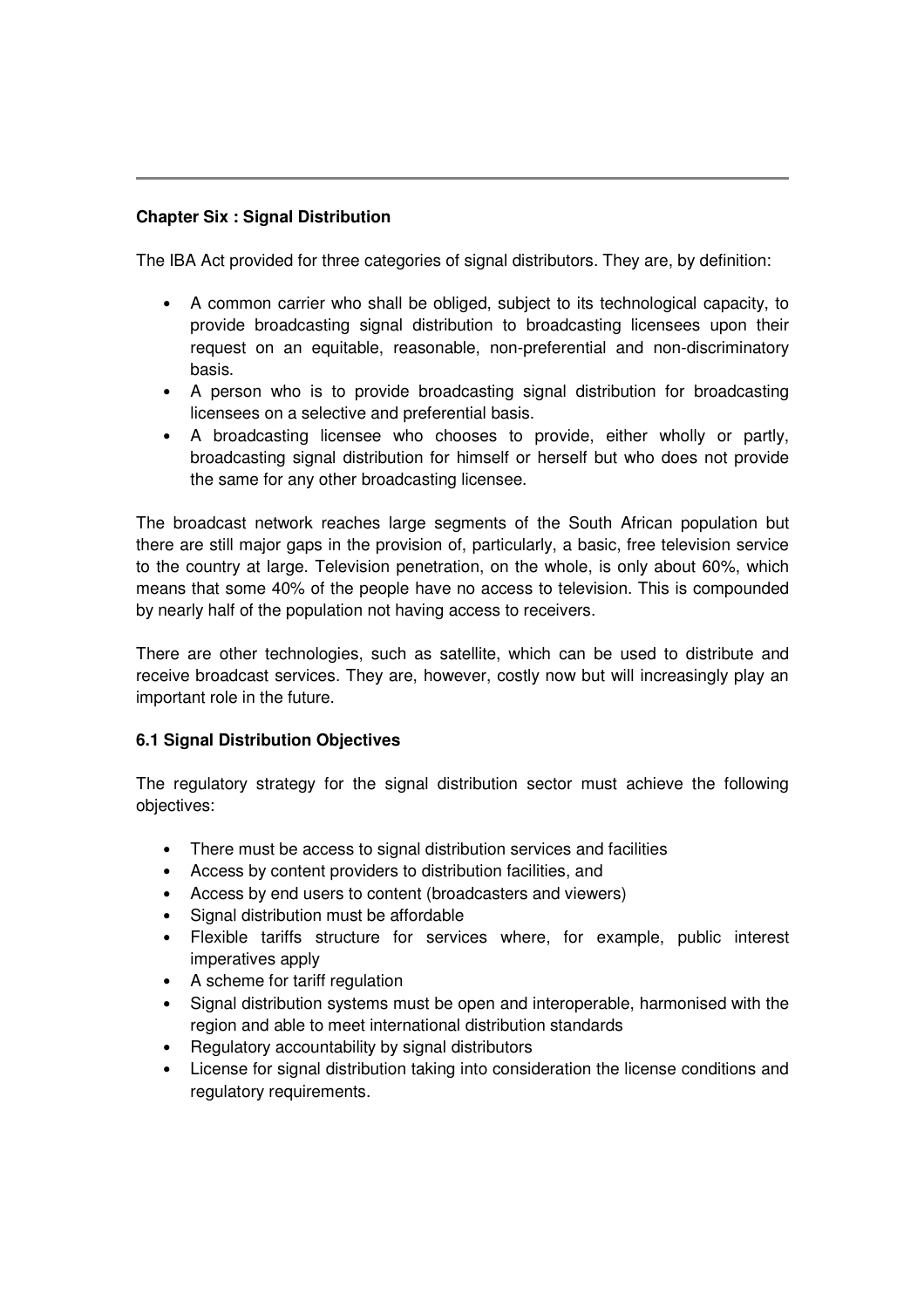## Chapter Six : Signal Distribution

The IBA Act provided for three categories of signal distributors. They are, by definition:

- A common carrier who shall be obliged, subject to its technological capacity, to provide broadcasting signal distribution to broadcasting licensees upon their request on an equitable, reasonable, non-preferential and non-discriminatory basis.
- A person who is to provide broadcasting signal distribution for broadcasting licensees on a selective and preferential basis.
- A broadcasting licensee who chooses to provide, either wholly or partly, broadcasting signal distribution for himself or herself but who does not provide the same for any other broadcasting licensee.

The broadcast network reaches large segments of the South African population but there are still major gaps in the provision of, particularly, a basic, free television service to the country at large. Television penetration, on the whole, is only about 60%, which means that some 40% of the people have no access to television. This is compounded by nearly half of the population not having access to receivers.

There are other technologies, such as satellite, which can be used to distribute and receive broadcast services. They are, however, costly now but will increasingly play an important role in the future.

### 6.1 Signal Distribution Objectives

The regulatory strategy for the signal distribution sector must achieve the following objectives:

- There must be access to signal distribution services and facilities
- Access by content providers to distribution facilities, and
- Access by end users to content (broadcasters and viewers)
- Signal distribution must be affordable
- Flexible tariffs structure for services where, for example, public interest imperatives apply
- A scheme for tariff regulation
- Signal distribution systems must be open and interoperable, harmonised with the region and able to meet international distribution standards
- Regulatory accountability by signal distributors
- License for signal distribution taking into consideration the license conditions and regulatory requirements.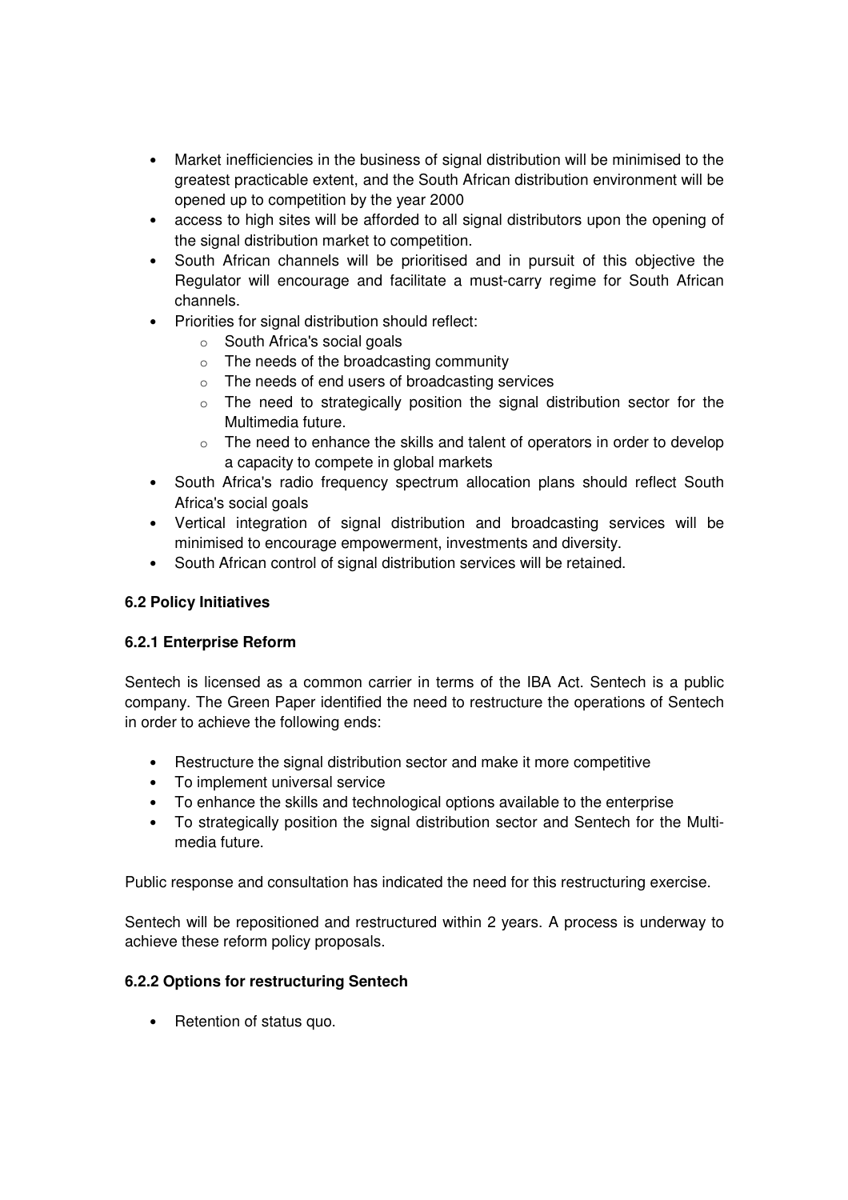- Market inefficiencies in the business of signal distribution will be minimised to the greatest practicable extent, and the South African distribution environment will be opened up to competition by the year 2000
- access to high sites will be afforded to all signal distributors upon the opening of the signal distribution market to competition.
- South African channels will be prioritised and in pursuit of this objective the Regulator will encourage and facilitate a must-carry regime for South African channels.
- Priorities for signal distribution should reflect:
  - South Africa's social goals
  - The needs of the broadcasting community
  - The needs of end users of broadcasting services
  - The need to strategically position the signal distribution sector for the Multimedia future.
  - The need to enhance the skills and talent of operators in order to develop a capacity to compete in global markets
- South Africa's radio frequency spectrum allocation plans should reflect South Africa's social goals
- Vertical integration of signal distribution and broadcasting services will be minimised to encourage empowerment, investments and diversity.
- South African control of signal distribution services will be retained.

### 6.2 Policy Initiatives

#### 6.2.1 Enterprise Reform

Sentech is licensed as a common carrier in terms of the IBA Act. Sentech is a public company. The Green Paper identified the need to restructure the operations of Sentech in order to achieve the following ends:

- Restructure the signal distribution sector and make it more competitive
- To implement universal service
- To enhance the skills and technological options available to the enterprise
- To strategically position the signal distribution sector and Sentech for the Multi-media future.

Public response and consultation has indicated the need for this restructuring exercise.

Sentech will be repositioned and restructured within 2 years. A process is underway to achieve these reform policy proposals.

#### 6.2.2 Options for restructuring Sentech

- Retention of status quo.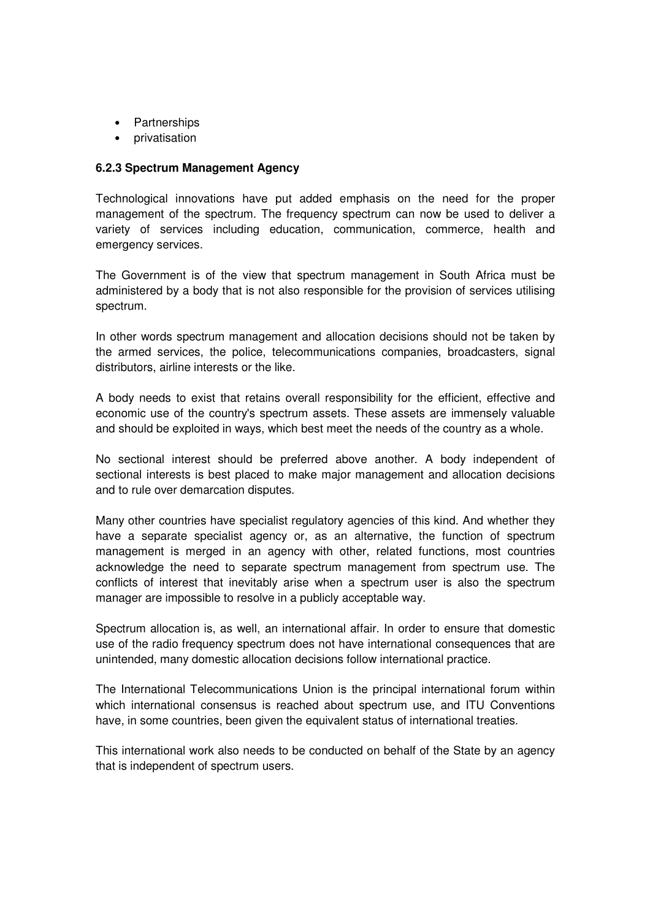- Partnerships
- privatisation

### 6.2.3 Spectrum Management Agency

Technological innovations have put added emphasis on the need for the proper management of the spectrum. The frequency spectrum can now be used to deliver a variety of services including education, communication, commerce, health and emergency services.

The Government is of the view that spectrum management in South Africa must be administered by a body that is not also responsible for the provision of services utilising spectrum.

In other words spectrum management and allocation decisions should not be taken by the armed services, the police, telecommunications companies, broadcasters, signal distributors, airline interests or the like.

A body needs to exist that retains overall responsibility for the efficient, effective and economic use of the country's spectrum assets. These assets are immensely valuable and should be exploited in ways, which best meet the needs of the country as a whole.

No sectional interest should be preferred above another. A body independent of sectional interests is best placed to make major management and allocation decisions and to rule over demarcation disputes.

Many other countries have specialist regulatory agencies of this kind. And whether they have a separate specialist agency or, as an alternative, the function of spectrum management is merged in an agency with other, related functions, most countries acknowledge the need to separate spectrum management from spectrum use. The conflicts of interest that inevitably arise when a spectrum user is also the spectrum manager are impossible to resolve in a publicly acceptable way.

Spectrum allocation is, as well, an international affair. In order to ensure that domestic use of the radio frequency spectrum does not have international consequences that are unintended, many domestic allocation decisions follow international practice.

The International Telecommunications Union is the principal international forum within which international consensus is reached about spectrum use, and ITU Conventions have, in some countries, been given the equivalent status of international treaties.

This international work also needs to be conducted on behalf of the State by an agency that is independent of spectrum users.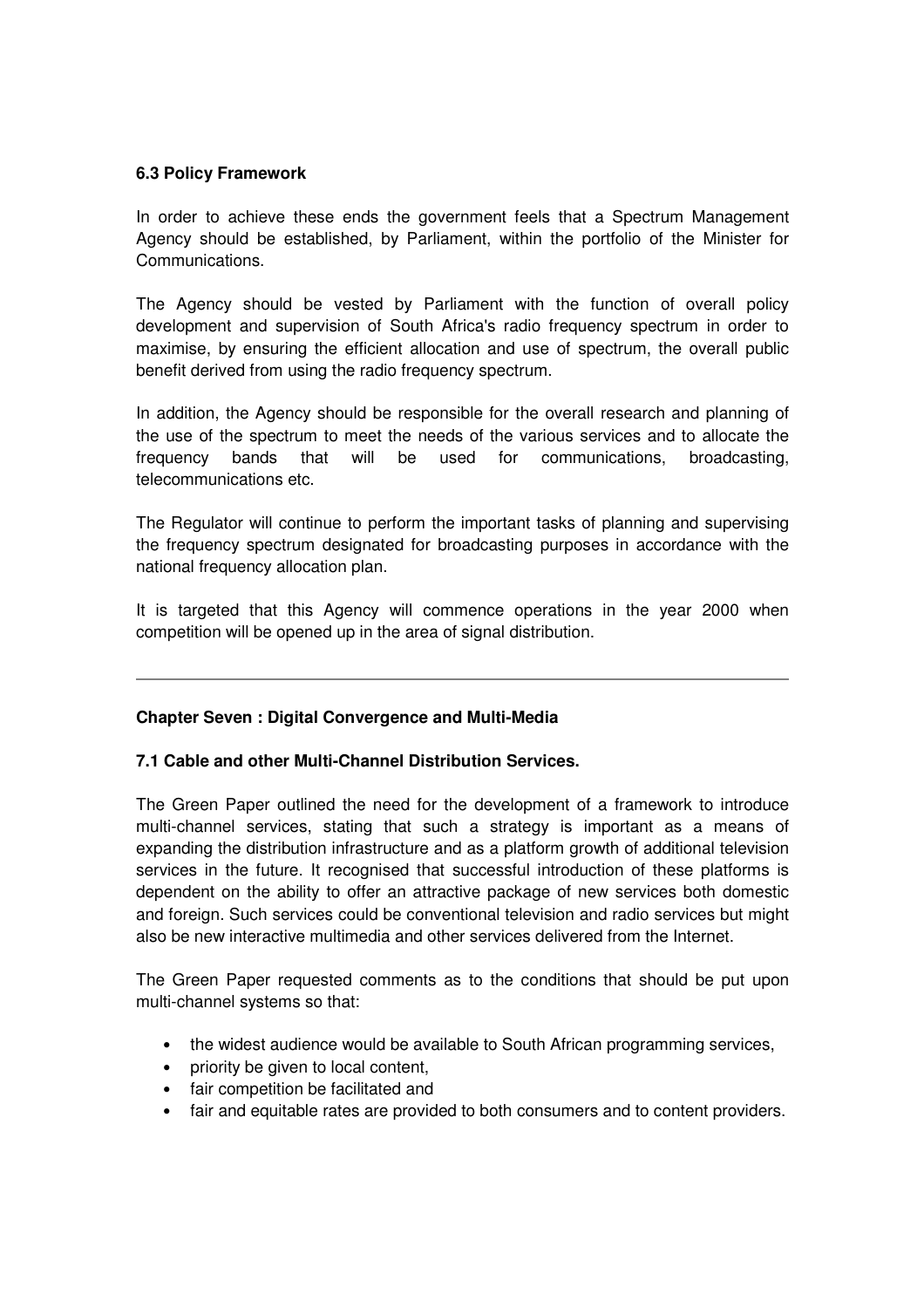### 6.3 Policy Framework

In order to achieve these ends the government feels that a Spectrum Management Agency should be established, by Parliament, within the portfolio of the Minister for Communications.

The Agency should be vested by Parliament with the function of overall policy development and supervision of South Africa's radio frequency spectrum in order to maximise, by ensuring the efficient allocation and use of spectrum, the overall public benefit derived from using the radio frequency spectrum.

In addition, the Agency should be responsible for the overall research and planning of the use of the spectrum to meet the needs of the various services and to allocate the frequency bands that will be used for communications, broadcasting, telecommunications etc.

The Regulator will continue to perform the important tasks of planning and supervising the frequency spectrum designated for broadcasting purposes in accordance with the national frequency allocation plan.

It is targeted that this Agency will commence operations in the year 2000 when competition will be opened up in the area of signal distribution.

---

## Chapter Seven : Digital Convergence and Multi-Media

### 7.1 Cable and other Multi-Channel Distribution Services.

The Green Paper outlined the need for the development of a framework to introduce multi-channel services, stating that such a strategy is important as a means of expanding the distribution infrastructure and as a platform growth of additional television services in the future. It recognised that successful introduction of these platforms is dependent on the ability to offer an attractive package of new services both domestic and foreign. Such services could be conventional television and radio services but might also be new interactive multimedia and other services delivered from the Internet.

The Green Paper requested comments as to the conditions that should be put upon multi-channel systems so that:

- the widest audience would be available to South African programming services,
- priority be given to local content,
- fair competition be facilitated and
- fair and equitable rates are provided to both consumers and to content providers.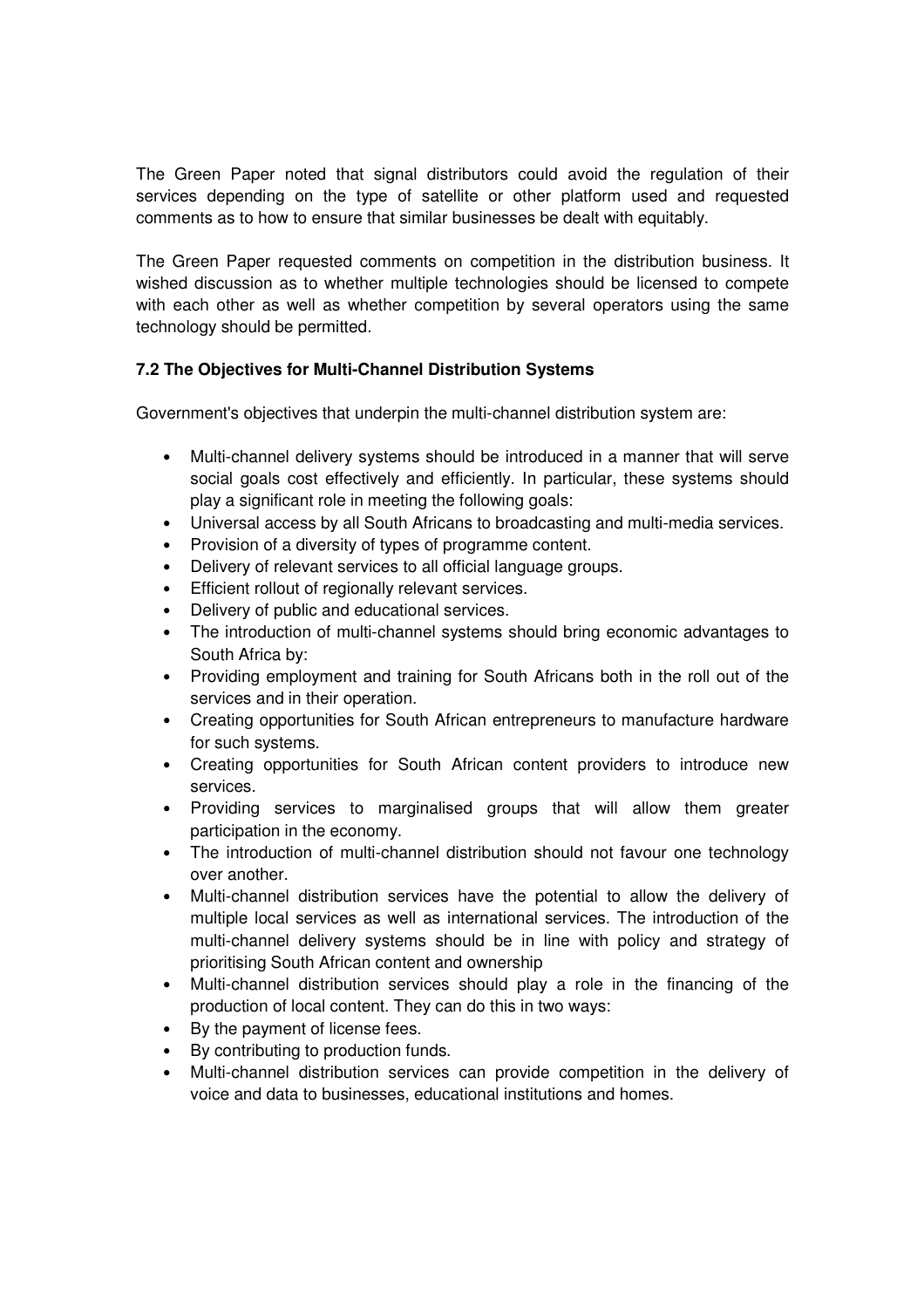The Green Paper noted that signal distributors could avoid the regulation of their services depending on the type of satellite or other platform used and requested comments as to how to ensure that similar businesses be dealt with equitably.

The Green Paper requested comments on competition in the distribution business. It wished discussion as to whether multiple technologies should be licensed to compete with each other as well as whether competition by several operators using the same technology should be permitted.

### 7.2 The Objectives for Multi-Channel Distribution Systems

Government's objectives that underpin the multi-channel distribution system are:

- Multi-channel delivery systems should be introduced in a manner that will serve social goals cost effectively and efficiently. In particular, these systems should play a significant role in meeting the following goals:
- Universal access by all South Africans to broadcasting and multi-media services.
- Provision of a diversity of types of programme content.
- Delivery of relevant services to all official language groups.
- Efficient rollout of regionally relevant services.
- Delivery of public and educational services.
- The introduction of multi-channel systems should bring economic advantages to South Africa by:
- Providing employment and training for South Africans both in the roll out of the services and in their operation.
- Creating opportunities for South African entrepreneurs to manufacture hardware for such systems.
- Creating opportunities for South African content providers to introduce new services.
- Providing services to marginalised groups that will allow them greater participation in the economy.
- The introduction of multi-channel distribution should not favour one technology over another.
- Multi-channel distribution services have the potential to allow the delivery of multiple local services as well as international services. The introduction of the multi-channel delivery systems should be in line with policy and strategy of prioritising South African content and ownership
- Multi-channel distribution services should play a role in the financing of the production of local content. They can do this in two ways:
- By the payment of license fees.
- By contributing to production funds.
- Multi-channel distribution services can provide competition in the delivery of voice and data to businesses, educational institutions and homes.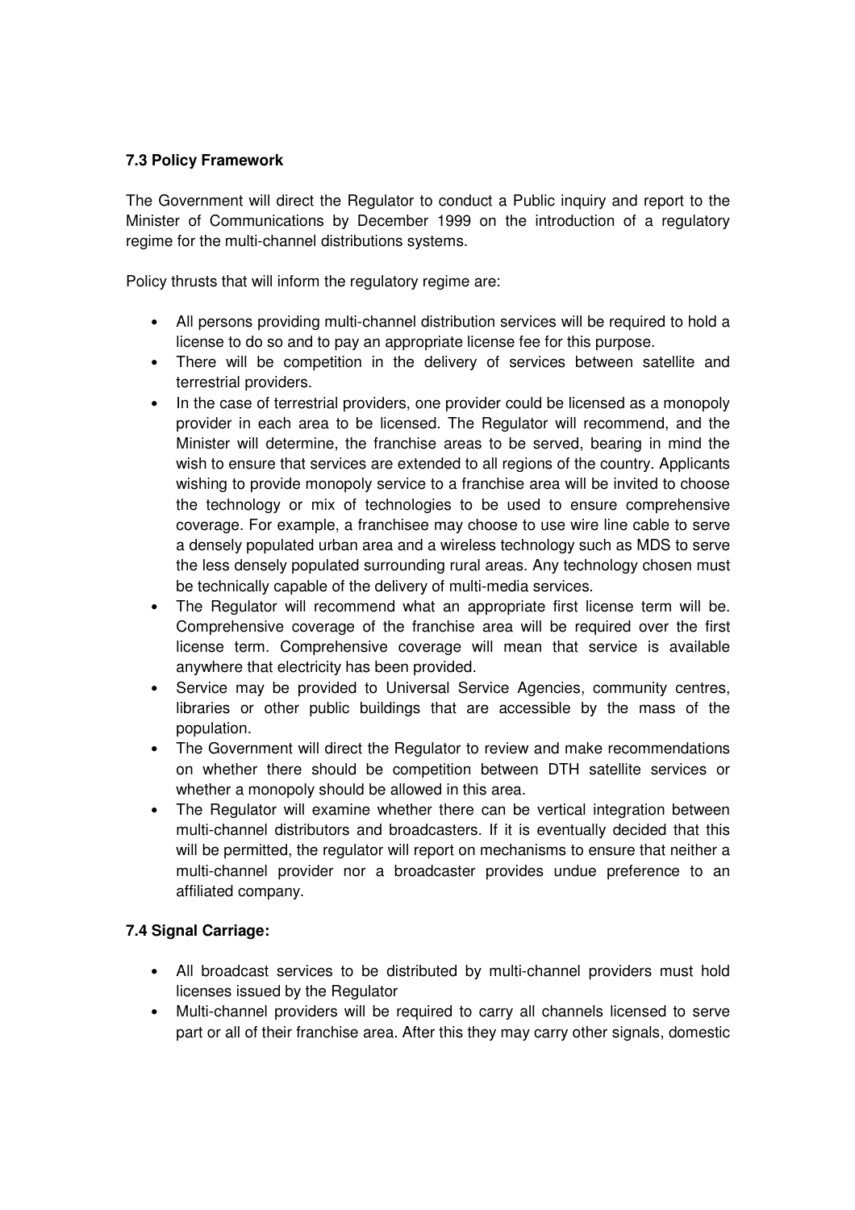### 7.3 Policy Framework

The Government will direct the Regulator to conduct a Public inquiry and report to the Minister of Communications by December 1999 on the introduction of a regulatory regime for the multi-channel distributions systems.

Policy thrusts that will inform the regulatory regime are:

- All persons providing multi-channel distribution services will be required to hold a license to do so and to pay an appropriate license fee for this purpose.
- There will be competition in the delivery of services between satellite and terrestrial providers.
- In the case of terrestrial providers, one provider could be licensed as a monopoly provider in each area to be licensed. The Regulator will recommend, and the Minister will determine, the franchise areas to be served, bearing in mind the wish to ensure that services are extended to all regions of the country. Applicants wishing to provide monopoly service to a franchise area will be invited to choose the technology or mix of technologies to be used to ensure comprehensive coverage. For example, a franchisee may choose to use wire line cable to serve a densely populated urban area and a wireless technology such as MDS to serve the less densely populated surrounding rural areas. Any technology chosen must be technically capable of the delivery of multi-media services.
- The Regulator will recommend what an appropriate first license term will be. Comprehensive coverage of the franchise area will be required over the first license term. Comprehensive coverage will mean that service is available anywhere that electricity has been provided.
- Service may be provided to Universal Service Agencies, community centres, libraries or other public buildings that are accessible by the mass of the population.
- The Government will direct the Regulator to review and make recommendations on whether there should be competition between DTH satellite services or whether a monopoly should be allowed in this area.
- The Regulator will examine whether there can be vertical integration between multi-channel distributors and broadcasters. If it is eventually decided that this will be permitted, the regulator will report on mechanisms to ensure that neither a multi-channel provider nor a broadcaster provides undue preference to an affiliated company.

### 7.4 Signal Carriage:

- All broadcast services to be distributed by multi-channel providers must hold licenses issued by the Regulator
- Multi-channel providers will be required to carry all channels licensed to serve part or all of their franchise area. After this they may carry other signals, domestic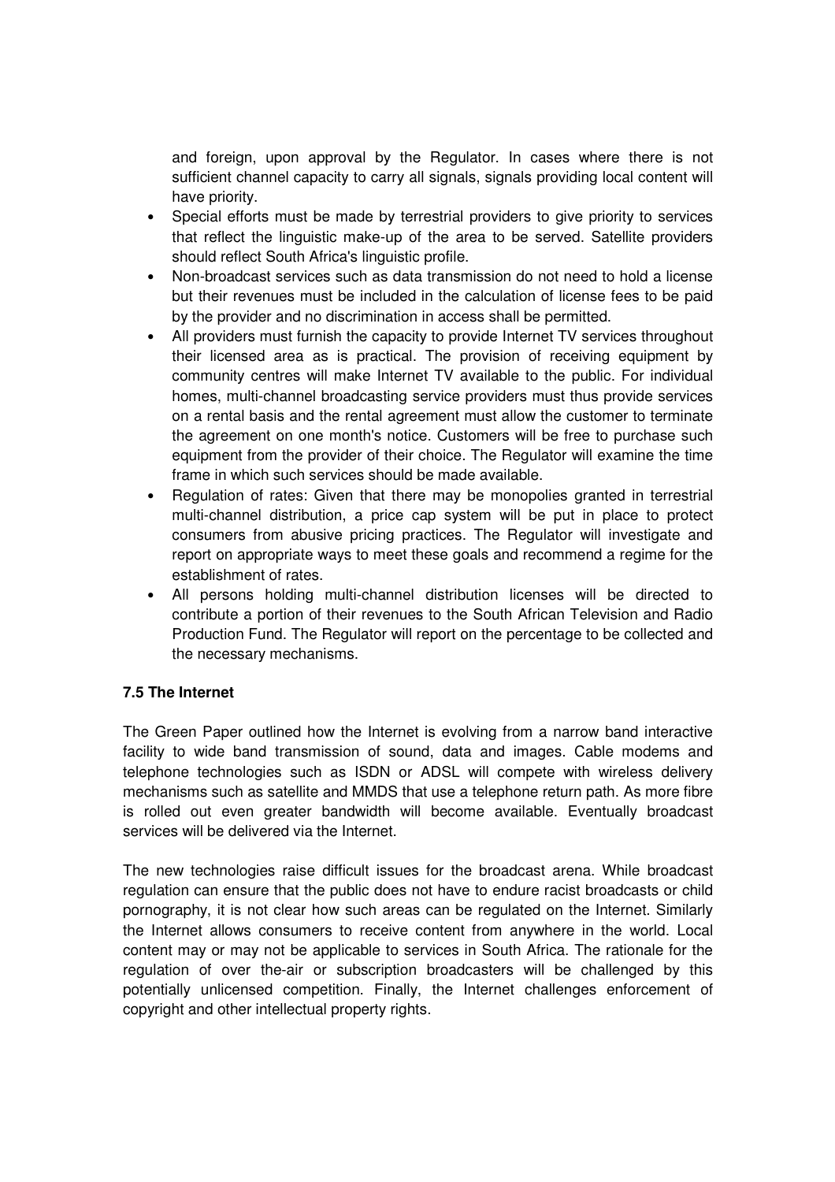and foreign, upon approval by the Regulator. In cases where there is not sufficient channel capacity to carry all signals, signals providing local content will have priority.

- Special efforts must be made by terrestrial providers to give priority to services that reflect the linguistic make-up of the area to be served. Satellite providers should reflect South Africa's linguistic profile.
- Non-broadcast services such as data transmission do not need to hold a license but their revenues must be included in the calculation of license fees to be paid by the provider and no discrimination in access shall be permitted.
- All providers must furnish the capacity to provide Internet TV services throughout their licensed area as is practical. The provision of receiving equipment by community centres will make Internet TV available to the public. For individual homes, multi-channel broadcasting service providers must thus provide services on a rental basis and the rental agreement must allow the customer to terminate the agreement on one month's notice. Customers will be free to purchase such equipment from the provider of their choice. The Regulator will examine the time frame in which such services should be made available.
- Regulation of rates: Given that there may be monopolies granted in terrestrial multi-channel distribution, a price cap system will be put in place to protect consumers from abusive pricing practices. The Regulator will investigate and report on appropriate ways to meet these goals and recommend a regime for the establishment of rates.
- All persons holding multi-channel distribution licenses will be directed to contribute a portion of their revenues to the South African Television and Radio Production Fund. The Regulator will report on the percentage to be collected and the necessary mechanisms.

### 7.5 The Internet

The Green Paper outlined how the Internet is evolving from a narrow band interactive facility to wide band transmission of sound, data and images. Cable modems and telephone technologies such as ISDN or ADSL will compete with wireless delivery mechanisms such as satellite and MMDS that use a telephone return path. As more fibre is rolled out even greater bandwidth will become available. Eventually broadcast services will be delivered via the Internet.

The new technologies raise difficult issues for the broadcast arena. While broadcast regulation can ensure that the public does not have to endure racist broadcasts or child pornography, it is not clear how such areas can be regulated on the Internet. Similarly the Internet allows consumers to receive content from anywhere in the world. Local content may or may not be applicable to services in South Africa. The rationale for the regulation of over the-air or subscription broadcasters will be challenged by this potentially unlicensed competition. Finally, the Internet challenges enforcement of copyright and other intellectual property rights.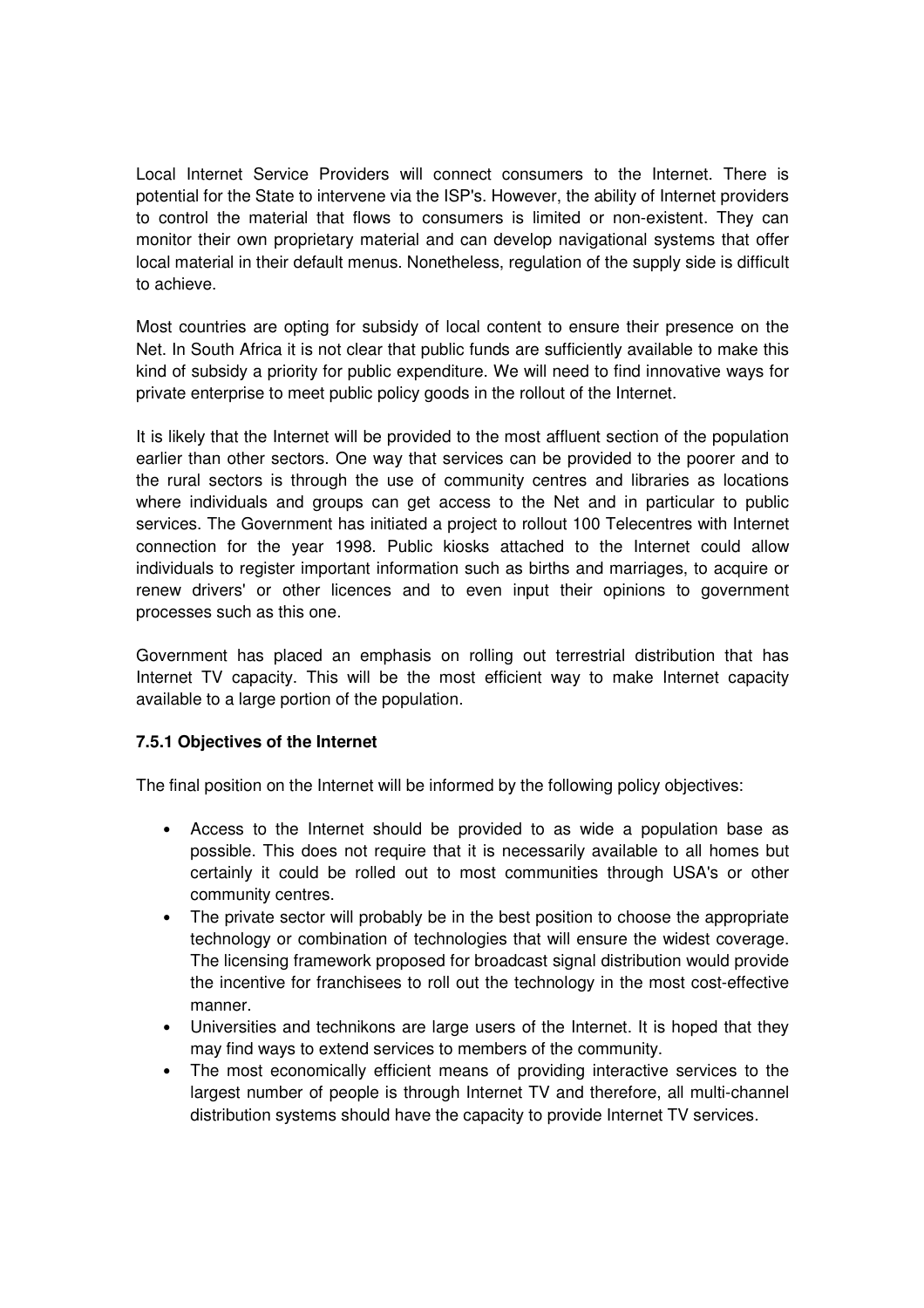Local Internet Service Providers will connect consumers to the Internet. There is potential for the State to intervene via the ISP's. However, the ability of Internet providers to control the material that flows to consumers is limited or non-existent. They can monitor their own proprietary material and can develop navigational systems that offer local material in their default menus. Nonetheless, regulation of the supply side is difficult to achieve.

Most countries are opting for subsidy of local content to ensure their presence on the Net. In South Africa it is not clear that public funds are sufficiently available to make this kind of subsidy a priority for public expenditure. We will need to find innovative ways for private enterprise to meet public policy goods in the rollout of the Internet.

It is likely that the Internet will be provided to the most affluent section of the population earlier than other sectors. One way that services can be provided to the poorer and to the rural sectors is through the use of community centres and libraries as locations where individuals and groups can get access to the Net and in particular to public services. The Government has initiated a project to rollout 100 Telecentres with Internet connection for the year 1998. Public kiosks attached to the Internet could allow individuals to register important information such as births and marriages, to acquire or renew drivers' or other licences and to even input their opinions to government processes such as this one.

Government has placed an emphasis on rolling out terrestrial distribution that has Internet TV capacity. This will be the most efficient way to make Internet capacity available to a large portion of the population.

#### 7.5.1 Objectives of the Internet

The final position on the Internet will be informed by the following policy objectives:

- Access to the Internet should be provided to as wide a population base as possible. This does not require that it is necessarily available to all homes but certainly it could be rolled out to most communities through USA's or other community centres.
- The private sector will probably be in the best position to choose the appropriate technology or combination of technologies that will ensure the widest coverage. The licensing framework proposed for broadcast signal distribution would provide the incentive for franchisees to roll out the technology in the most cost-effective manner.
- Universities and technikons are large users of the Internet. It is hoped that they may find ways to extend services to members of the community.
- The most economically efficient means of providing interactive services to the largest number of people is through Internet TV and therefore, all multi-channel distribution systems should have the capacity to provide Internet TV services.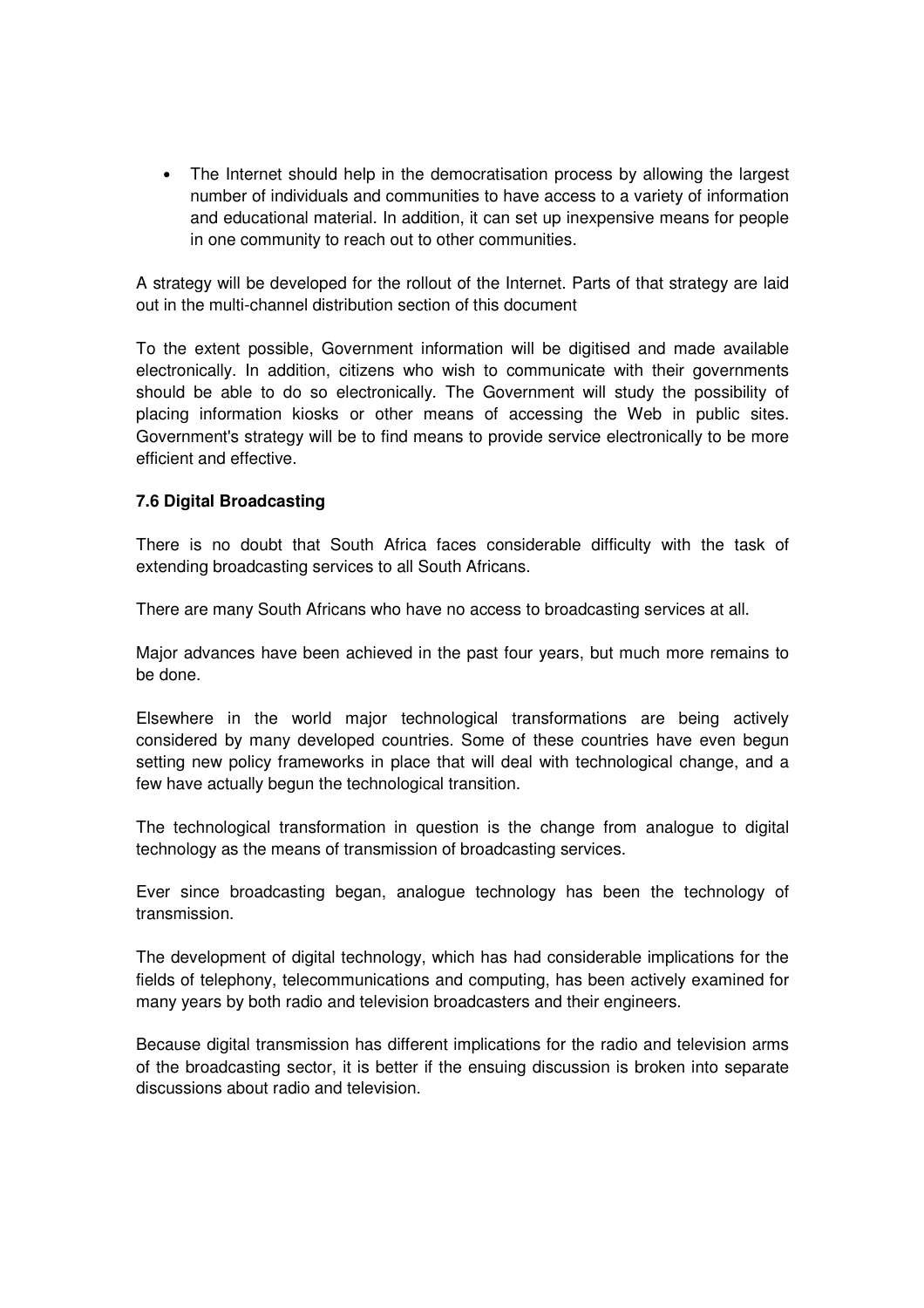- The Internet should help in the democratisation process by allowing the largest number of individuals and communities to have access to a variety of information and educational material. In addition, it can set up inexpensive means for people in one community to reach out to other communities.

A strategy will be developed for the rollout of the Internet. Parts of that strategy are laid out in the multi-channel distribution section of this document

To the extent possible, Government information will be digitised and made available electronically. In addition, citizens who wish to communicate with their governments should be able to do so electronically. The Government will study the possibility of placing information kiosks or other means of accessing the Web in public sites. Government's strategy will be to find means to provide service electronically to be more efficient and effective.

### 7.6 Digital Broadcasting

There is no doubt that South Africa faces considerable difficulty with the task of extending broadcasting services to all South Africans.

There are many South Africans who have no access to broadcasting services at all.

Major advances have been achieved in the past four years, but much more remains to be done.

Elsewhere in the world major technological transformations are being actively considered by many developed countries. Some of these countries have even begun setting new policy frameworks in place that will deal with technological change, and a few have actually begun the technological transition.

The technological transformation in question is the change from analogue to digital technology as the means of transmission of broadcasting services.

Ever since broadcasting began, analogue technology has been the technology of transmission.

The development of digital technology, which has had considerable implications for the fields of telephony, telecommunications and computing, has been actively examined for many years by both radio and television broadcasters and their engineers.

Because digital transmission has different implications for the radio and television arms of the broadcasting sector, it is better if the ensuing discussion is broken into separate discussions about radio and television.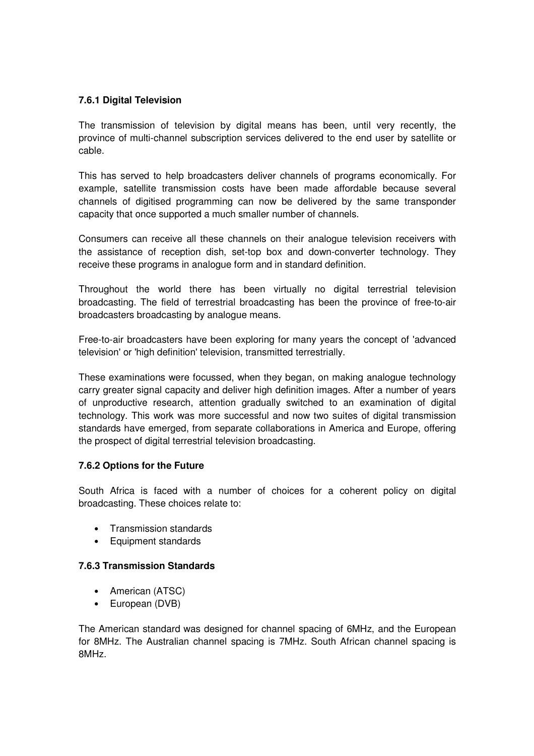### 7.6.1 Digital Television

The transmission of television by digital means has been, until very recently, the province of multi-channel subscription services delivered to the end user by satellite or cable.

This has served to help broadcasters deliver channels of programs economically. For example, satellite transmission costs have been made affordable because several channels of digitised programming can now be delivered by the same transponder capacity that once supported a much smaller number of channels.

Consumers can receive all these channels on their analogue television receivers with the assistance of reception dish, set-top box and down-converter technology. They receive these programs in analogue form and in standard definition.

Throughout the world there has been virtually no digital terrestrial television broadcasting. The field of terrestrial broadcasting has been the province of free-to-air broadcasters broadcasting by analogue means.

Free-to-air broadcasters have been exploring for many years the concept of 'advanced television' or 'high definition' television, transmitted terrestrially.

These examinations were focussed, when they began, on making analogue technology carry greater signal capacity and deliver high definition images. After a number of years of unproductive research, attention gradually switched to an examination of digital technology. This work was more successful and now two suites of digital transmission standards have emerged, from separate collaborations in America and Europe, offering the prospect of digital terrestrial television broadcasting.

### 7.6.2 Options for the Future

South Africa is faced with a number of choices for a coherent policy on digital broadcasting. These choices relate to:

- Transmission standards
- Equipment standards

### 7.6.3 Transmission Standards

- American (ATSC)
- European (DVB)

The American standard was designed for channel spacing of 6MHz, and the European for 8MHz. The Australian channel spacing is 7MHz. South African channel spacing is 8MHz.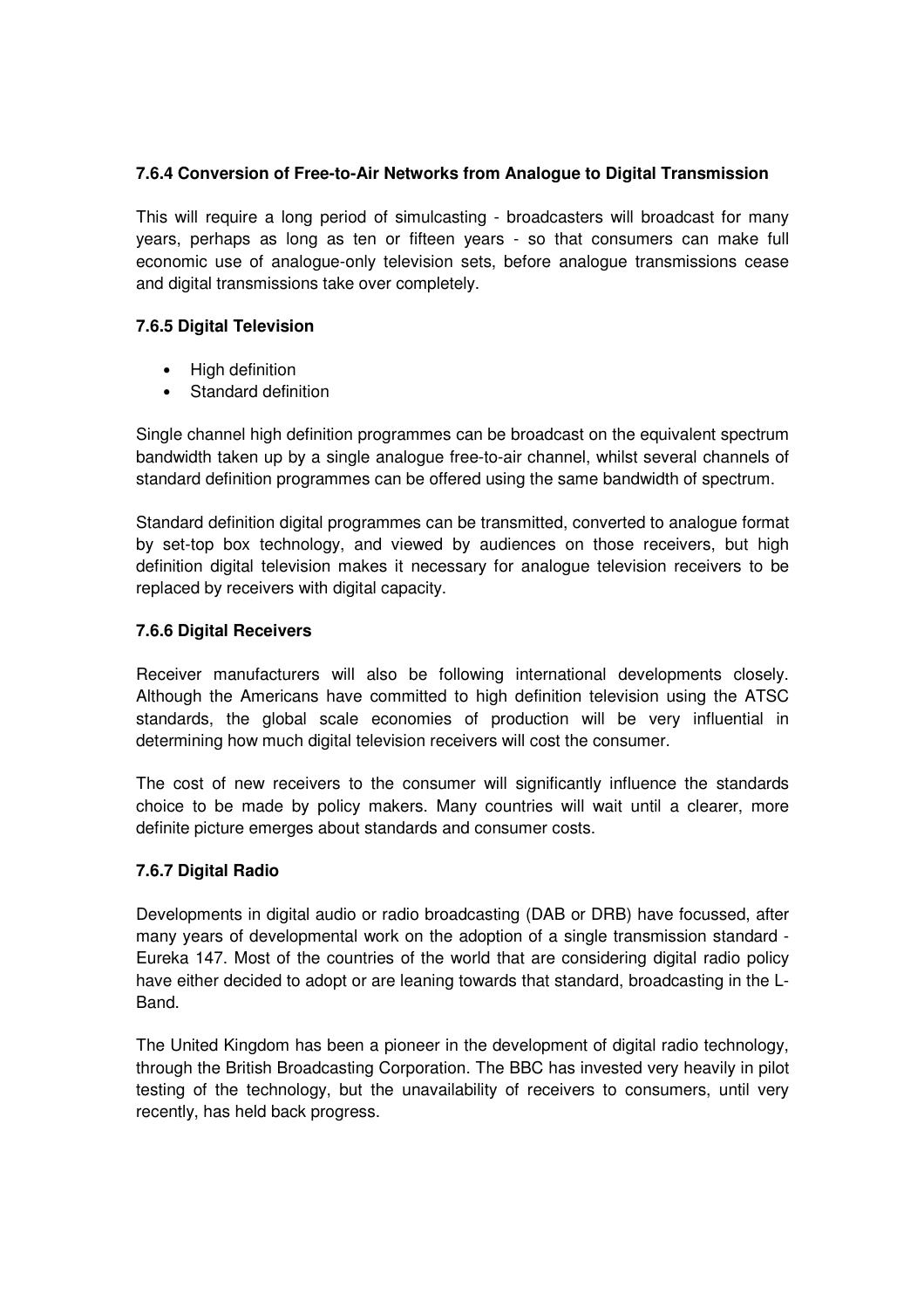### 7.6.4 Conversion of Free-to-Air Networks from Analogue to Digital Transmission

This will require a long period of simulcasting - broadcasters will broadcast for many years, perhaps as long as ten or fifteen years - so that consumers can make full economic use of analogue-only television sets, before analogue transmissions cease and digital transmissions take over completely.

### 7.6.5 Digital Television

- High definition
- Standard definition

Single channel high definition programmes can be broadcast on the equivalent spectrum bandwidth taken up by a single analogue free-to-air channel, whilst several channels of standard definition programmes can be offered using the same bandwidth of spectrum.

Standard definition digital programmes can be transmitted, converted to analogue format by set-top box technology, and viewed by audiences on those receivers, but high definition digital television makes it necessary for analogue television receivers to be replaced by receivers with digital capacity.

### 7.6.6 Digital Receivers

Receiver manufacturers will also be following international developments closely. Although the Americans have committed to high definition television using the ATSC standards, the global scale economies of production will be very influential in determining how much digital television receivers will cost the consumer.

The cost of new receivers to the consumer will significantly influence the standards choice to be made by policy makers. Many countries will wait until a clearer, more definite picture emerges about standards and consumer costs.

### 7.6.7 Digital Radio

Developments in digital audio or radio broadcasting (DAB or DRB) have focussed, after many years of developmental work on the adoption of a single transmission standard - Eureka 147. Most of the countries of the world that are considering digital radio policy have either decided to adopt or are leaning towards that standard, broadcasting in the L-Band.

The United Kingdom has been a pioneer in the development of digital radio technology, through the British Broadcasting Corporation. The BBC has invested very heavily in pilot testing of the technology, but the unavailability of receivers to consumers, until very recently, has held back progress.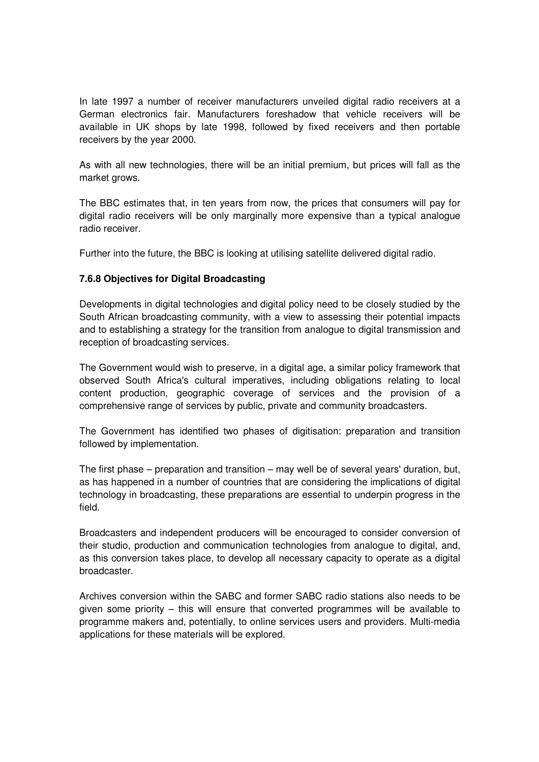In late 1997 a number of receiver manufacturers unveiled digital radio receivers at a German electronics fair. Manufacturers foreshadow that vehicle receivers will be available in UK shops by late 1998, followed by fixed receivers and then portable receivers by the year 2000.

As with all new technologies, there will be an initial premium, but prices will fall as the market grows.

The BBC estimates that, in ten years from now, the prices that consumers will pay for digital radio receivers will be only marginally more expensive than a typical analogue radio receiver.

Further into the future, the BBC is looking at utilising satellite delivered digital radio.

**7.6.8 Objectives for Digital Broadcasting**

Developments in digital technologies and digital policy need to be closely studied by the South African broadcasting community, with a view to assessing their potential impacts and to establishing a strategy for the transition from analogue to digital transmission and reception of broadcasting services.

The Government would wish to preserve, in a digital age, a similar policy framework that observed South Africa's cultural imperatives, including obligations relating to local content production, geographic coverage of services and the provision of a comprehensive range of services by public, private and community broadcasters.

The Government has identified two phases of digitisation: preparation and transition followed by implementation.

The first phase – preparation and transition – may well be of several years' duration, but, as has happened in a number of countries that are considering the implications of digital technology in broadcasting, these preparations are essential to underpin progress in the field.

Broadcasters and independent producers will be encouraged to consider conversion of their studio, production and communication technologies from analogue to digital, and, as this conversion takes place, to develop all necessary capacity to operate as a digital broadcaster.

Archives conversion within the SABC and former SABC radio stations also needs to be given some priority – this will ensure that converted programmes will be available to programme makers and, potentially, to online services users and providers. Multi-media applications for these materials will be explored.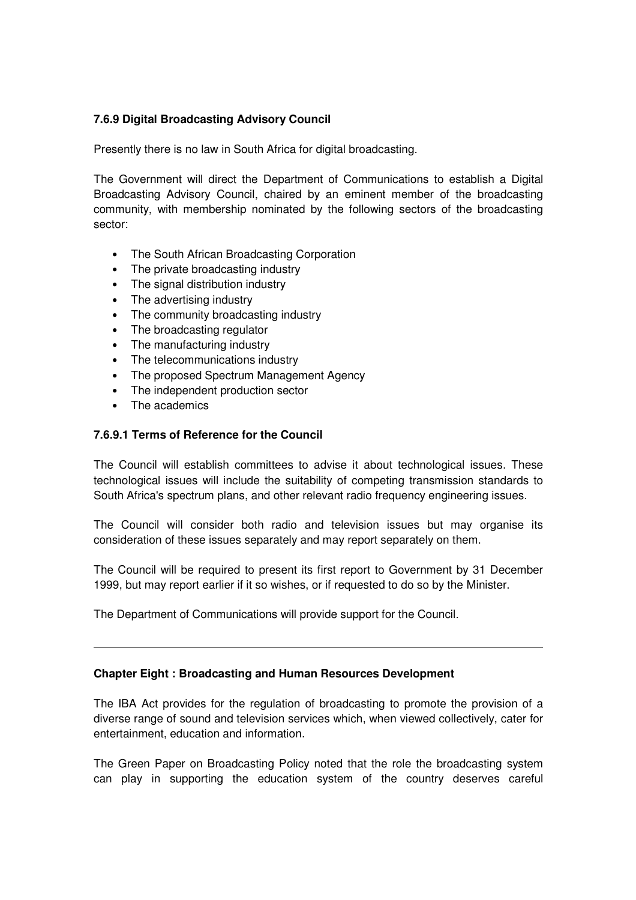### 7.6.9 Digital Broadcasting Advisory Council

Presently there is no law in South Africa for digital broadcasting.

The Government will direct the Department of Communications to establish a Digital Broadcasting Advisory Council, chaired by an eminent member of the broadcasting community, with membership nominated by the following sectors of the broadcasting sector:

- The South African Broadcasting Corporation
- The private broadcasting industry
- The signal distribution industry
- The advertising industry
- The community broadcasting industry
- The broadcasting regulator
- The manufacturing industry
- The telecommunications industry
- The proposed Spectrum Management Agency
- The independent production sector
- The academics

#### 7.6.9.1 Terms of Reference for the Council

The Council will establish committees to advise it about technological issues. These technological issues will include the suitability of competing transmission standards to South Africa's spectrum plans, and other relevant radio frequency engineering issues.

The Council will consider both radio and television issues but may organise its consideration of these issues separately and may report separately on them.

The Council will be required to present its first report to Government by 31 December 1999, but may report earlier if it so wishes, or if requested to do so by the Minister.

The Department of Communications will provide support for the Council.

---

## Chapter Eight : Broadcasting and Human Resources Development

The IBA Act provides for the regulation of broadcasting to promote the provision of a diverse range of sound and television services which, when viewed collectively, cater for entertainment, education and information.

The Green Paper on Broadcasting Policy noted that the role the broadcasting system can play in supporting the education system of the country deserves careful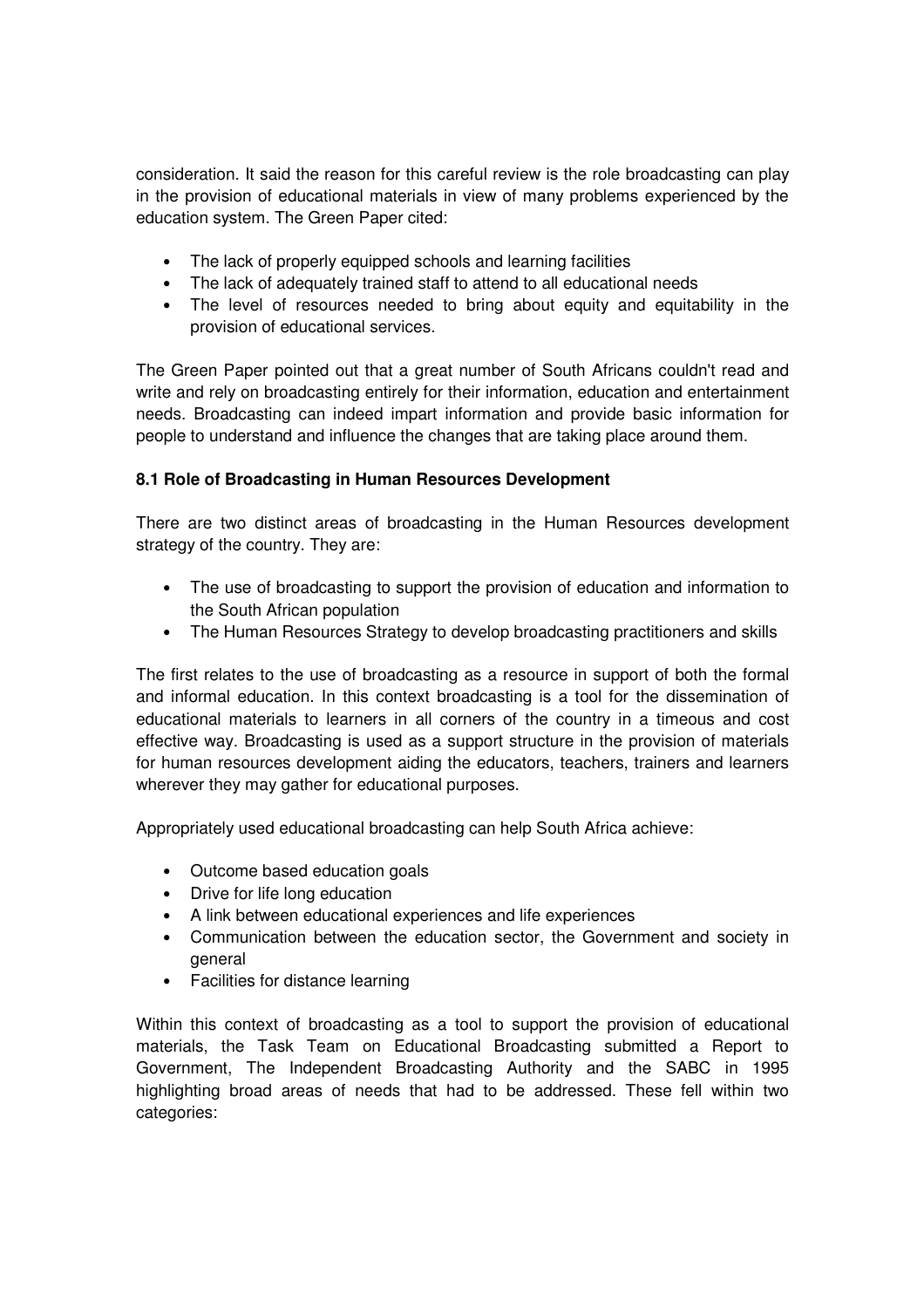consideration. It said the reason for this careful review is the role broadcasting can play in the provision of educational materials in view of many problems experienced by the education system. The Green Paper cited:

- The lack of properly equipped schools and learning facilities
- The lack of adequately trained staff to attend to all educational needs
- The level of resources needed to bring about equity and equitability in the provision of educational services.

The Green Paper pointed out that a great number of South Africans couldn't read and write and rely on broadcasting entirely for their information, education and entertainment needs. Broadcasting can indeed impart information and provide basic information for people to understand and influence the changes that are taking place around them.

**8.1 Role of Broadcasting in Human Resources Development**

There are two distinct areas of broadcasting in the Human Resources development strategy of the country. They are:

- The use of broadcasting to support the provision of education and information to the South African population
- The Human Resources Strategy to develop broadcasting practitioners and skills

The first relates to the use of broadcasting as a resource in support of both the formal and informal education. In this context broadcasting is a tool for the dissemination of educational materials to learners in all corners of the country in a timeous and cost effective way. Broadcasting is used as a support structure in the provision of materials for human resources development aiding the educators, teachers, trainers and learners wherever they may gather for educational purposes.

Appropriately used educational broadcasting can help South Africa achieve:

- Outcome based education goals
- Drive for life long education
- A link between educational experiences and life experiences
- Communication between the education sector, the Government and society in general
- Facilities for distance learning

Within this context of broadcasting as a tool to support the provision of educational materials, the Task Team on Educational Broadcasting submitted a Report to Government, The Independent Broadcasting Authority and the SABC in 1995 highlighting broad areas of needs that had to be addressed. These fell within two categories: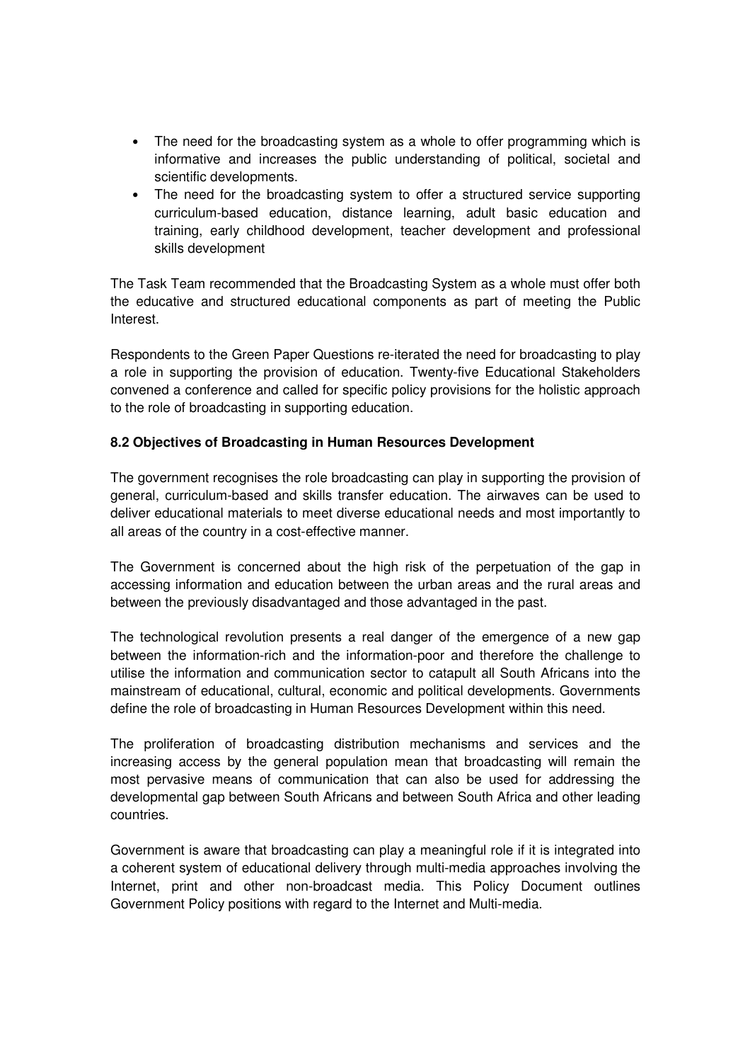- The need for the broadcasting system as a whole to offer programming which is informative and increases the public understanding of political, societal and scientific developments.
- The need for the broadcasting system to offer a structured service supporting curriculum-based education, distance learning, adult basic education and training, early childhood development, teacher development and professional skills development

The Task Team recommended that the Broadcasting System as a whole must offer both the educative and structured educational components as part of meeting the Public Interest.

Respondents to the Green Paper Questions re-iterated the need for broadcasting to play a role in supporting the provision of education. Twenty-five Educational Stakeholders convened a conference and called for specific policy provisions for the holistic approach to the role of broadcasting in supporting education.

**8.2 Objectives of Broadcasting in Human Resources Development**

The government recognises the role broadcasting can play in supporting the provision of general, curriculum-based and skills transfer education. The airwaves can be used to deliver educational materials to meet diverse educational needs and most importantly to all areas of the country in a cost-effective manner.

The Government is concerned about the high risk of the perpetuation of the gap in accessing information and education between the urban areas and the rural areas and between the previously disadvantaged and those advantaged in the past.

The technological revolution presents a real danger of the emergence of a new gap between the information-rich and the information-poor and therefore the challenge to utilise the information and communication sector to catapult all South Africans into the mainstream of educational, cultural, economic and political developments. Governments define the role of broadcasting in Human Resources Development within this need.

The proliferation of broadcasting distribution mechanisms and services and the increasing access by the general population mean that broadcasting will remain the most pervasive means of communication that can also be used for addressing the developmental gap between South Africans and between South Africa and other leading countries.

Government is aware that broadcasting can play a meaningful role if it is integrated into a coherent system of educational delivery through multi-media approaches involving the Internet, print and other non-broadcast media. This Policy Document outlines Government Policy positions with regard to the Internet and Multi-media.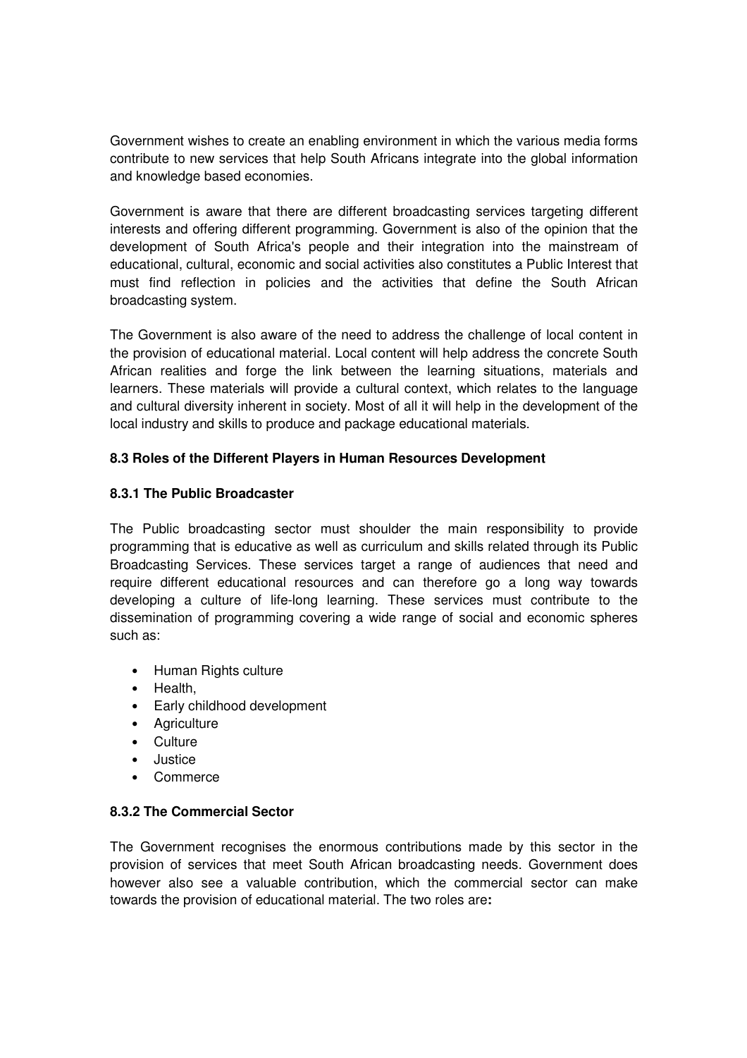Government wishes to create an enabling environment in which the various media forms contribute to new services that help South Africans integrate into the global information and knowledge based economies.

Government is aware that there are different broadcasting services targeting different interests and offering different programming. Government is also of the opinion that the development of South Africa's people and their integration into the mainstream of educational, cultural, economic and social activities also constitutes a Public Interest that must find reflection in policies and the activities that define the South African broadcasting system.

The Government is also aware of the need to address the challenge of local content in the provision of educational material. Local content will help address the concrete South African realities and forge the link between the learning situations, materials and learners. These materials will provide a cultural context, which relates to the language and cultural diversity inherent in society. Most of all it will help in the development of the local industry and skills to produce and package educational materials.

### 8.3 Roles of the Different Players in Human Resources Development

#### 8.3.1 The Public Broadcaster

The Public broadcasting sector must shoulder the main responsibility to provide programming that is educative as well as curriculum and skills related through its Public Broadcasting Services. These services target a range of audiences that need and require different educational resources and can therefore go a long way towards developing a culture of life-long learning. These services must contribute to the dissemination of programming covering a wide range of social and economic spheres such as:

- Human Rights culture
- Health,
- Early childhood development
- Agriculture
- Culture
- Justice
- Commerce

#### 8.3.2 The Commercial Sector

The Government recognises the enormous contributions made by this sector in the provision of services that meet South African broadcasting needs. Government does however also see a valuable contribution, which the commercial sector can make towards the provision of educational material. The two roles are**:**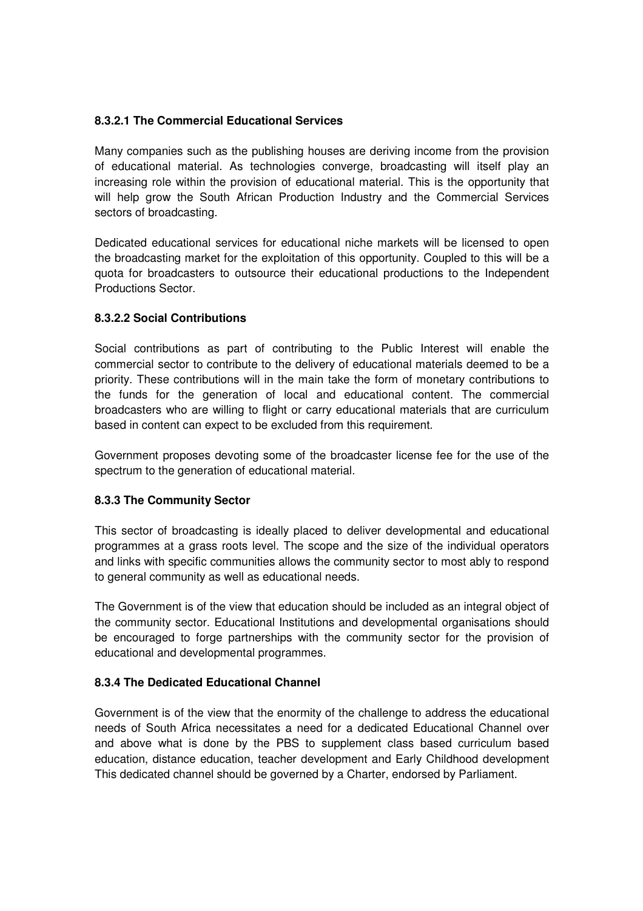#### 8.3.2.1 The Commercial Educational Services

Many companies such as the publishing houses are deriving income from the provision of educational material. As technologies converge, broadcasting will itself play an increasing role within the provision of educational material. This is the opportunity that will help grow the South African Production Industry and the Commercial Services sectors of broadcasting.

Dedicated educational services for educational niche markets will be licensed to open the broadcasting market for the exploitation of this opportunity. Coupled to this will be a quota for broadcasters to outsource their educational productions to the Independent Productions Sector.

#### 8.3.2.2 Social Contributions

Social contributions as part of contributing to the Public Interest will enable the commercial sector to contribute to the delivery of educational materials deemed to be a priority. These contributions will in the main take the form of monetary contributions to the funds for the generation of local and educational content. The commercial broadcasters who are willing to flight or carry educational materials that are curriculum based in content can expect to be excluded from this requirement.

Government proposes devoting some of the broadcaster license fee for the use of the spectrum to the generation of educational material.

### 8.3.3 The Community Sector

This sector of broadcasting is ideally placed to deliver developmental and educational programmes at a grass roots level. The scope and the size of the individual operators and links with specific communities allows the community sector to most ably to respond to general community as well as educational needs.

The Government is of the view that education should be included as an integral object of the community sector. Educational Institutions and developmental organisations should be encouraged to forge partnerships with the community sector for the provision of educational and developmental programmes.

### 8.3.4 The Dedicated Educational Channel

Government is of the view that the enormity of the challenge to address the educational needs of South Africa necessitates a need for a dedicated Educational Channel over and above what is done by the PBS to supplement class based curriculum based education, distance education, teacher development and Early Childhood development This dedicated channel should be governed by a Charter, endorsed by Parliament.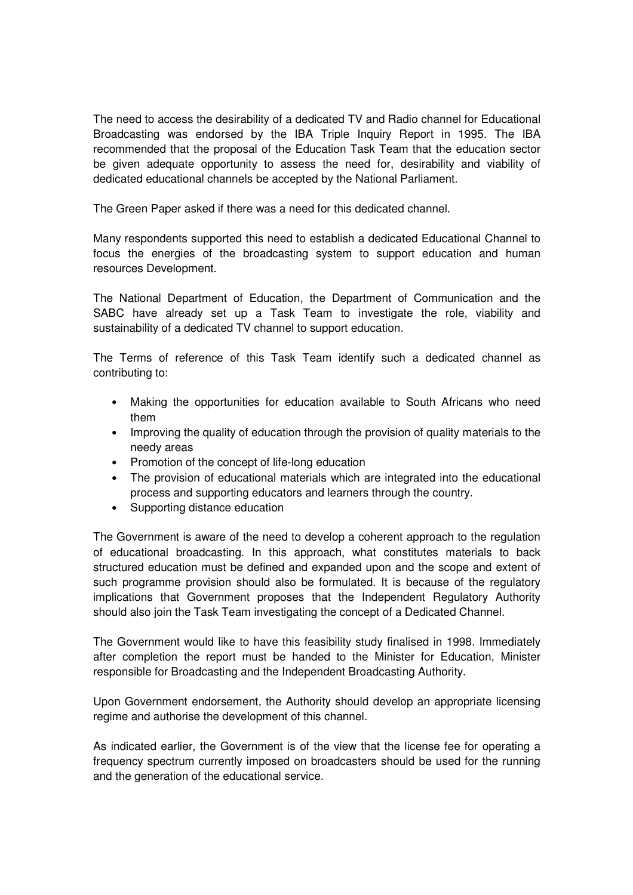The need to access the desirability of a dedicated TV and Radio channel for Educational Broadcasting was endorsed by the IBA Triple Inquiry Report in 1995. The IBA recommended that the proposal of the Education Task Team that the education sector be given adequate opportunity to assess the need for, desirability and viability of dedicated educational channels be accepted by the National Parliament.

The Green Paper asked if there was a need for this dedicated channel.

Many respondents supported this need to establish a dedicated Educational Channel to focus the energies of the broadcasting system to support education and human resources Development.

The National Department of Education, the Department of Communication and the SABC have already set up a Task Team to investigate the role, viability and sustainability of a dedicated TV channel to support education.

The Terms of reference of this Task Team identify such a dedicated channel as contributing to:

- Making the opportunities for education available to South Africans who need them
- Improving the quality of education through the provision of quality materials to the needy areas
- Promotion of the concept of life-long education
- The provision of educational materials which are integrated into the educational process and supporting educators and learners through the country.
- Supporting distance education

The Government is aware of the need to develop a coherent approach to the regulation of educational broadcasting. In this approach, what constitutes materials to back structured education must be defined and expanded upon and the scope and extent of such programme provision should also be formulated. It is because of the regulatory implications that Government proposes that the Independent Regulatory Authority should also join the Task Team investigating the concept of a Dedicated Channel.

The Government would like to have this feasibility study finalised in 1998. Immediately after completion the report must be handed to the Minister for Education, Minister responsible for Broadcasting and the Independent Broadcasting Authority.

Upon Government endorsement, the Authority should develop an appropriate licensing regime and authorise the development of this channel.

As indicated earlier, the Government is of the view that the license fee for operating a frequency spectrum currently imposed on broadcasters should be used for the running and the generation of the educational service.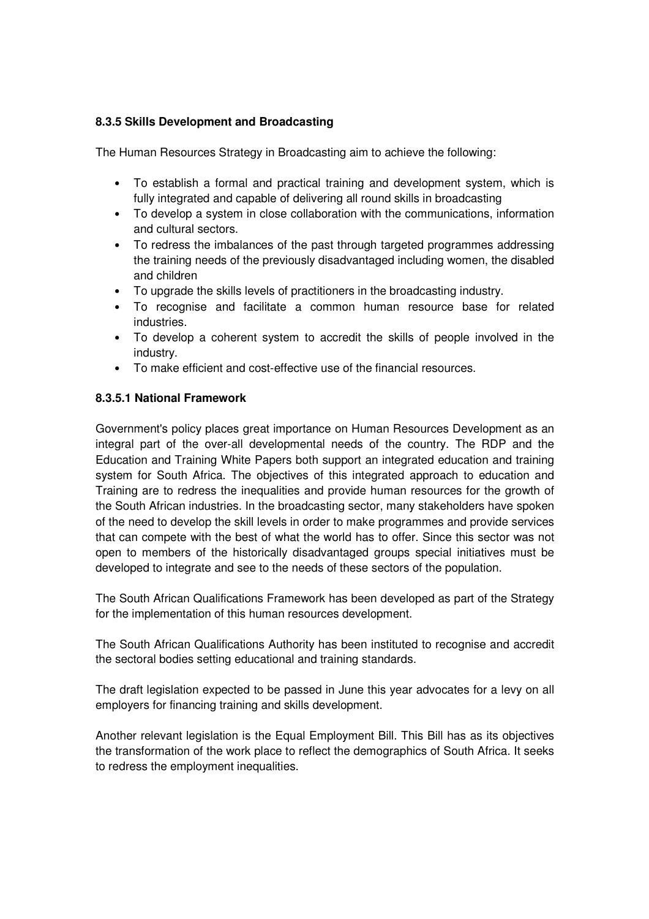### 8.3.5 Skills Development and Broadcasting

The Human Resources Strategy in Broadcasting aim to achieve the following:

- To establish a formal and practical training and development system, which is fully integrated and capable of delivering all round skills in broadcasting
- To develop a system in close collaboration with the communications, information and cultural sectors.
- To redress the imbalances of the past through targeted programmes addressing the training needs of the previously disadvantaged including women, the disabled and children
- To upgrade the skills levels of practitioners in the broadcasting industry.
- To recognise and facilitate a common human resource base for related industries.
- To develop a coherent system to accredit the skills of people involved in the industry.
- To make efficient and cost-effective use of the financial resources.

#### 8.3.5.1 National Framework

Government's policy places great importance on Human Resources Development as an integral part of the over-all developmental needs of the country. The RDP and the Education and Training White Papers both support an integrated education and training system for South Africa. The objectives of this integrated approach to education and Training are to redress the inequalities and provide human resources for the growth of the South African industries. In the broadcasting sector, many stakeholders have spoken of the need to develop the skill levels in order to make programmes and provide services that can compete with the best of what the world has to offer. Since this sector was not open to members of the historically disadvantaged groups special initiatives must be developed to integrate and see to the needs of these sectors of the population.

The South African Qualifications Framework has been developed as part of the Strategy for the implementation of this human resources development.

The South African Qualifications Authority has been instituted to recognise and accredit the sectoral bodies setting educational and training standards.

The draft legislation expected to be passed in June this year advocates for a levy on all employers for financing training and skills development.

Another relevant legislation is the Equal Employment Bill. This Bill has as its objectives the transformation of the work place to reflect the demographics of South Africa. It seeks to redress the employment inequalities.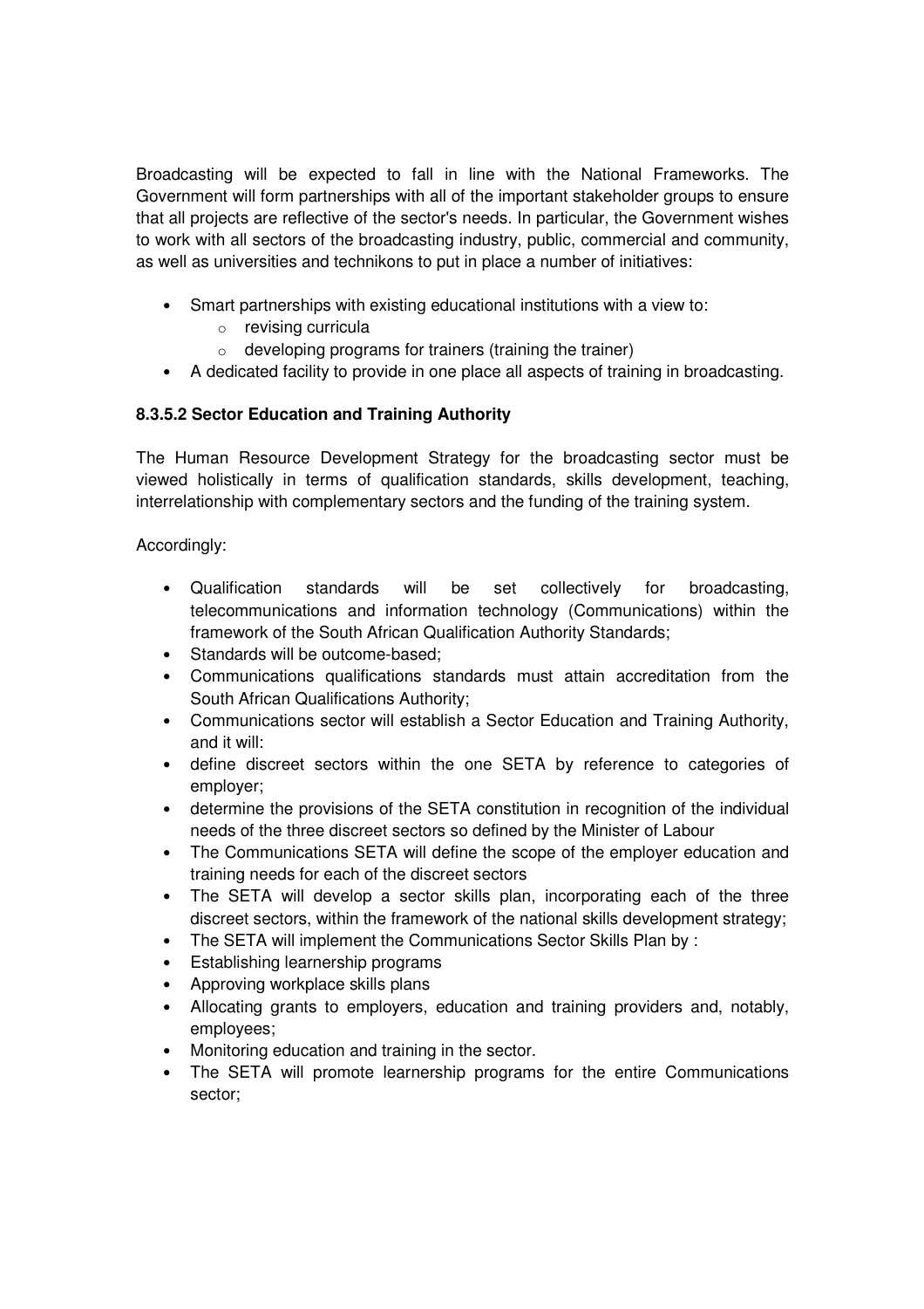Broadcasting will be expected to fall in line with the National Frameworks. The Government will form partnerships with all of the important stakeholder groups to ensure that all projects are reflective of the sector's needs. In particular, the Government wishes to work with all sectors of the broadcasting industry, public, commercial and community, as well as universities and technikons to put in place a number of initiatives:

- Smart partnerships with existing educational institutions with a view to:
    - revising curricula
    - developing programs for trainers (training the trainer)
- A dedicated facility to provide in one place all aspects of training in broadcasting.

#### 8.3.5.2 Sector Education and Training Authority

The Human Resource Development Strategy for the broadcasting sector must be viewed holistically in terms of qualification standards, skills development, teaching, interrelationship with complementary sectors and the funding of the training system.

Accordingly:

- Qualification standards will be set collectively for broadcasting, telecommunications and information technology (Communications) within the framework of the South African Qualification Authority Standards;
- Standards will be outcome-based;
- Communications qualifications standards must attain accreditation from the South African Qualifications Authority;
- Communications sector will establish a Sector Education and Training Authority, and it will:
- define discreet sectors within the one SETA by reference to categories of employer;
- determine the provisions of the SETA constitution in recognition of the individual needs of the three discreet sectors so defined by the Minister of Labour
- The Communications SETA will define the scope of the employer education and training needs for each of the discreet sectors
- The SETA will develop a sector skills plan, incorporating each of the three discreet sectors, within the framework of the national skills development strategy;
- The SETA will implement the Communications Sector Skills Plan by :
- Establishing learnership programs
- Approving workplace skills plans
- Allocating grants to employers, education and training providers and, notably, employees;
- Monitoring education and training in the sector.
- The SETA will promote learnership programs for the entire Communications sector;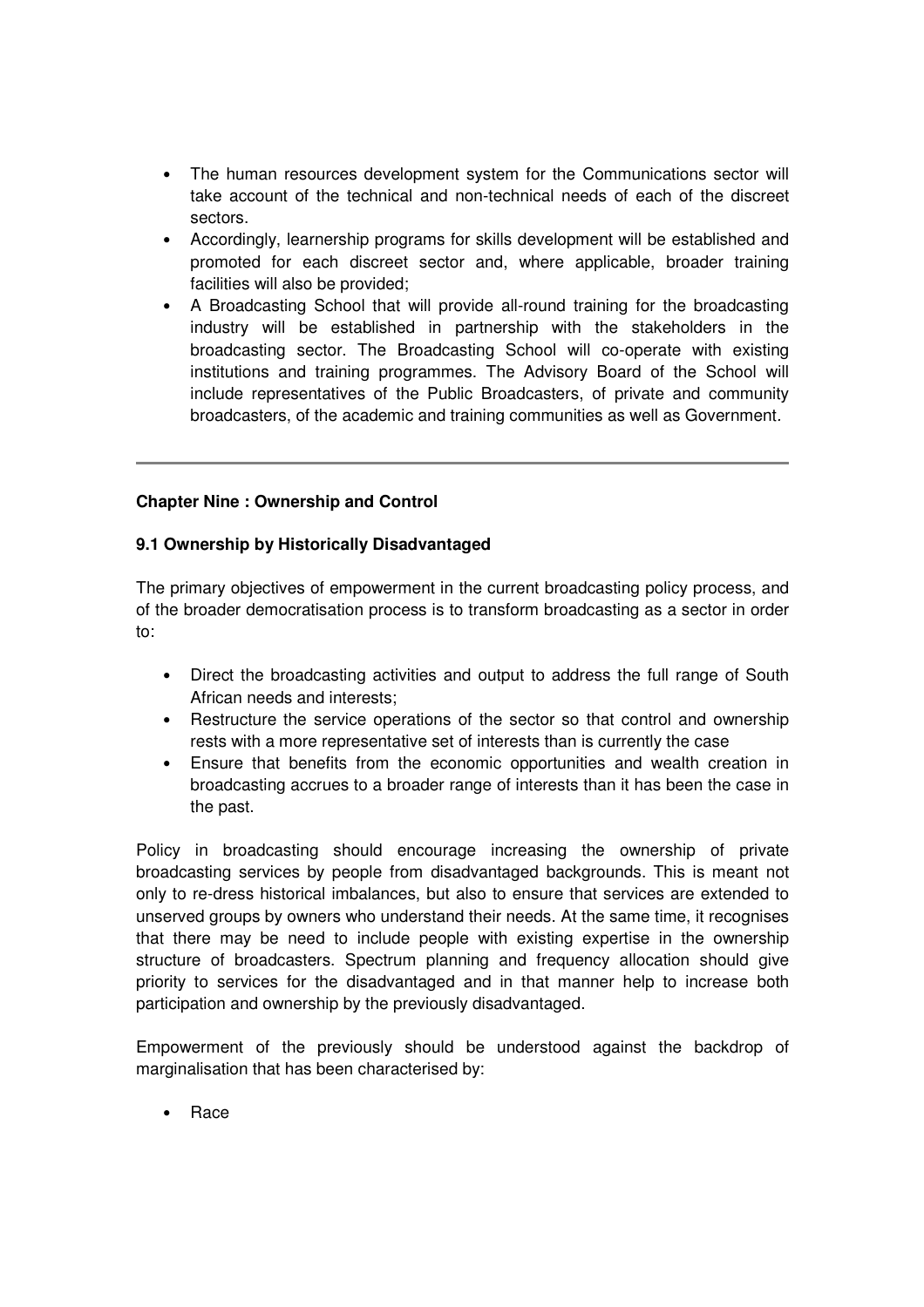- The human resources development system for the Communications sector will take account of the technical and non-technical needs of each of the discreet sectors.
- Accordingly, learnership programs for skills development will be established and promoted for each discreet sector and, where applicable, broader training facilities will also be provided;
- A Broadcasting School that will provide all-round training for the broadcasting industry will be established in partnership with the stakeholders in the broadcasting sector. The Broadcasting School will co-operate with existing institutions and training programmes. The Advisory Board of the School will include representatives of the Public Broadcasters, of private and community broadcasters, of the academic and training communities as well as Government.

---

## Chapter Nine : Ownership and Control

### 9.1 Ownership by Historically Disadvantaged

The primary objectives of empowerment in the current broadcasting policy process, and of the broader democratisation process is to transform broadcasting as a sector in order to:

- Direct the broadcasting activities and output to address the full range of South African needs and interests;
- Restructure the service operations of the sector so that control and ownership rests with a more representative set of interests than is currently the case
- Ensure that benefits from the economic opportunities and wealth creation in broadcasting accrues to a broader range of interests than it has been the case in the past.

Policy in broadcasting should encourage increasing the ownership of private broadcasting services by people from disadvantaged backgrounds. This is meant not only to re-dress historical imbalances, but also to ensure that services are extended to unserved groups by owners who understand their needs. At the same time, it recognises that there may be need to include people with existing expertise in the ownership structure of broadcasters. Spectrum planning and frequency allocation should give priority to services for the disadvantaged and in that manner help to increase both participation and ownership by the previously disadvantaged.

Empowerment of the previously should be understood against the backdrop of marginalisation that has been characterised by:

- Race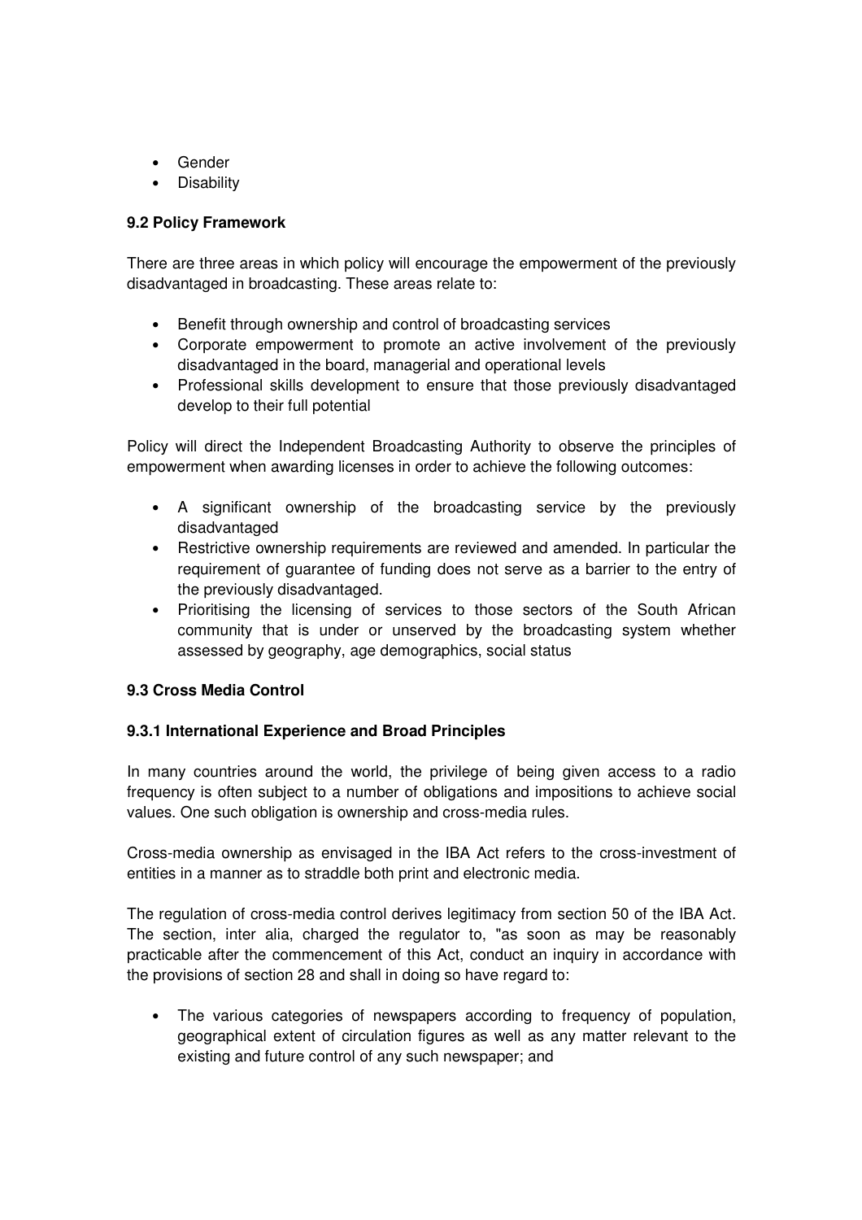- Gender
- Disability

**9.2 Policy Framework**

There are three areas in which policy will encourage the empowerment of the previously disadvantaged in broadcasting. These areas relate to:

- Benefit through ownership and control of broadcasting services
- Corporate empowerment to promote an active involvement of the previously disadvantaged in the board, managerial and operational levels
- Professional skills development to ensure that those previously disadvantaged develop to their full potential

Policy will direct the Independent Broadcasting Authority to observe the principles of empowerment when awarding licenses in order to achieve the following outcomes:

- A significant ownership of the broadcasting service by the previously disadvantaged
- Restrictive ownership requirements are reviewed and amended. In particular the requirement of guarantee of funding does not serve as a barrier to the entry of the previously disadvantaged.
- Prioritising the licensing of services to those sectors of the South African community that is under or unserved by the broadcasting system whether assessed by geography, age demographics, social status

**9.3 Cross Media Control**

**9.3.1 International Experience and Broad Principles**

In many countries around the world, the privilege of being given access to a radio frequency is often subject to a number of obligations and impositions to achieve social values. One such obligation is ownership and cross-media rules.

Cross-media ownership as envisaged in the IBA Act refers to the cross-investment of entities in a manner as to straddle both print and electronic media.

The regulation of cross-media control derives legitimacy from section 50 of the IBA Act. The section, inter alia, charged the regulator to, "as soon as may be reasonably practicable after the commencement of this Act, conduct an inquiry in accordance with the provisions of section 28 and shall in doing so have regard to:

- The various categories of newspapers according to frequency of population, geographical extent of circulation figures as well as any matter relevant to the existing and future control of any such newspaper; and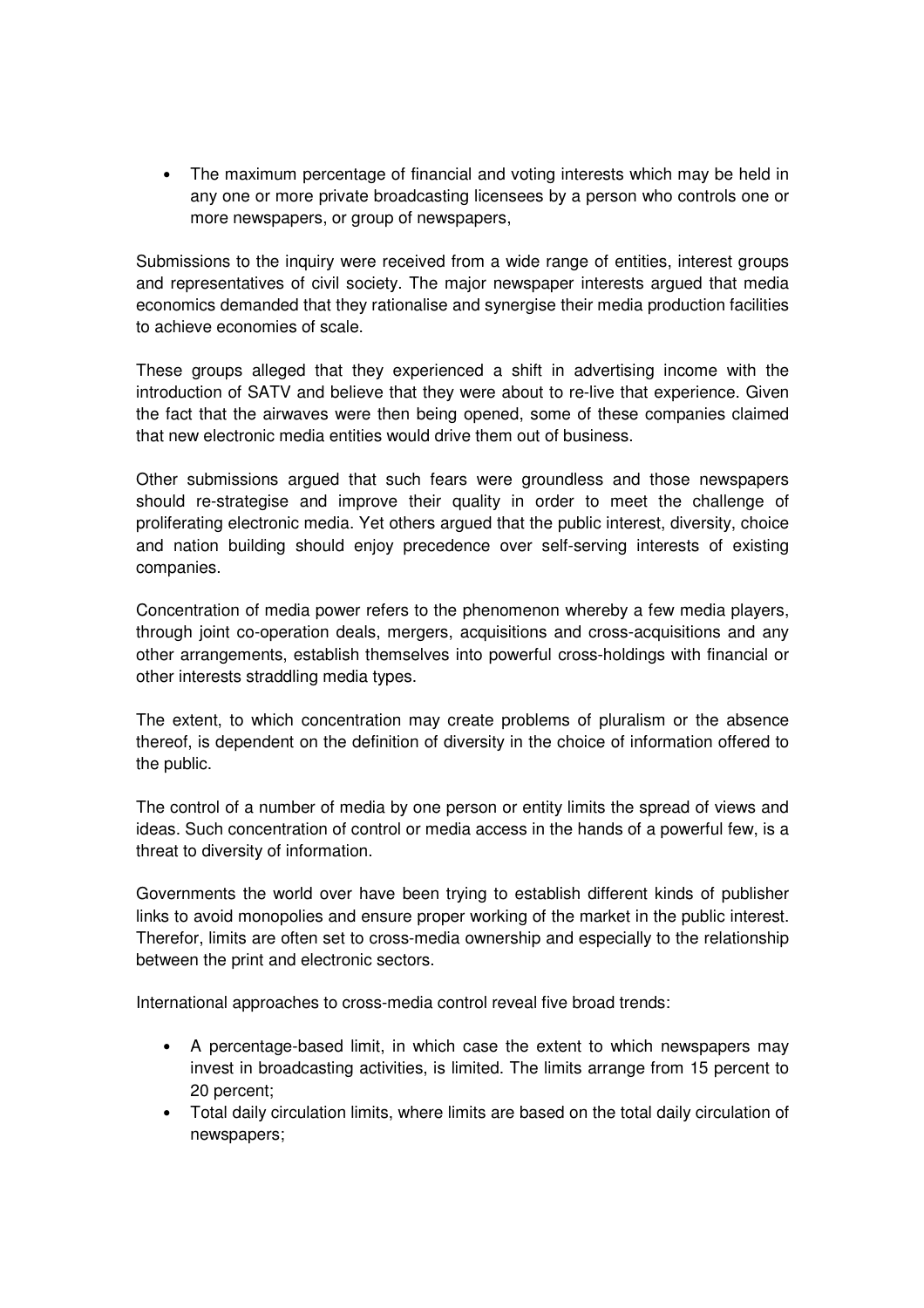- The maximum percentage of financial and voting interests which may be held in any one or more private broadcasting licensees by a person who controls one or more newspapers, or group of newspapers,

Submissions to the inquiry were received from a wide range of entities, interest groups and representatives of civil society. The major newspaper interests argued that media economics demanded that they rationalise and synergise their media production facilities to achieve economies of scale.

These groups alleged that they experienced a shift in advertising income with the introduction of SATV and believe that they were about to re-live that experience. Given the fact that the airwaves were then being opened, some of these companies claimed that new electronic media entities would drive them out of business.

Other submissions argued that such fears were groundless and those newspapers should re-strategise and improve their quality in order to meet the challenge of proliferating electronic media. Yet others argued that the public interest, diversity, choice and nation building should enjoy precedence over self-serving interests of existing companies.

Concentration of media power refers to the phenomenon whereby a few media players, through joint co-operation deals, mergers, acquisitions and cross-acquisitions and any other arrangements, establish themselves into powerful cross-holdings with financial or other interests straddling media types.

The extent, to which concentration may create problems of pluralism or the absence thereof, is dependent on the definition of diversity in the choice of information offered to the public.

The control of a number of media by one person or entity limits the spread of views and ideas. Such concentration of control or media access in the hands of a powerful few, is a threat to diversity of information.

Governments the world over have been trying to establish different kinds of publisher links to avoid monopolies and ensure proper working of the market in the public interest. Therefor, limits are often set to cross-media ownership and especially to the relationship between the print and electronic sectors.

International approaches to cross-media control reveal five broad trends:

- A percentage-based limit, in which case the extent to which newspapers may invest in broadcasting activities, is limited. The limits arrange from 15 percent to 20 percent;
- Total daily circulation limits, where limits are based on the total daily circulation of newspapers;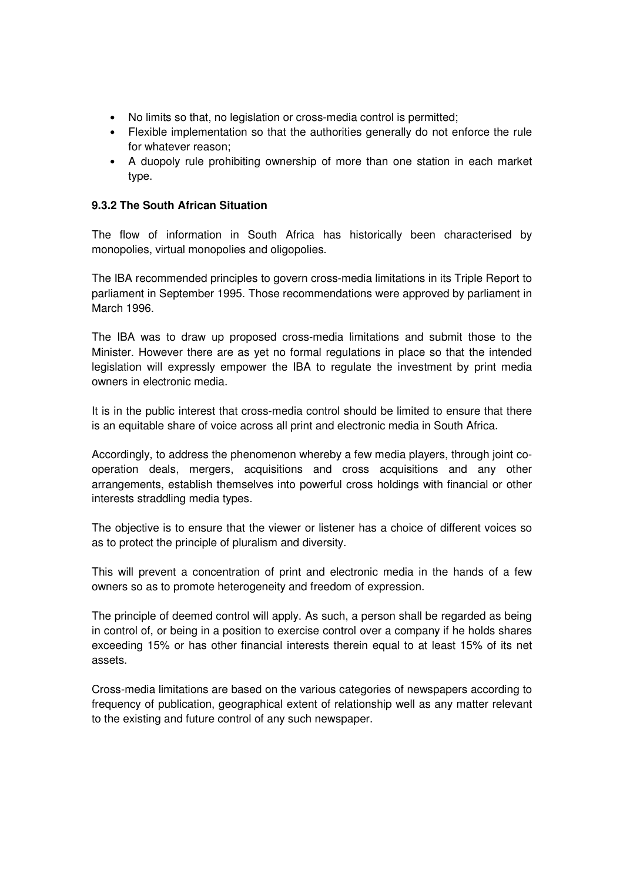- No limits so that, no legislation or cross-media control is permitted;
- Flexible implementation so that the authorities generally do not enforce the rule for whatever reason;
- A duopoly rule prohibiting ownership of more than one station in each market type.

**9.3.2 The South African Situation**

The flow of information in South Africa has historically been characterised by monopolies, virtual monopolies and oligopolies.

The IBA recommended principles to govern cross-media limitations in its Triple Report to parliament in September 1995. Those recommendations were approved by parliament in March 1996.

The IBA was to draw up proposed cross-media limitations and submit those to the Minister. However there are as yet no formal regulations in place so that the intended legislation will expressly empower the IBA to regulate the investment by print media owners in electronic media.

It is in the public interest that cross-media control should be limited to ensure that there is an equitable share of voice across all print and electronic media in South Africa.

Accordingly, to address the phenomenon whereby a few media players, through joint co-operation deals, mergers, acquisitions and cross acquisitions and any other arrangements, establish themselves into powerful cross holdings with financial or other interests straddling media types.

The objective is to ensure that the viewer or listener has a choice of different voices so as to protect the principle of pluralism and diversity.

This will prevent a concentration of print and electronic media in the hands of a few owners so as to promote heterogeneity and freedom of expression.

The principle of deemed control will apply. As such, a person shall be regarded as being in control of, or being in a position to exercise control over a company if he holds shares exceeding 15% or has other financial interests therein equal to at least 15% of its net assets.

Cross-media limitations are based on the various categories of newspapers according to frequency of publication, geographical extent of relationship well as any matter relevant to the existing and future control of any such newspaper.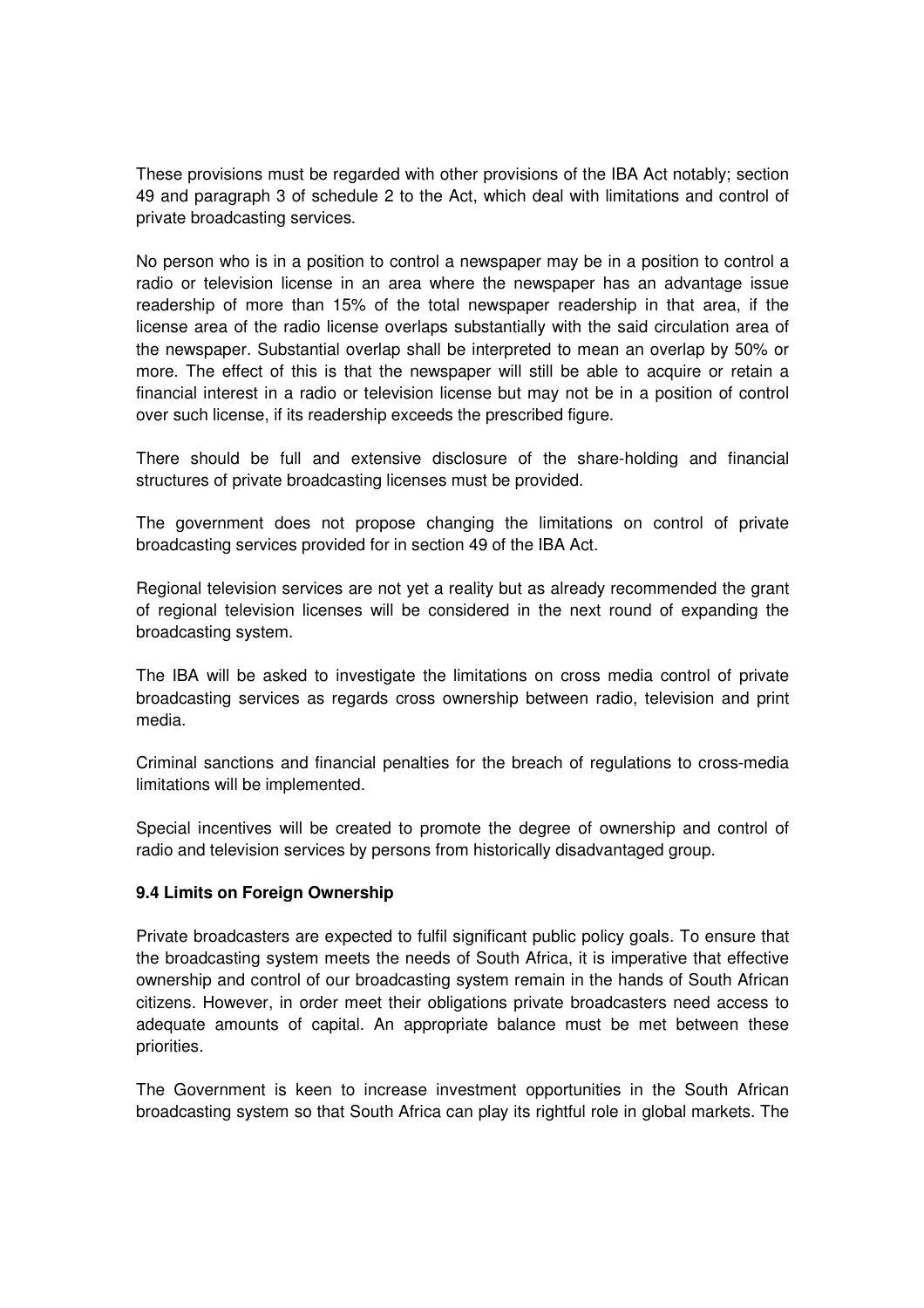These provisions must be regarded with other provisions of the IBA Act notably; section 49 and paragraph 3 of schedule 2 to the Act, which deal with limitations and control of private broadcasting services.

No person who is in a position to control a newspaper may be in a position to control a radio or television license in an area where the newspaper has an advantage issue readership of more than 15% of the total newspaper readership in that area, if the license area of the radio license overlaps substantially with the said circulation area of the newspaper. Substantial overlap shall be interpreted to mean an overlap by 50% or more. The effect of this is that the newspaper will still be able to acquire or retain a financial interest in a radio or television license but may not be in a position of control over such license, if its readership exceeds the prescribed figure.

There should be full and extensive disclosure of the share-holding and financial structures of private broadcasting licenses must be provided.

The government does not propose changing the limitations on control of private broadcasting services provided for in section 49 of the IBA Act.

Regional television services are not yet a reality but as already recommended the grant of regional television licenses will be considered in the next round of expanding the broadcasting system.

The IBA will be asked to investigate the limitations on cross media control of private broadcasting services as regards cross ownership between radio, television and print media.

Criminal sanctions and financial penalties for the breach of regulations to cross-media limitations will be implemented.

Special incentives will be created to promote the degree of ownership and control of radio and television services by persons from historically disadvantaged group.

### 9.4 Limits on Foreign Ownership

Private broadcasters are expected to fulfil significant public policy goals. To ensure that the broadcasting system meets the needs of South Africa, it is imperative that effective ownership and control of our broadcasting system remain in the hands of South African citizens. However, in order meet their obligations private broadcasters need access to adequate amounts of capital. An appropriate balance must be met between these priorities.

The Government is keen to increase investment opportunities in the South African broadcasting system so that South Africa can play its rightful role in global markets. The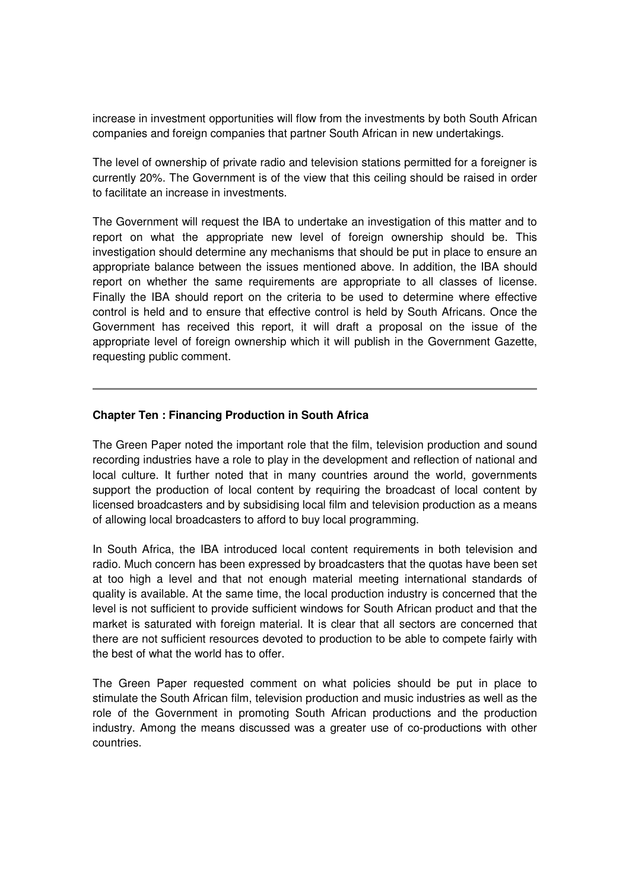increase in investment opportunities will flow from the investments by both South African companies and foreign companies that partner South African in new undertakings.

The level of ownership of private radio and television stations permitted for a foreigner is currently 20%. The Government is of the view that this ceiling should be raised in order to facilitate an increase in investments.

The Government will request the IBA to undertake an investigation of this matter and to report on what the appropriate new level of foreign ownership should be. This investigation should determine any mechanisms that should be put in place to ensure an appropriate balance between the issues mentioned above. In addition, the IBA should report on whether the same requirements are appropriate to all classes of license. Finally the IBA should report on the criteria to be used to determine where effective control is held and to ensure that effective control is held by South Africans. Once the Government has received this report, it will draft a proposal on the issue of the appropriate level of foreign ownership which it will publish in the Government Gazette, requesting public comment.

---

**Chapter Ten : Financing Production in South Africa**

The Green Paper noted the important role that the film, television production and sound recording industries have a role to play in the development and reflection of national and local culture. It further noted that in many countries around the world, governments support the production of local content by requiring the broadcast of local content by licensed broadcasters and by subsidising local film and television production as a means of allowing local broadcasters to afford to buy local programming.

In South Africa, the IBA introduced local content requirements in both television and radio. Much concern has been expressed by broadcasters that the quotas have been set at too high a level and that not enough material meeting international standards of quality is available. At the same time, the local production industry is concerned that the level is not sufficient to provide sufficient windows for South African product and that the market is saturated with foreign material. It is clear that all sectors are concerned that there are not sufficient resources devoted to production to be able to compete fairly with the best of what the world has to offer.

The Green Paper requested comment on what policies should be put in place to stimulate the South African film, television production and music industries as well as the role of the Government in promoting South African productions and the production industry. Among the means discussed was a greater use of co-productions with other countries.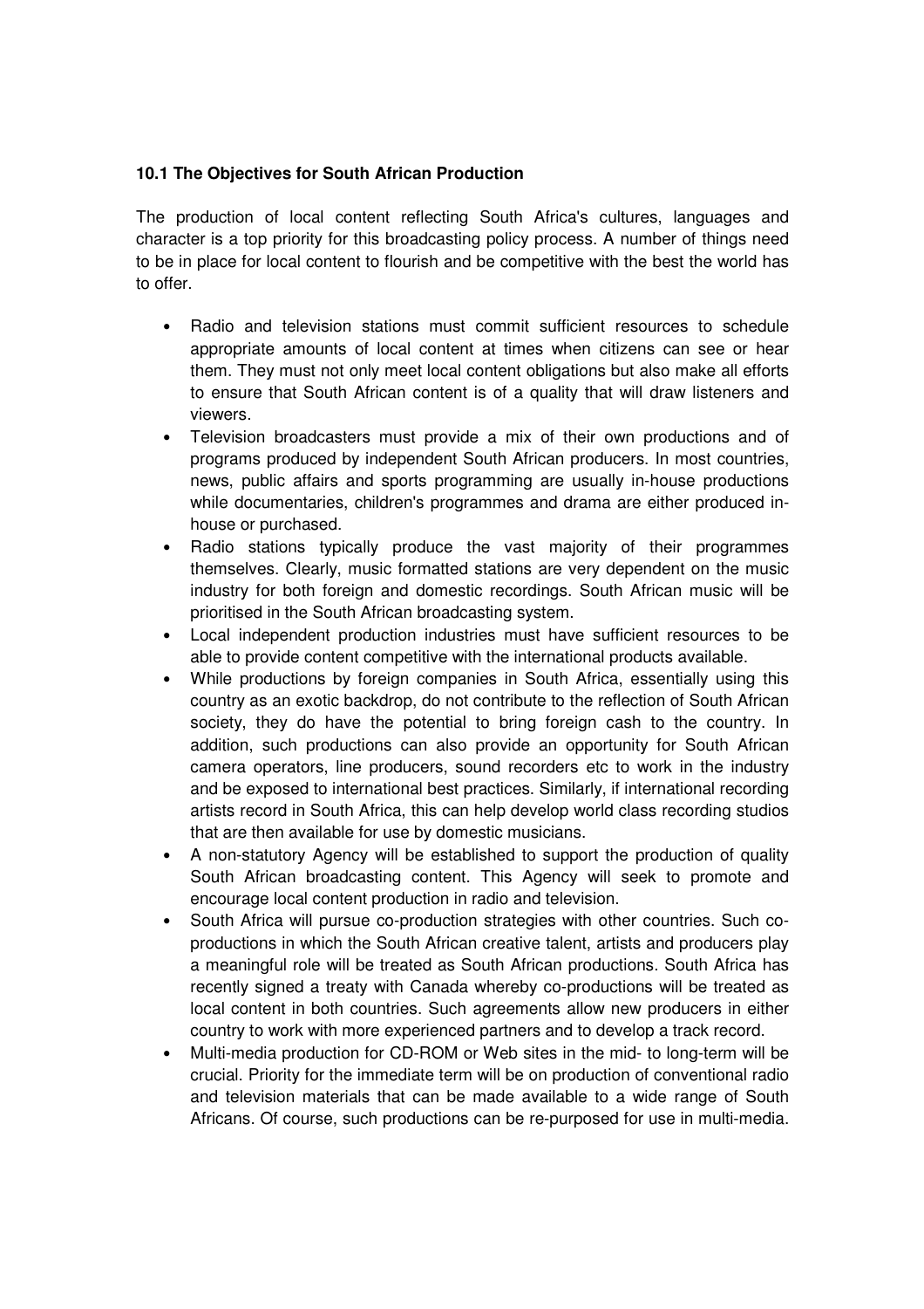**10.1 The Objectives for South African Production**

The production of local content reflecting South Africa's cultures, languages and character is a top priority for this broadcasting policy process. A number of things need to be in place for local content to flourish and be competitive with the best the world has to offer.

- Radio and television stations must commit sufficient resources to schedule appropriate amounts of local content at times when citizens can see or hear them. They must not only meet local content obligations but also make all efforts to ensure that South African content is of a quality that will draw listeners and viewers.
- Television broadcasters must provide a mix of their own productions and of programs produced by independent South African producers. In most countries, news, public affairs and sports programming are usually in-house productions while documentaries, children's programmes and drama are either produced in-house or purchased.
- Radio stations typically produce the vast majority of their programmes themselves. Clearly, music formatted stations are very dependent on the music industry for both foreign and domestic recordings. South African music will be prioritised in the South African broadcasting system.
- Local independent production industries must have sufficient resources to be able to provide content competitive with the international products available.
- While productions by foreign companies in South Africa, essentially using this country as an exotic backdrop, do not contribute to the reflection of South African society, they do have the potential to bring foreign cash to the country. In addition, such productions can also provide an opportunity for South African camera operators, line producers, sound recorders etc to work in the industry and be exposed to international best practices. Similarly, if international recording artists record in South Africa, this can help develop world class recording studios that are then available for use by domestic musicians.
- A non-statutory Agency will be established to support the production of quality South African broadcasting content. This Agency will seek to promote and encourage local content production in radio and television.
- South Africa will pursue co-production strategies with other countries. Such co-productions in which the South African creative talent, artists and producers play a meaningful role will be treated as South African productions. South Africa has recently signed a treaty with Canada whereby co-productions will be treated as local content in both countries. Such agreements allow new producers in either country to work with more experienced partners and to develop a track record.
- Multi-media production for CD-ROM or Web sites in the mid- to long-term will be crucial. Priority for the immediate term will be on production of conventional radio and television materials that can be made available to a wide range of South Africans. Of course, such productions can be re-purposed for use in multi-media.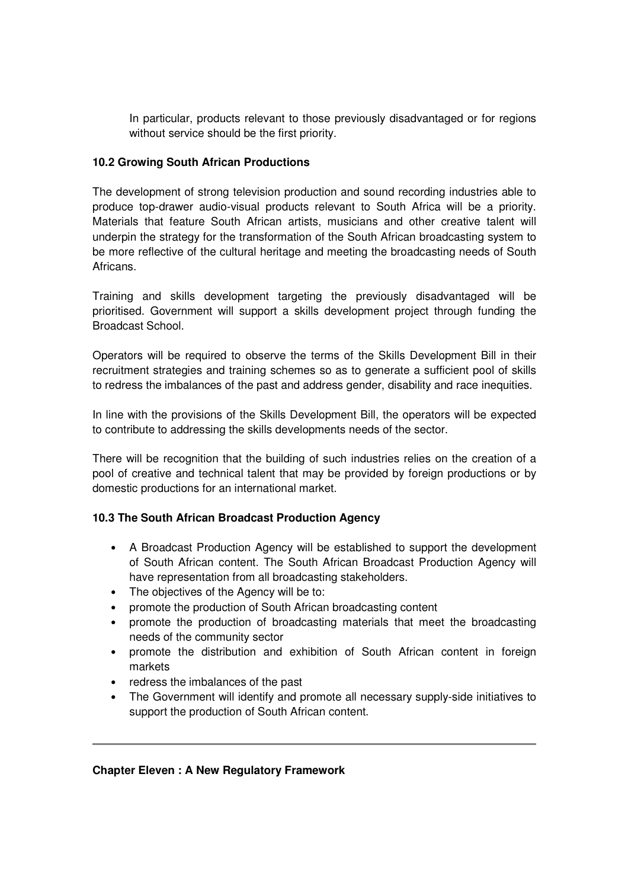In particular, products relevant to those previously disadvantaged or for regions without service should be the first priority.

### 10.2 Growing South African Productions

The development of strong television production and sound recording industries able to produce top-drawer audio-visual products relevant to South Africa will be a priority. Materials that feature South African artists, musicians and other creative talent will underpin the strategy for the transformation of the South African broadcasting system to be more reflective of the cultural heritage and meeting the broadcasting needs of South Africans.

Training and skills development targeting the previously disadvantaged will be prioritised. Government will support a skills development project through funding the Broadcast School.

Operators will be required to observe the terms of the Skills Development Bill in their recruitment strategies and training schemes so as to generate a sufficient pool of skills to redress the imbalances of the past and address gender, disability and race inequities.

In line with the provisions of the Skills Development Bill, the operators will be expected to contribute to addressing the skills developments needs of the sector.

There will be recognition that the building of such industries relies on the creation of a pool of creative and technical talent that may be provided by foreign productions or by domestic productions for an international market.

### 10.3 The South African Broadcast Production Agency

- A Broadcast Production Agency will be established to support the development of South African content. The South African Broadcast Production Agency will have representation from all broadcasting stakeholders.
- The objectives of the Agency will be to:
- promote the production of South African broadcasting content
- promote the production of broadcasting materials that meet the broadcasting needs of the community sector
- promote the distribution and exhibition of South African content in foreign markets
- redress the imbalances of the past
- The Government will identify and promote all necessary supply-side initiatives to support the production of South African content.

---

## Chapter Eleven : A New Regulatory Framework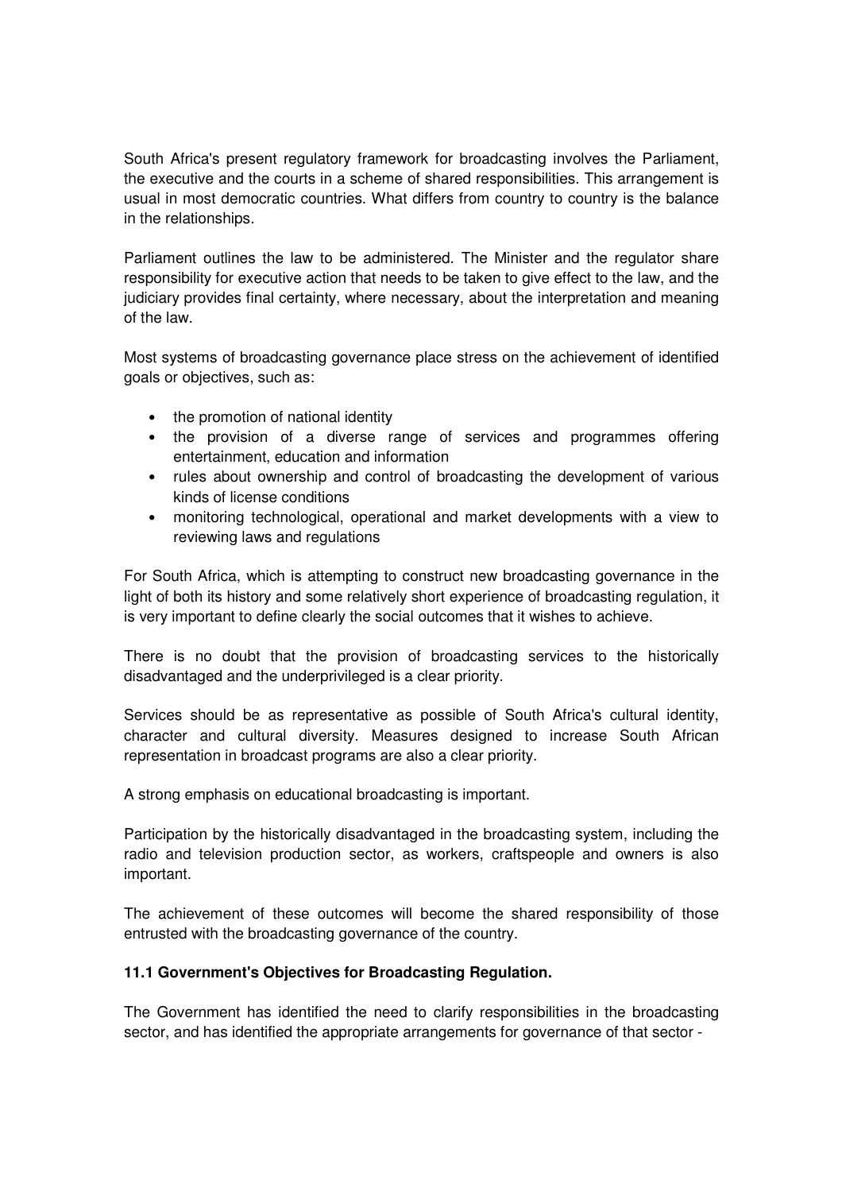South Africa's present regulatory framework for broadcasting involves the Parliament, the executive and the courts in a scheme of shared responsibilities. This arrangement is usual in most democratic countries. What differs from country to country is the balance in the relationships.

Parliament outlines the law to be administered. The Minister and the regulator share responsibility for executive action that needs to be taken to give effect to the law, and the judiciary provides final certainty, where necessary, about the interpretation and meaning of the law.

Most systems of broadcasting governance place stress on the achievement of identified goals or objectives, such as:

- the promotion of national identity
- the provision of a diverse range of services and programmes offering entertainment, education and information
- rules about ownership and control of broadcasting the development of various kinds of license conditions
- monitoring technological, operational and market developments with a view to reviewing laws and regulations

For South Africa, which is attempting to construct new broadcasting governance in the light of both its history and some relatively short experience of broadcasting regulation, it is very important to define clearly the social outcomes that it wishes to achieve.

There is no doubt that the provision of broadcasting services to the historically disadvantaged and the underprivileged is a clear priority.

Services should be as representative as possible of South Africa's cultural identity, character and cultural diversity. Measures designed to increase South African representation in broadcast programs are also a clear priority.

A strong emphasis on educational broadcasting is important.

Participation by the historically disadvantaged in the broadcasting system, including the radio and television production sector, as workers, craftspeople and owners is also important.

The achievement of these outcomes will become the shared responsibility of those entrusted with the broadcasting governance of the country.

**11.1 Government's Objectives for Broadcasting Regulation.**

The Government has identified the need to clarify responsibilities in the broadcasting sector, and has identified the appropriate arrangements for governance of that sector -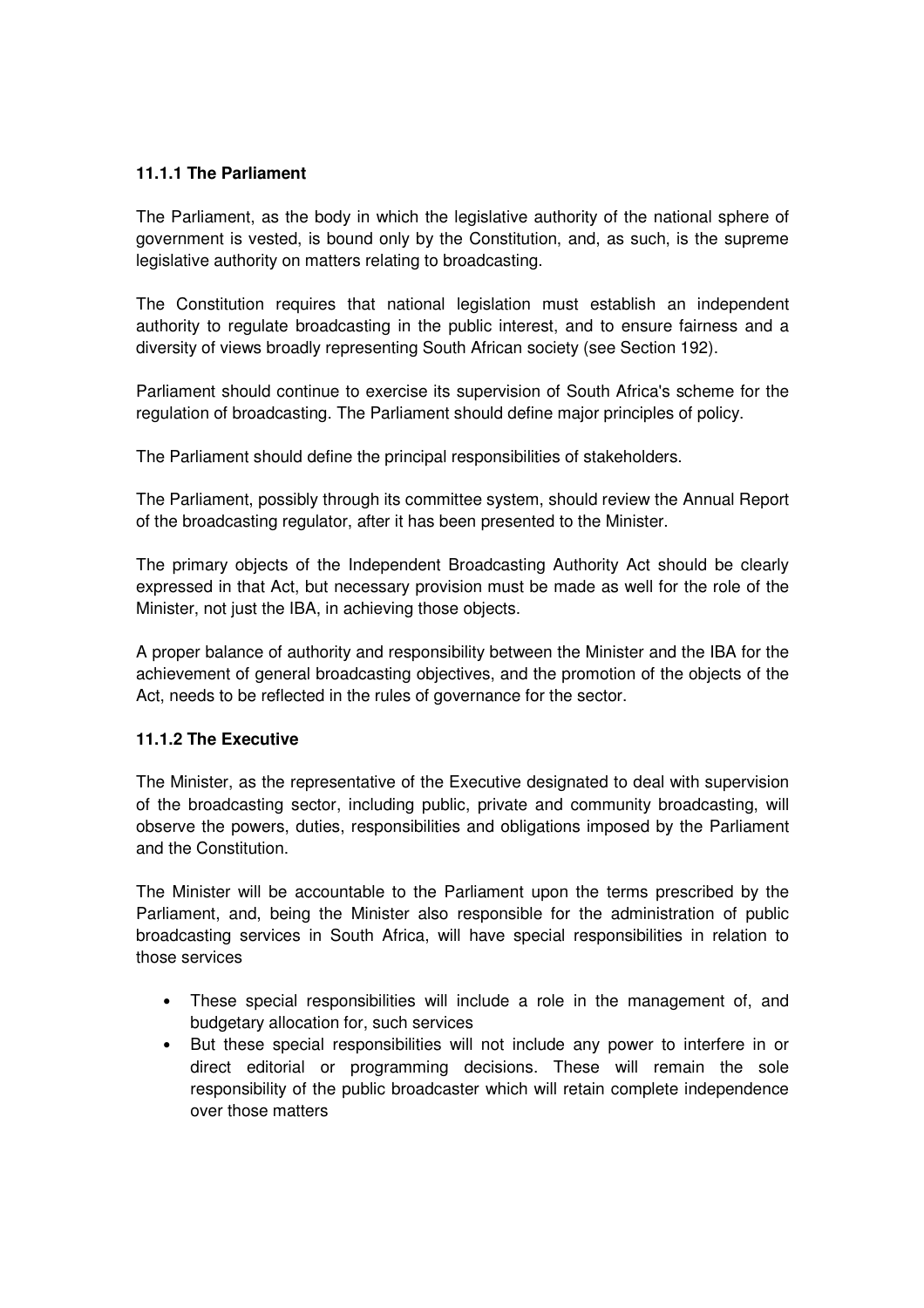#### 11.1.1 The Parliament

The Parliament, as the body in which the legislative authority of the national sphere of government is vested, is bound only by the Constitution, and, as such, is the supreme legislative authority on matters relating to broadcasting.

The Constitution requires that national legislation must establish an independent authority to regulate broadcasting in the public interest, and to ensure fairness and a diversity of views broadly representing South African society (see Section 192).

Parliament should continue to exercise its supervision of South Africa's scheme for the regulation of broadcasting. The Parliament should define major principles of policy.

The Parliament should define the principal responsibilities of stakeholders.

The Parliament, possibly through its committee system, should review the Annual Report of the broadcasting regulator, after it has been presented to the Minister.

The primary objects of the Independent Broadcasting Authority Act should be clearly expressed in that Act, but necessary provision must be made as well for the role of the Minister, not just the IBA, in achieving those objects.

A proper balance of authority and responsibility between the Minister and the IBA for the achievement of general broadcasting objectives, and the promotion of the objects of the Act, needs to be reflected in the rules of governance for the sector.

#### 11.1.2 The Executive

The Minister, as the representative of the Executive designated to deal with supervision of the broadcasting sector, including public, private and community broadcasting, will observe the powers, duties, responsibilities and obligations imposed by the Parliament and the Constitution.

The Minister will be accountable to the Parliament upon the terms prescribed by the Parliament, and, being the Minister also responsible for the administration of public broadcasting services in South Africa, will have special responsibilities in relation to those services

- These special responsibilities will include a role in the management of, and budgetary allocation for, such services
- But these special responsibilities will not include any power to interfere in or direct editorial or programming decisions. These will remain the sole responsibility of the public broadcaster which will retain complete independence over those matters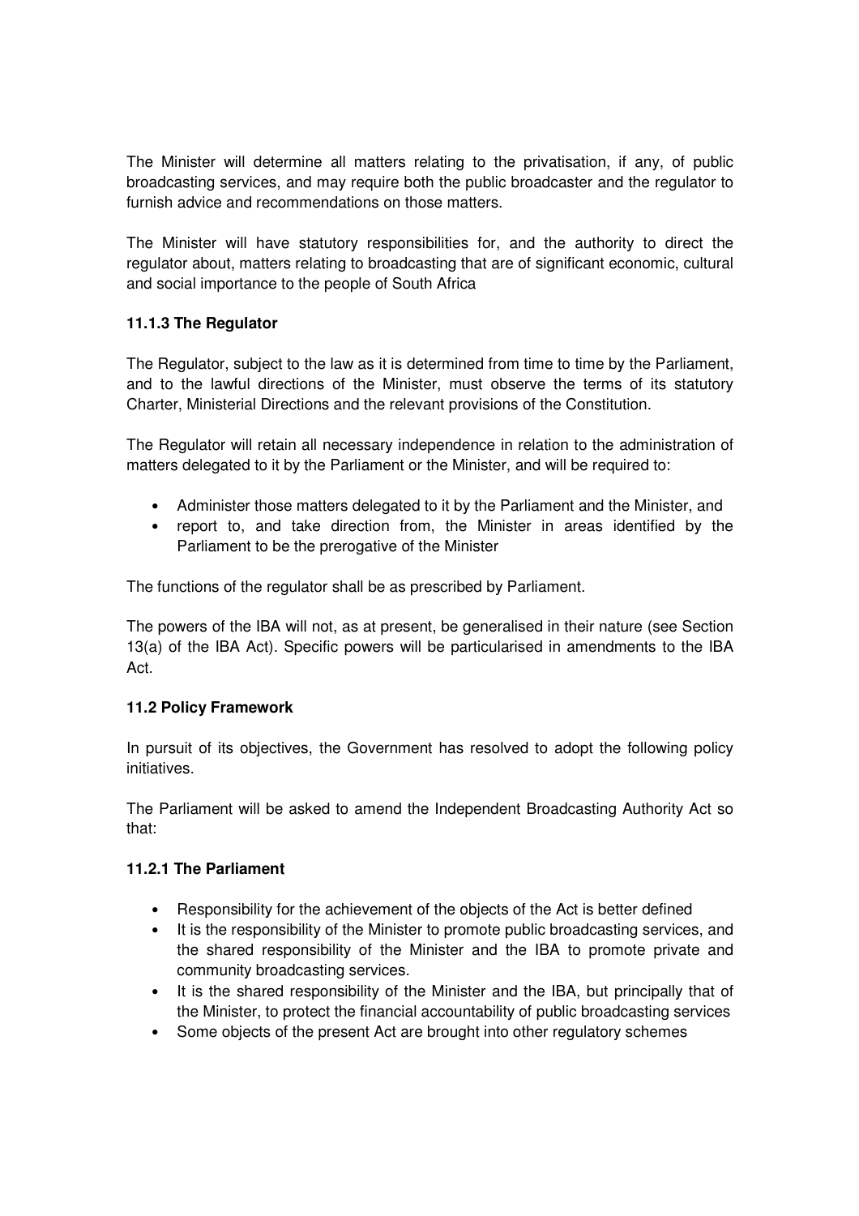The Minister will determine all matters relating to the privatisation, if any, of public broadcasting services, and may require both the public broadcaster and the regulator to furnish advice and recommendations on those matters.

The Minister will have statutory responsibilities for, and the authority to direct the regulator about, matters relating to broadcasting that are of significant economic, cultural and social importance to the people of South Africa

### 11.1.3 The Regulator

The Regulator, subject to the law as it is determined from time to time by the Parliament, and to the lawful directions of the Minister, must observe the terms of its statutory Charter, Ministerial Directions and the relevant provisions of the Constitution.

The Regulator will retain all necessary independence in relation to the administration of matters delegated to it by the Parliament or the Minister, and will be required to:

- Administer those matters delegated to it by the Parliament and the Minister, and
- report to, and take direction from, the Minister in areas identified by the Parliament to be the prerogative of the Minister

The functions of the regulator shall be as prescribed by Parliament.

The powers of the IBA will not, as at present, be generalised in their nature (see Section 13(a) of the IBA Act). Specific powers will be particularised in amendments to the IBA Act.

## 11.2 Policy Framework

In pursuit of its objectives, the Government has resolved to adopt the following policy initiatives.

The Parliament will be asked to amend the Independent Broadcasting Authority Act so that:

### 11.2.1 The Parliament

- Responsibility for the achievement of the objects of the Act is better defined
- It is the responsibility of the Minister to promote public broadcasting services, and the shared responsibility of the Minister and the IBA to promote private and community broadcasting services.
- It is the shared responsibility of the Minister and the IBA, but principally that of the Minister, to protect the financial accountability of public broadcasting services
- Some objects of the present Act are brought into other regulatory schemes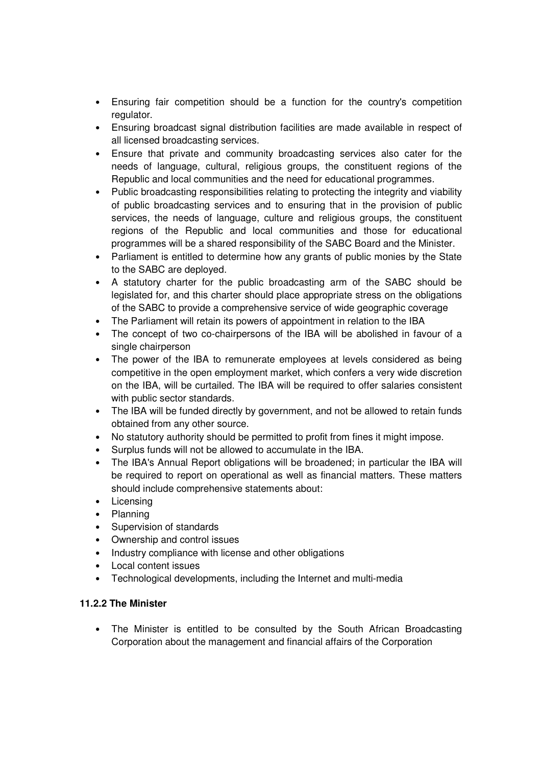- Ensuring fair competition should be a function for the country's competition regulator.
- Ensuring broadcast signal distribution facilities are made available in respect of all licensed broadcasting services.
- Ensure that private and community broadcasting services also cater for the needs of language, cultural, religious groups, the constituent regions of the Republic and local communities and the need for educational programmes.
- Public broadcasting responsibilities relating to protecting the integrity and viability of public broadcasting services and to ensuring that in the provision of public services, the needs of language, culture and religious groups, the constituent regions of the Republic and local communities and those for educational programmes will be a shared responsibility of the SABC Board and the Minister.
- Parliament is entitled to determine how any grants of public monies by the State to the SABC are deployed.
- A statutory charter for the public broadcasting arm of the SABC should be legislated for, and this charter should place appropriate stress on the obligations of the SABC to provide a comprehensive service of wide geographic coverage
- The Parliament will retain its powers of appointment in relation to the IBA
- The concept of two co-chairpersons of the IBA will be abolished in favour of a single chairperson
- The power of the IBA to remunerate employees at levels considered as being competitive in the open employment market, which confers a very wide discretion on the IBA, will be curtailed. The IBA will be required to offer salaries consistent with public sector standards.
- The IBA will be funded directly by government, and not be allowed to retain funds obtained from any other source.
- No statutory authority should be permitted to profit from fines it might impose.
- Surplus funds will not be allowed to accumulate in the IBA.
- The IBA's Annual Report obligations will be broadened; in particular the IBA will be required to report on operational as well as financial matters. These matters should include comprehensive statements about:
- Licensing
- Planning
- Supervision of standards
- Ownership and control issues
- Industry compliance with license and other obligations
- Local content issues
- Technological developments, including the Internet and multi-media

**11.2.2 The Minister**

- The Minister is entitled to be consulted by the South African Broadcasting Corporation about the management and financial affairs of the Corporation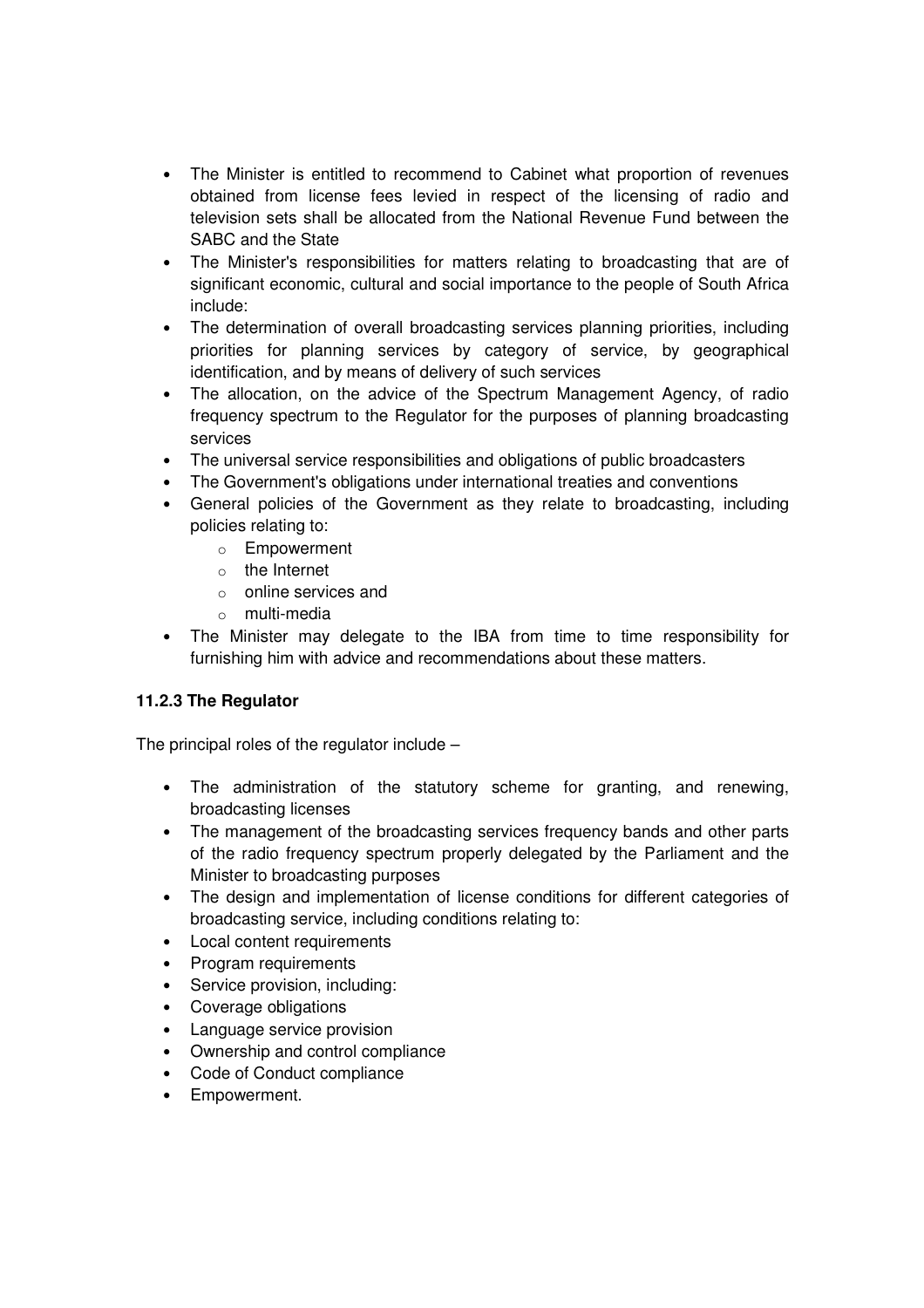- The Minister is entitled to recommend to Cabinet what proportion of revenues obtained from license fees levied in respect of the licensing of radio and television sets shall be allocated from the National Revenue Fund between the SABC and the State
- The Minister's responsibilities for matters relating to broadcasting that are of significant economic, cultural and social importance to the people of South Africa include:
- The determination of overall broadcasting services planning priorities, including priorities for planning services by category of service, by geographical identification, and by means of delivery of such services
- The allocation, on the advice of the Spectrum Management Agency, of radio frequency spectrum to the Regulator for the purposes of planning broadcasting services
- The universal service responsibilities and obligations of public broadcasters
- The Government's obligations under international treaties and conventions
- General policies of the Government as they relate to broadcasting, including policies relating to:
    - Empowerment
    - the Internet
    - online services and
    - multi-media
- The Minister may delegate to the IBA from time to time responsibility for furnishing him with advice and recommendations about these matters.

**11.2.3 The Regulator**

The principal roles of the regulator include –

- The administration of the statutory scheme for granting, and renewing, broadcasting licenses
- The management of the broadcasting services frequency bands and other parts of the radio frequency spectrum properly delegated by the Parliament and the Minister to broadcasting purposes
- The design and implementation of license conditions for different categories of broadcasting service, including conditions relating to:
- Local content requirements
- Program requirements
- Service provision, including:
- Coverage obligations
- Language service provision
- Ownership and control compliance
- Code of Conduct compliance
- Empowerment.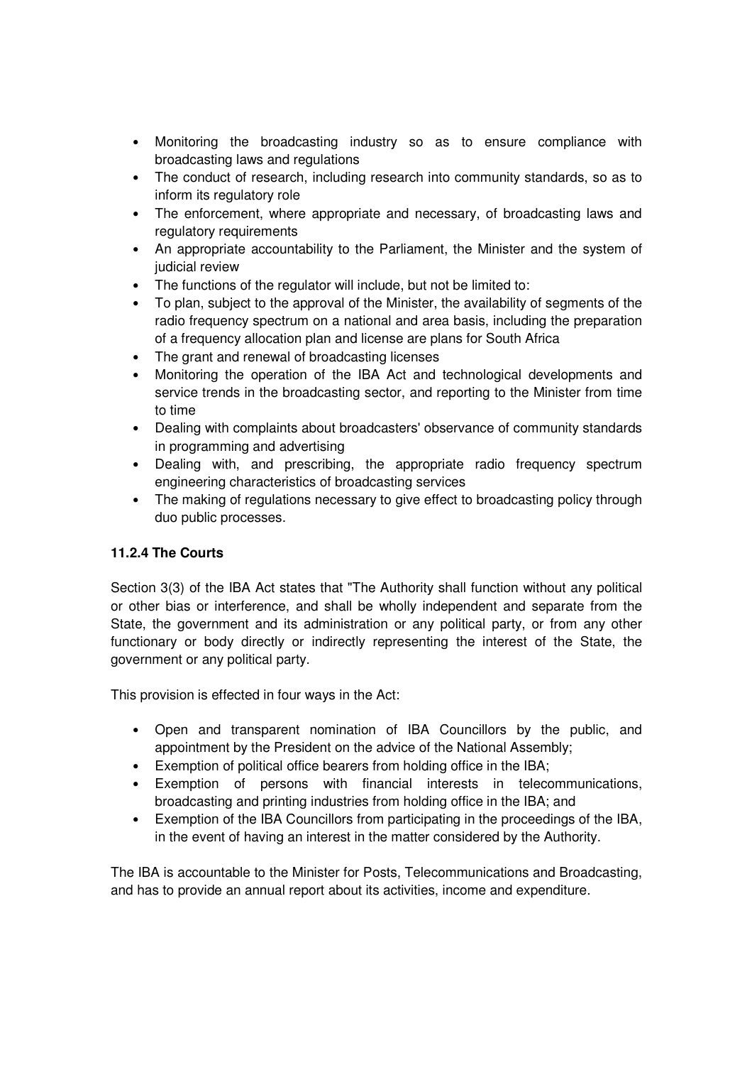- Monitoring the broadcasting industry so as to ensure compliance with broadcasting laws and regulations
- The conduct of research, including research into community standards, so as to inform its regulatory role
- The enforcement, where appropriate and necessary, of broadcasting laws and regulatory requirements
- An appropriate accountability to the Parliament, the Minister and the system of judicial review
- The functions of the regulator will include, but not be limited to:
- To plan, subject to the approval of the Minister, the availability of segments of the radio frequency spectrum on a national and area basis, including the preparation of a frequency allocation plan and license are plans for South Africa
- The grant and renewal of broadcasting licenses
- Monitoring the operation of the IBA Act and technological developments and service trends in the broadcasting sector, and reporting to the Minister from time to time
- Dealing with complaints about broadcasters' observance of community standards in programming and advertising
- Dealing with, and prescribing, the appropriate radio frequency spectrum engineering characteristics of broadcasting services
- The making of regulations necessary to give effect to broadcasting policy through duo public processes.

### 11.2.4 The Courts

Section 3(3) of the IBA Act states that "The Authority shall function without any political or other bias or interference, and shall be wholly independent and separate from the State, the government and its administration or any political party, or from any other functionary or body directly or indirectly representing the interest of the State, the government or any political party.

This provision is effected in four ways in the Act:

- Open and transparent nomination of IBA Councillors by the public, and appointment by the President on the advice of the National Assembly;
- Exemption of political office bearers from holding office in the IBA;
- Exemption of persons with financial interests in telecommunications, broadcasting and printing industries from holding office in the IBA; and
- Exemption of the IBA Councillors from participating in the proceedings of the IBA, in the event of having an interest in the matter considered by the Authority.

The IBA is accountable to the Minister for Posts, Telecommunications and Broadcasting, and has to provide an annual report about its activities, income and expenditure.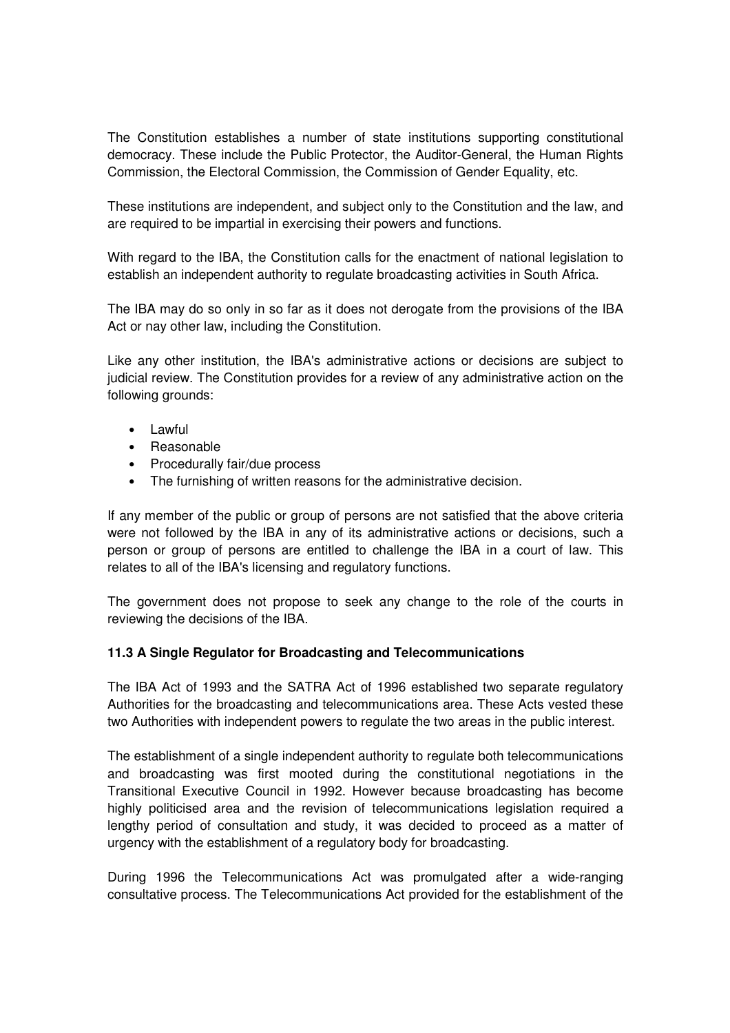The Constitution establishes a number of state institutions supporting constitutional democracy. These include the Public Protector, the Auditor-General, the Human Rights Commission, the Electoral Commission, the Commission of Gender Equality, etc.

These institutions are independent, and subject only to the Constitution and the law, and are required to be impartial in exercising their powers and functions.

With regard to the IBA, the Constitution calls for the enactment of national legislation to establish an independent authority to regulate broadcasting activities in South Africa.

The IBA may do so only in so far as it does not derogate from the provisions of the IBA Act or nay other law, including the Constitution.

Like any other institution, the IBA's administrative actions or decisions are subject to judicial review. The Constitution provides for a review of any administrative action on the following grounds:

- Lawful
- Reasonable
- Procedurally fair/due process
- The furnishing of written reasons for the administrative decision.

If any member of the public or group of persons are not satisfied that the above criteria were not followed by the IBA in any of its administrative actions or decisions, such a person or group of persons are entitled to challenge the IBA in a court of law. This relates to all of the IBA's licensing and regulatory functions.

The government does not propose to seek any change to the role of the courts in reviewing the decisions of the IBA.

### 11.3 A Single Regulator for Broadcasting and Telecommunications

The IBA Act of 1993 and the SATRA Act of 1996 established two separate regulatory Authorities for the broadcasting and telecommunications area. These Acts vested these two Authorities with independent powers to regulate the two areas in the public interest.

The establishment of a single independent authority to regulate both telecommunications and broadcasting was first mooted during the constitutional negotiations in the Transitional Executive Council in 1992. However because broadcasting has become highly politicised area and the revision of telecommunications legislation required a lengthy period of consultation and study, it was decided to proceed as a matter of urgency with the establishment of a regulatory body for broadcasting.

During 1996 the Telecommunications Act was promulgated after a wide-ranging consultative process. The Telecommunications Act provided for the establishment of the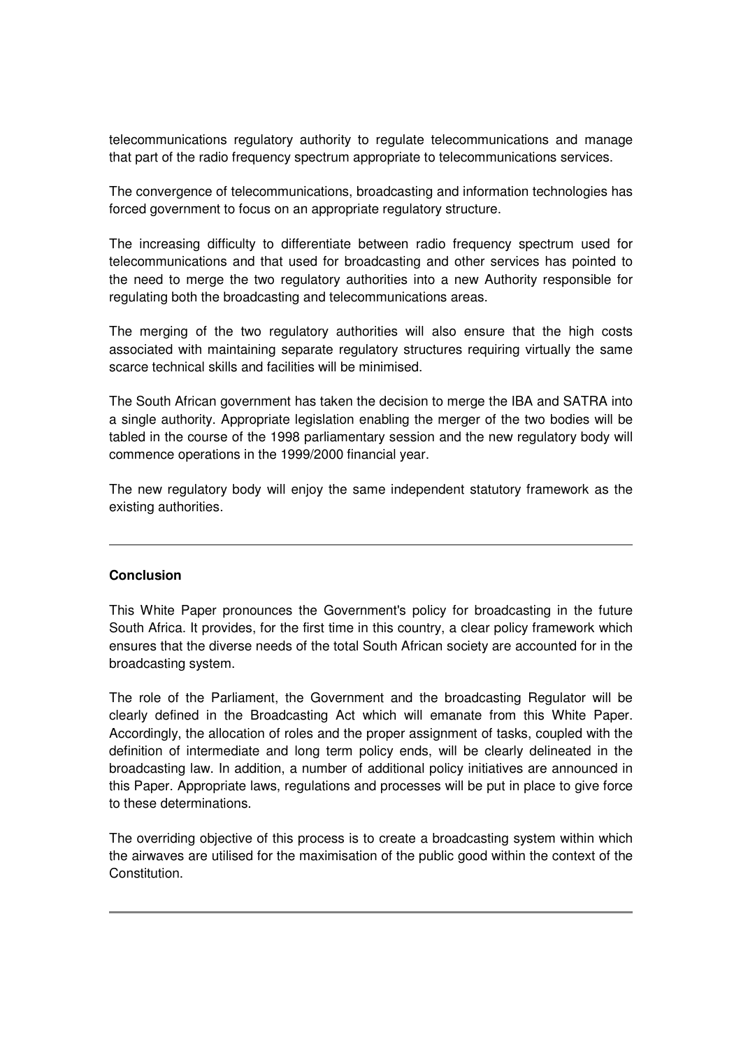telecommunications regulatory authority to regulate telecommunications and manage that part of the radio frequency spectrum appropriate to telecommunications services.

The convergence of telecommunications, broadcasting and information technologies has forced government to focus on an appropriate regulatory structure.

The increasing difficulty to differentiate between radio frequency spectrum used for telecommunications and that used for broadcasting and other services has pointed to the need to merge the two regulatory authorities into a new Authority responsible for regulating both the broadcasting and telecommunications areas.

The merging of the two regulatory authorities will also ensure that the high costs associated with maintaining separate regulatory structures requiring virtually the same scarce technical skills and facilities will be minimised.

The South African government has taken the decision to merge the IBA and SATRA into a single authority. Appropriate legislation enabling the merger of the two bodies will be tabled in the course of the 1998 parliamentary session and the new regulatory body will commence operations in the 1999/2000 financial year.

The new regulatory body will enjoy the same independent statutory framework as the existing authorities.

---

**Conclusion**

This White Paper pronounces the Government's policy for broadcasting in the future South Africa. It provides, for the first time in this country, a clear policy framework which ensures that the diverse needs of the total South African society are accounted for in the broadcasting system.

The role of the Parliament, the Government and the broadcasting Regulator will be clearly defined in the Broadcasting Act which will emanate from this White Paper. Accordingly, the allocation of roles and the proper assignment of tasks, coupled with the definition of intermediate and long term policy ends, will be clearly delineated in the broadcasting law. In addition, a number of additional policy initiatives are announced in this Paper. Appropriate laws, regulations and processes will be put in place to give force to these determinations.

The overriding objective of this process is to create a broadcasting system within which the airwaves are utilised for the maximisation of the public good within the context of the Constitution.

---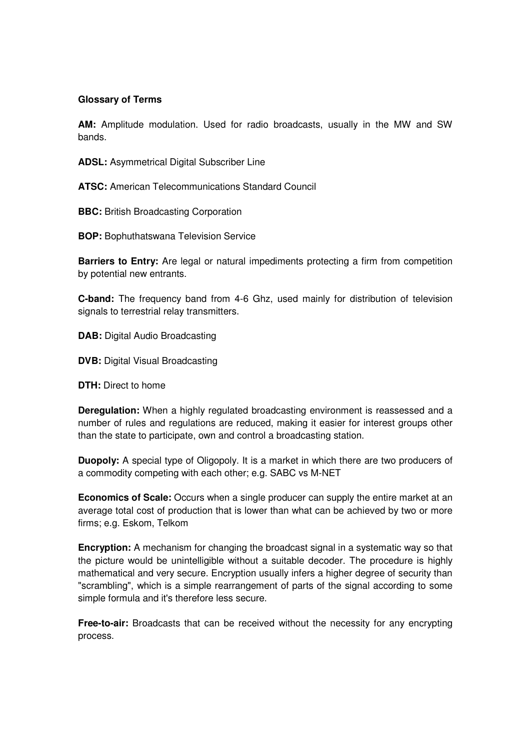**Glossary of Terms**

**AM:** Amplitude modulation. Used for radio broadcasts, usually in the MW and SW bands.

**ADSL:** Asymmetrical Digital Subscriber Line

**ATSC:** American Telecommunications Standard Council

**BBC:** British Broadcasting Corporation

**BOP:** Bophuthatswana Television Service

**Barriers to Entry:** Are legal or natural impediments protecting a firm from competition by potential new entrants.

**C-band:** The frequency band from 4-6 Ghz, used mainly for distribution of television signals to terrestrial relay transmitters.

**DAB:** Digital Audio Broadcasting

**DVB:** Digital Visual Broadcasting

**DTH:** Direct to home

**Deregulation:** When a highly regulated broadcasting environment is reassessed and a number of rules and regulations are reduced, making it easier for interest groups other than the state to participate, own and control a broadcasting station.

**Duopoly:** A special type of Oligopoly. It is a market in which there are two producers of a commodity competing with each other; e.g. SABC vs M-NET

**Economics of Scale:** Occurs when a single producer can supply the entire market at an average total cost of production that is lower than what can be achieved by two or more firms; e.g. Eskom, Telkom

**Encryption:** A mechanism for changing the broadcast signal in a systematic way so that the picture would be unintelligible without a suitable decoder. The procedure is highly mathematical and very secure. Encryption usually infers a higher degree of security than "scrambling", which is a simple rearrangement of parts of the signal according to some simple formula and it's therefore less secure.

**Free-to-air:** Broadcasts that can be received without the necessity for any encrypting process.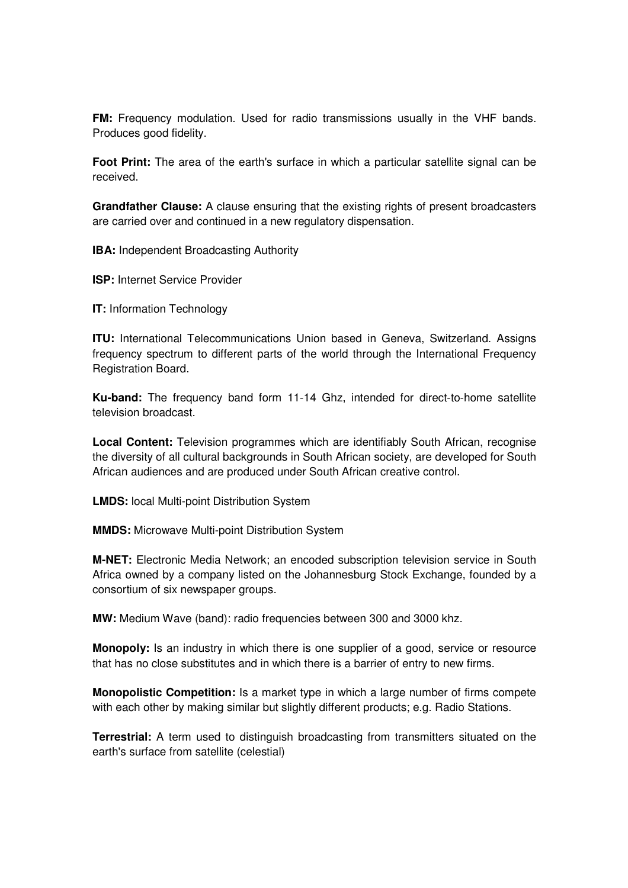**FM:** Frequency modulation. Used for radio transmissions usually in the VHF bands. Produces good fidelity.

**Foot Print:** The area of the earth's surface in which a particular satellite signal can be received.

**Grandfather Clause:** A clause ensuring that the existing rights of present broadcasters are carried over and continued in a new regulatory dispensation.

**IBA:** Independent Broadcasting Authority

**ISP:** Internet Service Provider

**IT:** Information Technology

**ITU:** International Telecommunications Union based in Geneva, Switzerland. Assigns frequency spectrum to different parts of the world through the International Frequency Registration Board.

**Ku-band:** The frequency band form 11-14 Ghz, intended for direct-to-home satellite television broadcast.

**Local Content:** Television programmes which are identifiably South African, recognise the diversity of all cultural backgrounds in South African society, are developed for South African audiences and are produced under South African creative control.

**LMDS:** local Multi-point Distribution System

**MMDS:** Microwave Multi-point Distribution System

**M-NET:** Electronic Media Network; an encoded subscription television service in South Africa owned by a company listed on the Johannesburg Stock Exchange, founded by a consortium of six newspaper groups.

**MW:** Medium Wave (band): radio frequencies between 300 and 3000 khz.

**Monopoly:** Is an industry in which there is one supplier of a good, service or resource that has no close substitutes and in which there is a barrier of entry to new firms.

**Monopolistic Competition:** Is a market type in which a large number of firms compete with each other by making similar but slightly different products; e.g. Radio Stations.

**Terrestrial:** A term used to distinguish broadcasting from transmitters situated on the earth's surface from satellite (celestial)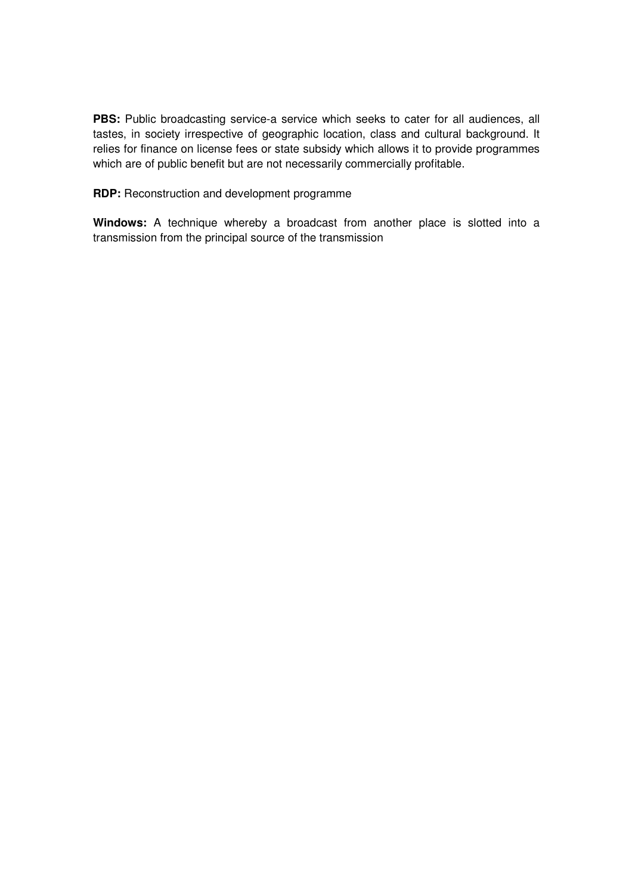**PBS:** Public broadcasting service-a service which seeks to cater for all audiences, all tastes, in society irrespective of geographic location, class and cultural background. It relies for finance on license fees or state subsidy which allows it to provide programmes which are of public benefit but are not necessarily commercially profitable.

**RDP:** Reconstruction and development programme

**Windows:** A technique whereby a broadcast from another place is slotted into a transmission from the principal source of the transmission